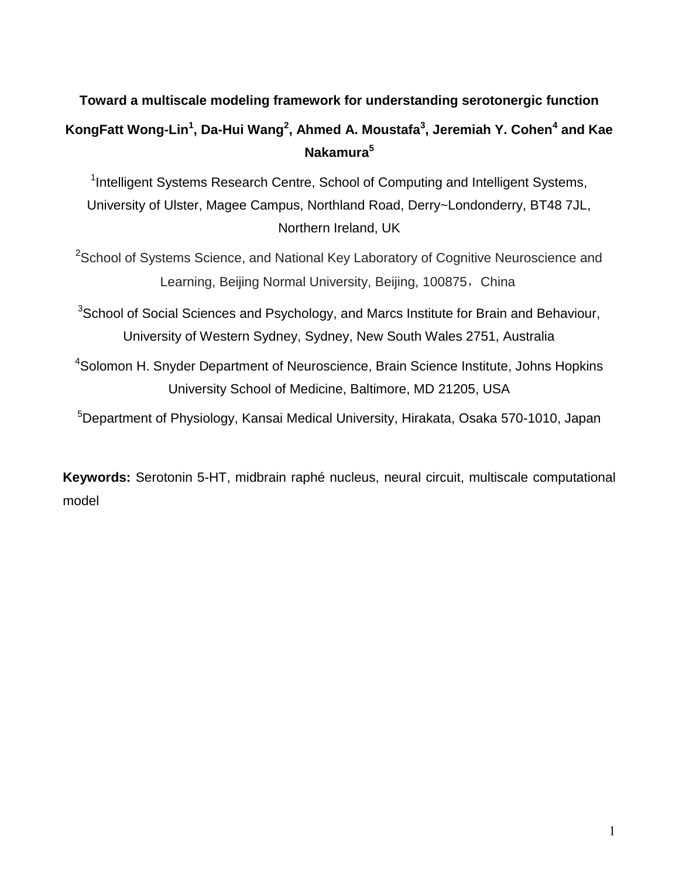# Toward a multiscale modeling framework for understanding serotonergic function

**KongFatt Wong-Lin[1], Da-Hui Wang[2], Ahmed A. Moustafa[3], Jeremiah Y. Cohen[4] and Kae Nakamura[5]**

[1]Intelligent Systems Research Centre, School of Computing and Intelligent Systems, University of Ulster, Magee Campus, Northland Road, Derry~Londonderry, BT48 7JL, Northern Ireland, UK

[2]School of Systems Science, and National Key Laboratory of Cognitive Neuroscience and Learning, Beijing Normal University, Beijing, 100875，China

[3]School of Social Sciences and Psychology, and Marcs Institute for Brain and Behaviour, University of Western Sydney, Sydney, New South Wales 2751, Australia

[4]Solomon H. Snyder Department of Neuroscience, Brain Science Institute, Johns Hopkins University School of Medicine, Baltimore, MD 21205, USA

[5]Department of Physiology, Kansai Medical University, Hirakata, Osaka 570-1010, Japan

**Keywords:** Serotonin 5-HT, midbrain raphé nucleus, neural circuit, multiscale computational model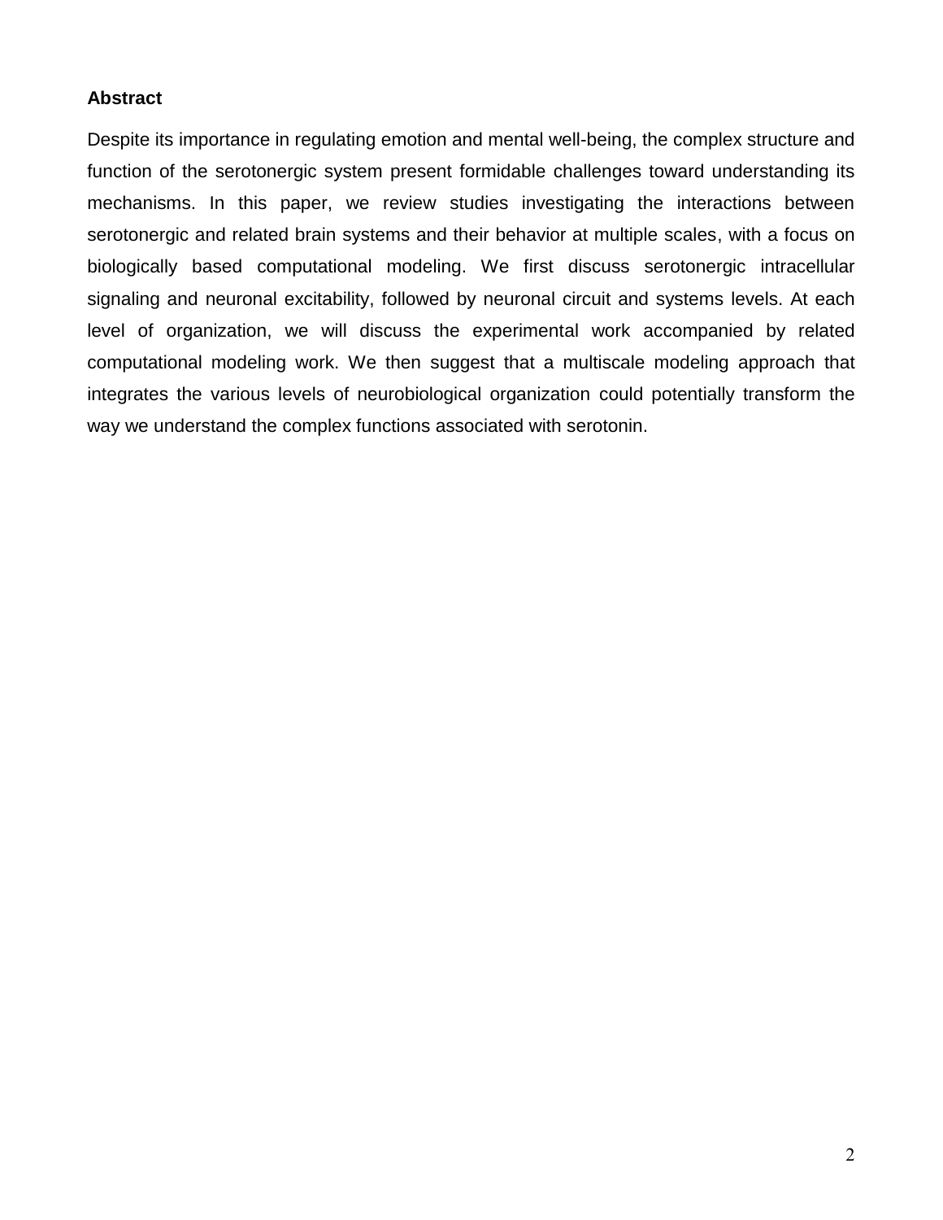**Abstract**

Despite its importance in regulating emotion and mental well-being, the complex structure and function of the serotonergic system present formidable challenges toward understanding its mechanisms. In this paper, we review studies investigating the interactions between serotonergic and related brain systems and their behavior at multiple scales, with a focus on biologically based computational modeling. We first discuss serotonergic intracellular signaling and neuronal excitability, followed by neuronal circuit and systems levels. At each level of organization, we will discuss the experimental work accompanied by related computational modeling work. We then suggest that a multiscale modeling approach that integrates the various levels of neurobiological organization could potentially transform the way we understand the complex functions associated with serotonin.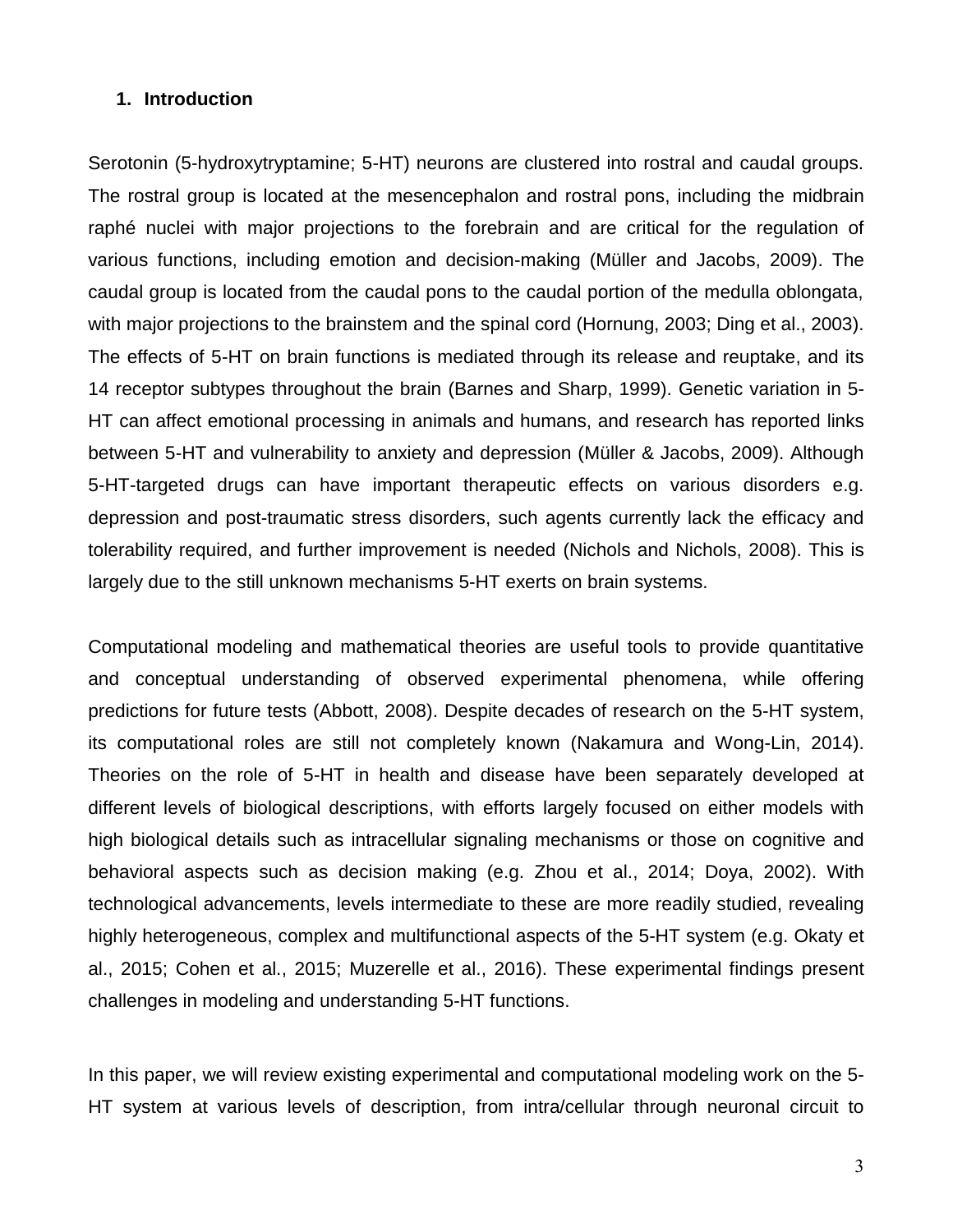## 1. Introduction

Serotonin (5-hydroxytryptamine; 5-HT) neurons are clustered into rostral and caudal groups. The rostral group is located at the mesencephalon and rostral pons, including the midbrain raphé nuclei with major projections to the forebrain and are critical for the regulation of various functions, including emotion and decision-making (Müller and Jacobs, 2009). The caudal group is located from the caudal pons to the caudal portion of the medulla oblongata, with major projections to the brainstem and the spinal cord (Hornung, 2003; Ding et al., 2003). The effects of 5-HT on brain functions is mediated through its release and reuptake, and its 14 receptor subtypes throughout the brain (Barnes and Sharp, 1999). Genetic variation in 5-HT can affect emotional processing in animals and humans, and research has reported links between 5-HT and vulnerability to anxiety and depression (Müller & Jacobs, 2009). Although 5-HT-targeted drugs can have important therapeutic effects on various disorders e.g. depression and post-traumatic stress disorders, such agents currently lack the efficacy and tolerability required, and further improvement is needed (Nichols and Nichols, 2008). This is largely due to the still unknown mechanisms 5-HT exerts on brain systems.

Computational modeling and mathematical theories are useful tools to provide quantitative and conceptual understanding of observed experimental phenomena, while offering predictions for future tests (Abbott, 2008). Despite decades of research on the 5-HT system, its computational roles are still not completely known (Nakamura and Wong-Lin, 2014). Theories on the role of 5-HT in health and disease have been separately developed at different levels of biological descriptions, with efforts largely focused on either models with high biological details such as intracellular signaling mechanisms or those on cognitive and behavioral aspects such as decision making (e.g. Zhou et al., 2014; Doya, 2002). With technological advancements, levels intermediate to these are more readily studied, revealing highly heterogeneous, complex and multifunctional aspects of the 5-HT system (e.g. Okaty et al., 2015; Cohen et al., 2015; Muzerelle et al., 2016). These experimental findings present challenges in modeling and understanding 5-HT functions.

In this paper, we will review existing experimental and computational modeling work on the 5-HT system at various levels of description, from intra/cellular through neuronal circuit to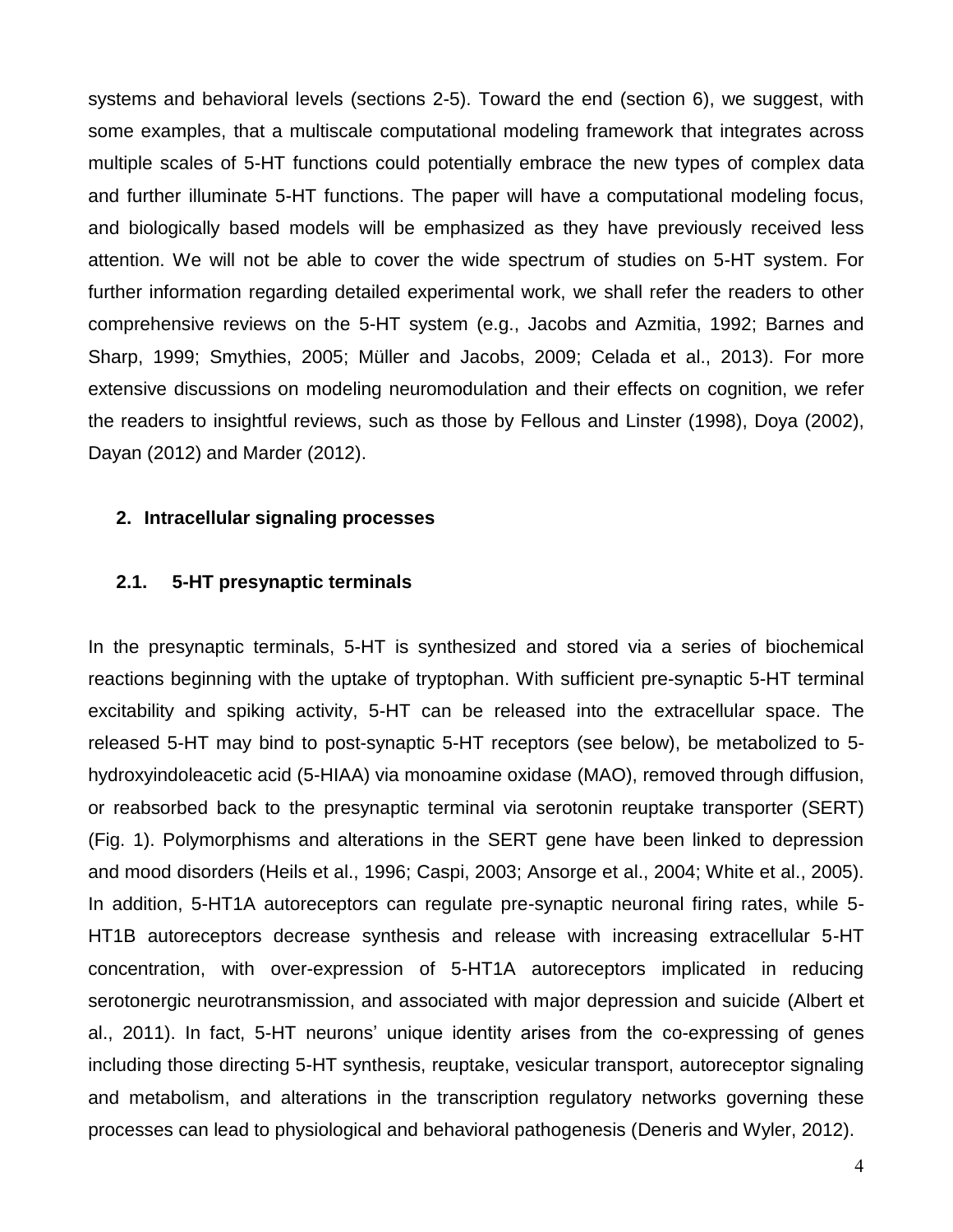systems and behavioral levels (sections 2-5). Toward the end (section 6), we suggest, with some examples, that a multiscale computational modeling framework that integrates across multiple scales of 5-HT functions could potentially embrace the new types of complex data and further illuminate 5-HT functions. The paper will have a computational modeling focus, and biologically based models will be emphasized as they have previously received less attention. We will not be able to cover the wide spectrum of studies on 5-HT system. For further information regarding detailed experimental work, we shall refer the readers to other comprehensive reviews on the 5-HT system (e.g., Jacobs and Azmitia, 1992; Barnes and Sharp, 1999; Smythies, 2005; Müller and Jacobs, 2009; Celada et al., 2013). For more extensive discussions on modeling neuromodulation and their effects on cognition, we refer the readers to insightful reviews, such as those by Fellous and Linster (1998), Doya (2002), Dayan (2012) and Marder (2012).

## 2. Intracellular signaling processes

### 2.1. 5-HT presynaptic terminals

In the presynaptic terminals, 5-HT is synthesized and stored via a series of biochemical reactions beginning with the uptake of tryptophan. With sufficient pre-synaptic 5-HT terminal excitability and spiking activity, 5-HT can be released into the extracellular space. The released 5-HT may bind to post-synaptic 5-HT receptors (see below), be metabolized to 5-hydroxyindoleacetic acid (5-HIAA) via monoamine oxidase (MAO), removed through diffusion, or reabsorbed back to the presynaptic terminal via serotonin reuptake transporter (SERT) (Fig. 1). Polymorphisms and alterations in the SERT gene have been linked to depression and mood disorders (Heils et al., 1996; Caspi, 2003; Ansorge et al., 2004; White et al., 2005). In addition, 5-HT1A autoreceptors can regulate pre-synaptic neuronal firing rates, while 5-HT1B autoreceptors decrease synthesis and release with increasing extracellular 5-HT concentration, with over-expression of 5-HT1A autoreceptors implicated in reducing serotonergic neurotransmission, and associated with major depression and suicide (Albert et al., 2011). In fact, 5-HT neurons' unique identity arises from the co-expressing of genes including those directing 5-HT synthesis, reuptake, vesicular transport, autoreceptor signaling and metabolism, and alterations in the transcription regulatory networks governing these processes can lead to physiological and behavioral pathogenesis (Deneris and Wyler, 2012).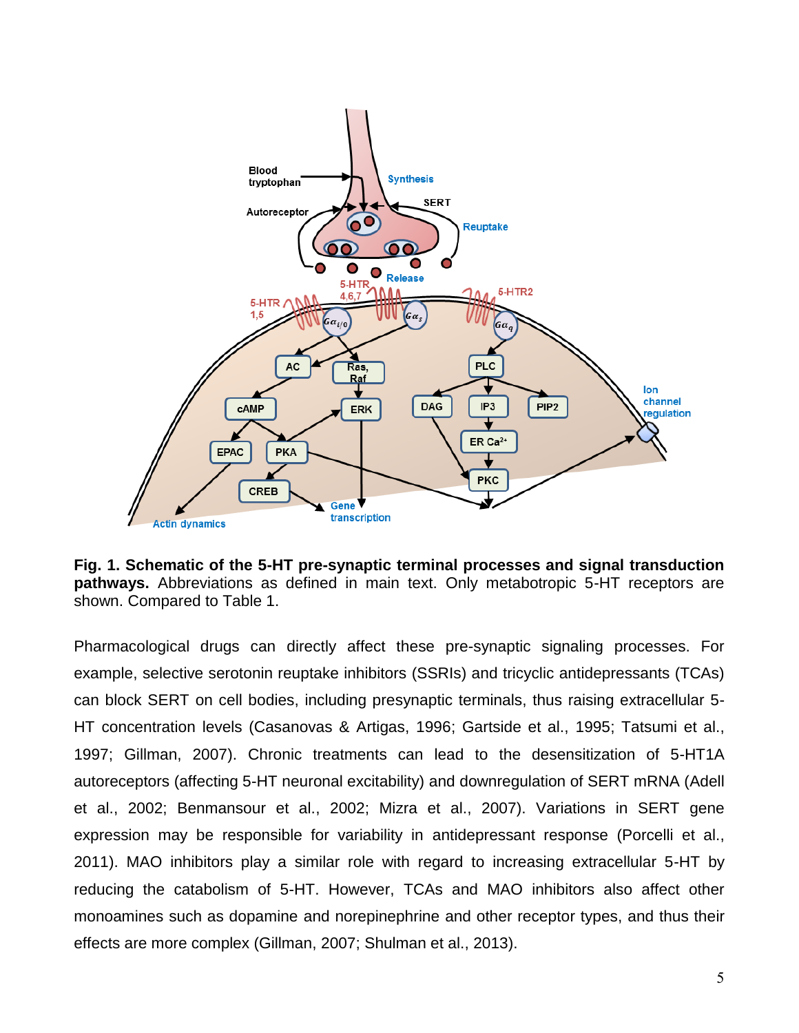**Fig. 1. Schematic of the 5-HT pre-synaptic terminal processes and signal transduction pathways.** Abbreviations as defined in main text. Only metabotropic 5-HT receptors are shown. Compared to Table 1.

Pharmacological drugs can directly affect these pre-synaptic signaling processes. For example, selective serotonin reuptake inhibitors (SSRIs) and tricyclic antidepressants (TCAs) can block SERT on cell bodies, including presynaptic terminals, thus raising extracellular 5-HT concentration levels (Casanovas & Artigas, 1996; Gartside et al., 1995; Tatsumi et al., 1997; Gillman, 2007). Chronic treatments can lead to the desensitization of 5-HT1A autoreceptors (affecting 5-HT neuronal excitability) and downregulation of SERT mRNA (Adell et al., 2002; Benmansour et al., 2002; Mizra et al., 2007). Variations in SERT gene expression may be responsible for variability in antidepressant response (Porcelli et al., 2011). MAO inhibitors play a similar role with regard to increasing extracellular 5-HT by reducing the catabolism of 5-HT. However, TCAs and MAO inhibitors also affect other monoamines such as dopamine and norepinephrine and other receptor types, and thus their effects are more complex (Gillman, 2007; Shulman et al., 2013).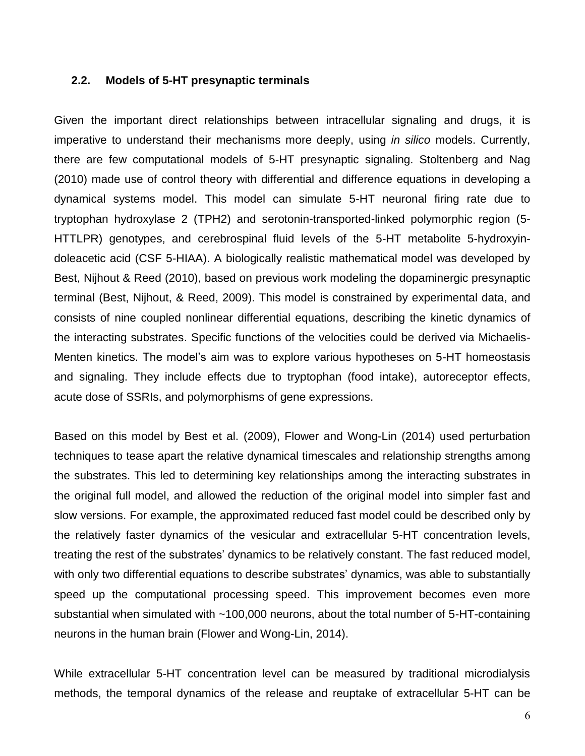### 2.2. Models of 5-HT presynaptic terminals

Given the important direct relationships between intracellular signaling and drugs, it is imperative to understand their mechanisms more deeply, using *in silico* models. Currently, there are few computational models of 5-HT presynaptic signaling. Stoltenberg and Nag (2010) made use of control theory with differential and difference equations in developing a dynamical systems model. This model can simulate 5-HT neuronal firing rate due to tryptophan hydroxylase 2 (TPH2) and serotonin-transported-linked polymorphic region (5-HTTLPR) genotypes, and cerebrospinal fluid levels of the 5-HT metabolite 5-hydroxyindoleacetic acid (CSF 5-HIAA). A biologically realistic mathematical model was developed by Best, Nijhout & Reed (2010), based on previous work modeling the dopaminergic presynaptic terminal (Best, Nijhout, & Reed, 2009). This model is constrained by experimental data, and consists of nine coupled nonlinear differential equations, describing the kinetic dynamics of the interacting substrates. Specific functions of the velocities could be derived via Michaelis-Menten kinetics. The model's aim was to explore various hypotheses on 5-HT homeostasis and signaling. They include effects due to tryptophan (food intake), autoreceptor effects, acute dose of SSRIs, and polymorphisms of gene expressions.

Based on this model by Best et al. (2009), Flower and Wong-Lin (2014) used perturbation techniques to tease apart the relative dynamical timescales and relationship strengths among the substrates. This led to determining key relationships among the interacting substrates in the original full model, and allowed the reduction of the original model into simpler fast and slow versions. For example, the approximated reduced fast model could be described only by the relatively faster dynamics of the vesicular and extracellular 5-HT concentration levels, treating the rest of the substrates' dynamics to be relatively constant. The fast reduced model, with only two differential equations to describe substrates' dynamics, was able to substantially speed up the computational processing speed. This improvement becomes even more substantial when simulated with ~100,000 neurons, about the total number of 5-HT-containing neurons in the human brain (Flower and Wong-Lin, 2014).

While extracellular 5-HT concentration level can be measured by traditional microdialysis methods, the temporal dynamics of the release and reuptake of extracellular 5-HT can be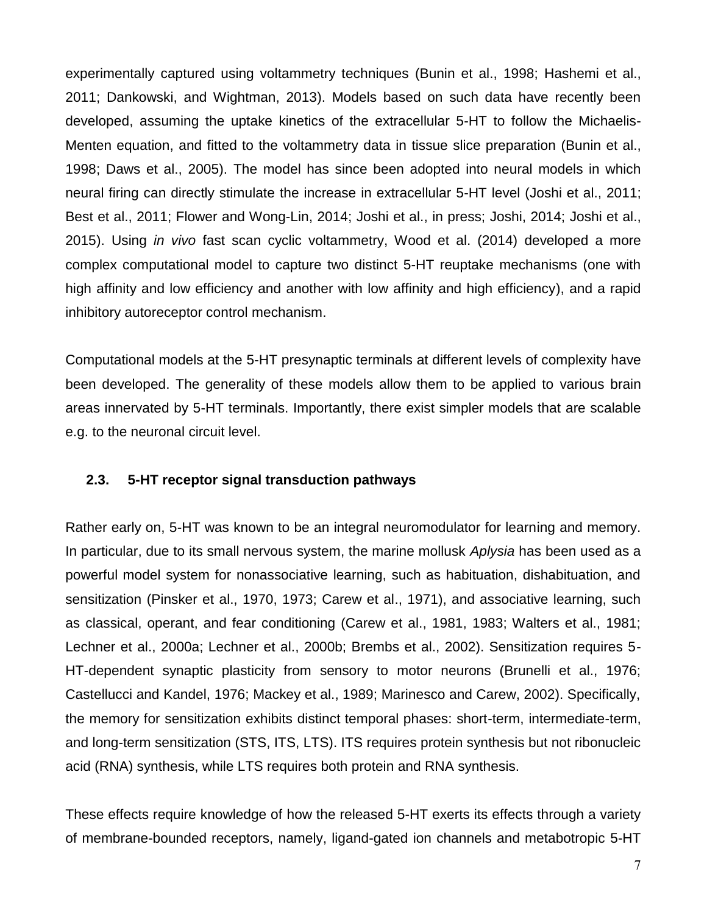experimentally captured using voltammetry techniques (Bunin et al., 1998; Hashemi et al., 2011; Dankowski, and Wightman, 2013). Models based on such data have recently been developed, assuming the uptake kinetics of the extracellular 5-HT to follow the Michaelis-Menten equation, and fitted to the voltammetry data in tissue slice preparation (Bunin et al., 1998; Daws et al., 2005). The model has since been adopted into neural models in which neural firing can directly stimulate the increase in extracellular 5-HT level (Joshi et al., 2011; Best et al., 2011; Flower and Wong-Lin, 2014; Joshi et al., in press; Joshi, 2014; Joshi et al., 2015). Using *in vivo* fast scan cyclic voltammetry, Wood et al. (2014) developed a more complex computational model to capture two distinct 5-HT reuptake mechanisms (one with high affinity and low efficiency and another with low affinity and high efficiency), and a rapid inhibitory autoreceptor control mechanism.

Computational models at the 5-HT presynaptic terminals at different levels of complexity have been developed. The generality of these models allow them to be applied to various brain areas innervated by 5-HT terminals. Importantly, there exist simpler models that are scalable e.g. to the neuronal circuit level.

### 2.3. 5-HT receptor signal transduction pathways

Rather early on, 5-HT was known to be an integral neuromodulator for learning and memory. In particular, due to its small nervous system, the marine mollusk *Aplysia* has been used as a powerful model system for nonassociative learning, such as habituation, dishabituation, and sensitization (Pinsker et al., 1970, 1973; Carew et al., 1971), and associative learning, such as classical, operant, and fear conditioning (Carew et al., 1981, 1983; Walters et al., 1981; Lechner et al., 2000a; Lechner et al., 2000b; Brembs et al., 2002). Sensitization requires 5-HT-dependent synaptic plasticity from sensory to motor neurons (Brunelli et al., 1976; Castellucci and Kandel, 1976; Mackey et al., 1989; Marinesco and Carew, 2002). Specifically, the memory for sensitization exhibits distinct temporal phases: short-term, intermediate-term, and long-term sensitization (STS, ITS, LTS). ITS requires protein synthesis but not ribonucleic acid (RNA) synthesis, while LTS requires both protein and RNA synthesis.

These effects require knowledge of how the released 5-HT exerts its effects through a variety of membrane-bounded receptors, namely, ligand-gated ion channels and metabotropic 5-HT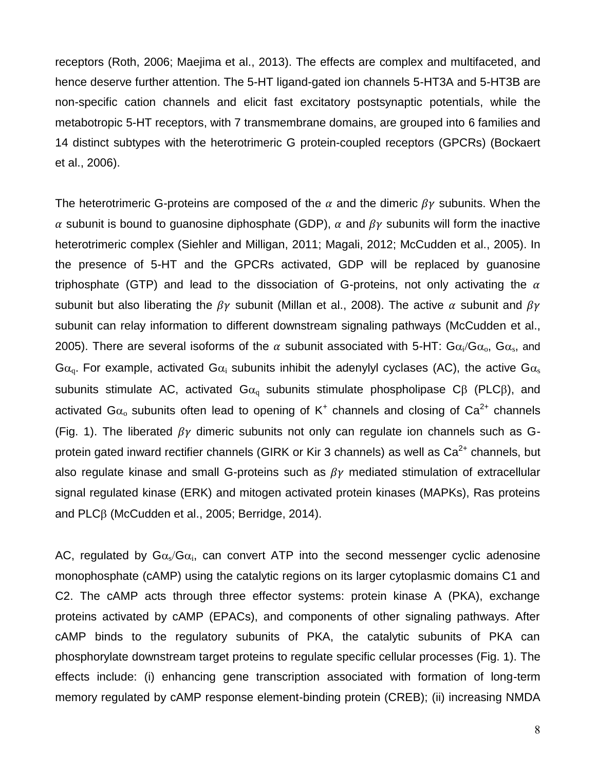receptors (Roth, 2006; Maejima et al., 2013). The effects are complex and multifaceted, and hence deserve further attention. The 5-HT ligand-gated ion channels 5-HT3A and 5-HT3B are non-specific cation channels and elicit fast excitatory postsynaptic potentials, while the metabotropic 5-HT receptors, with 7 transmembrane domains, are grouped into 6 families and 14 distinct subtypes with the heterotrimeric G protein-coupled receptors (GPCRs) (Bockaert et al., 2006).

The heterotrimeric G-proteins are composed of the $\alpha$ and the dimeric $\beta\gamma$ subunits. When the $\alpha$ subunit is bound to guanosine diphosphate (GDP), $\alpha$ and $\beta\gamma$ subunits will form the inactive heterotrimeric complex (Siehler and Milligan, 2011; Magali, 2012; McCudden et al., 2005). In the presence of 5-HT and the GPCRs activated, GDP will be replaced by guanosine triphosphate (GTP) and lead to the dissociation of G-proteins, not only activating the $\alpha$ subunit but also liberating the $\beta\gamma$ subunit (Millan et al., 2008). The active $\alpha$ subunit and $\beta\gamma$ subunit can relay information to different downstream signaling pathways (McCudden et al., 2005). There are several isoforms of the $\alpha$ subunit associated with 5-HT: $G\alpha_i/G\alpha_o$, $G\alpha_s$, and $G\alpha_q$. For example, activated $G\alpha_i$ subunits inhibit the adenylyl cyclases (AC), the active $G\alpha_s$ subunits stimulate AC, activated $G\alpha_q$ subunits stimulate phospholipase C$\beta$ (PLC$\beta$), and activated $G\alpha_o$ subunits often lead to opening of $K^+$ channels and closing of $Ca^{2+}$ channels (Fig. 1). The liberated $\beta\gamma$ dimeric subunits not only can regulate ion channels such as G-protein gated inward rectifier channels (GIRK or Kir 3 channels) as well as $Ca^{2+}$ channels, but also regulate kinase and small G-proteins such as $\beta\gamma$ mediated stimulation of extracellular signal regulated kinase (ERK) and mitogen activated protein kinases (MAPKs), Ras proteins and PLC$\beta$ (McCudden et al., 2005; Berridge, 2014).

AC, regulated by $G\alpha_s/G\alpha_i$, can convert ATP into the second messenger cyclic adenosine monophosphate (cAMP) using the catalytic regions on its larger cytoplasmic domains C1 and C2. The cAMP acts through three effector systems: protein kinase A (PKA), exchange proteins activated by cAMP (EPACs), and components of other signaling pathways. After cAMP binds to the regulatory subunits of PKA, the catalytic subunits of PKA can phosphorylate downstream target proteins to regulate specific cellular processes (Fig. 1). The effects include: (i) enhancing gene transcription associated with formation of long-term memory regulated by cAMP response element-binding protein (CREB); (ii) increasing NMDA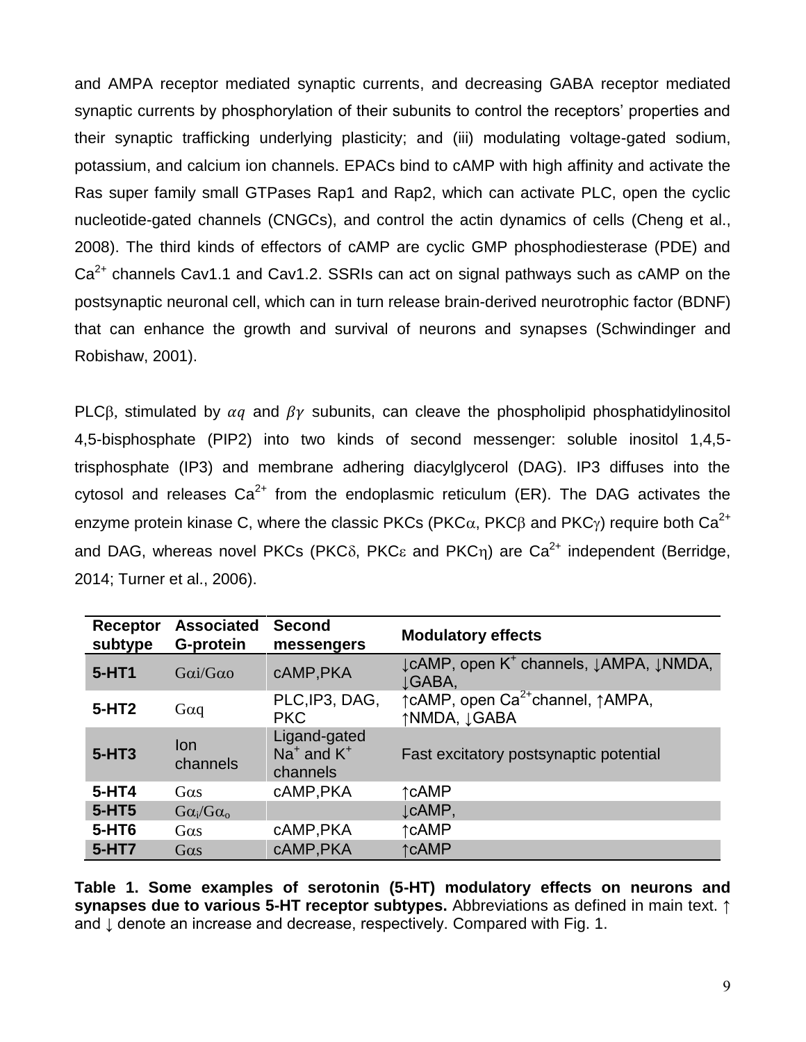and AMPA receptor mediated synaptic currents, and decreasing GABA receptor mediated synaptic currents by phosphorylation of their subunits to control the receptors' properties and their synaptic trafficking underlying plasticity; and (iii) modulating voltage-gated sodium, potassium, and calcium ion channels. EPACs bind to cAMP with high affinity and activate the Ras super family small GTPases Rap1 and Rap2, which can activate PLC, open the cyclic nucleotide-gated channels (CNGCs), and control the actin dynamics of cells (Cheng et al., 2008). The third kinds of effectors of cAMP are cyclic GMP phosphodiesterase (PDE) and $Ca^{2+}$ channels Cav1.1 and Cav1.2. SSRIs can act on signal pathways such as cAMP on the postsynaptic neuronal cell, which can in turn release brain-derived neurotrophic factor (BDNF) that can enhance the growth and survival of neurons and synapses (Schwindinger and Robishaw, 2001).

PLCβ, stimulated by $\alpha q$ and $\beta\gamma$ subunits, can cleave the phospholipid phosphatidylinositol 4,5-bisphosphate (PIP2) into two kinds of second messenger: soluble inositol 1,4,5-trisphosphate (IP3) and membrane adhering diacylglycerol (DAG). IP3 diffuses into the cytosol and releases $Ca^{2+}$ from the endoplasmic reticulum (ER). The DAG activates the enzyme protein kinase C, where the classic PKCs (PKCα, PKCβ and PKCγ) require both $Ca^{2+}$ and DAG, whereas novel PKCs (PKCδ, PKCε and PKCη) are $Ca^{2+}$ independent (Berridge, 2014; Turner et al., 2006).

| Receptor subtype | Associated G-protein | Second messengers | Modulatory effects |
|---|---|---|---|
| **5-HT1** | Gαi/Gαo | cAMP,PKA | ↓cAMP, open $K^+$ channels, ↓AMPA, ↓NMDA, ↓GABA, |
| **5-HT2** | Gαq | PLC,IP3, DAG, PKC | ↑cAMP, open $Ca^{2+}$channel, ↑AMPA, ↑NMDA, ↓GABA |
| **5-HT3** | Ion channels | Ligand-gated $Na^+$ and $K^+$ channels | Fast excitatory postsynaptic potential |
| **5-HT4** | Gαs | cAMP,PKA | ↑cAMP |
| **5-HT5** | $G\alpha_i/G\alpha_o$ | | ↓cAMP, |
| **5-HT6** | Gαs | cAMP,PKA | ↑cAMP |
| **5-HT7** | Gαs | cAMP,PKA | ↑cAMP |

**Table 1. Some examples of serotonin (5-HT) modulatory effects on neurons and synapses due to various 5-HT receptor subtypes.** Abbreviations as defined in main text. ↑ and ↓ denote an increase and decrease, respectively. Compared with Fig. 1.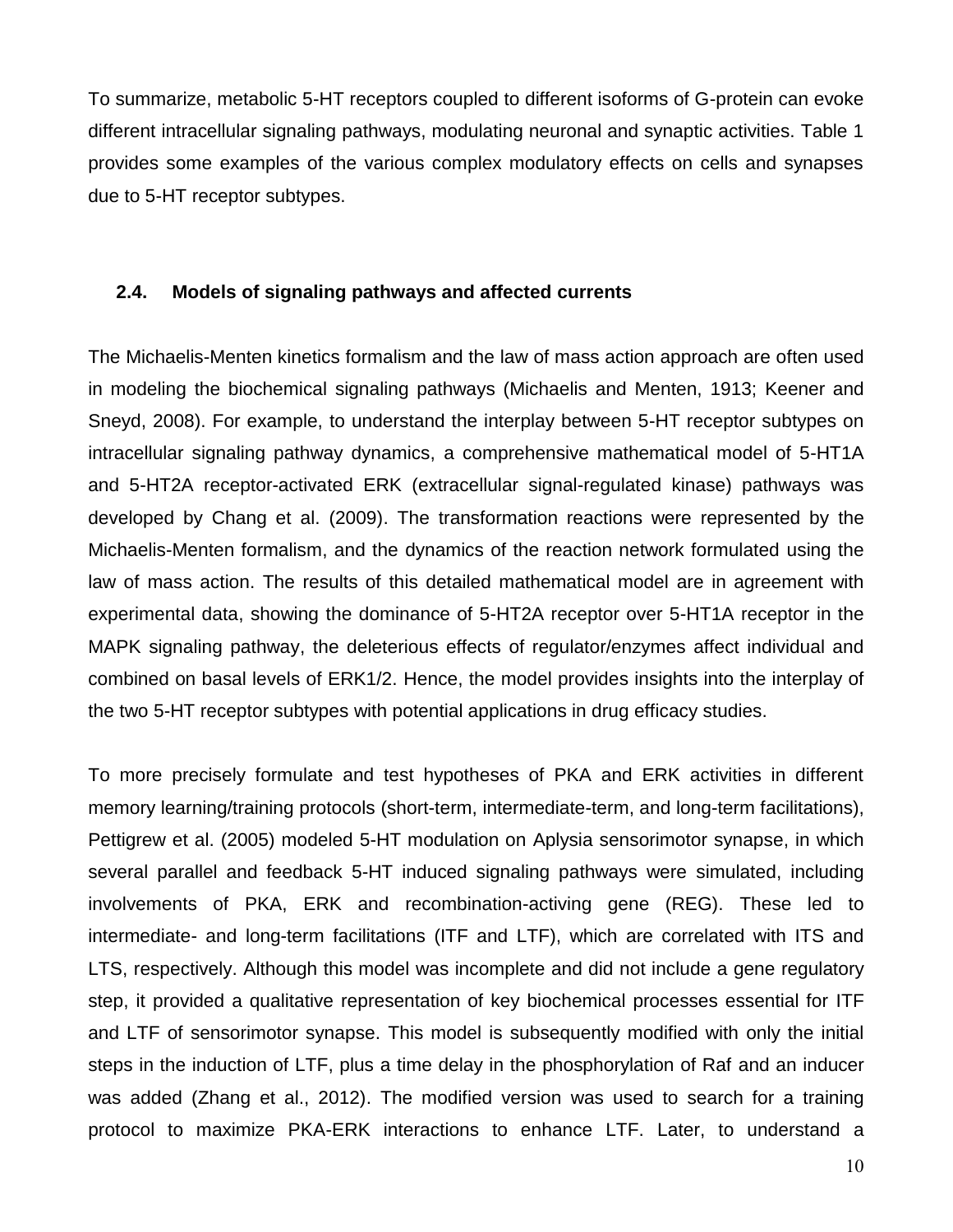To summarize, metabolic 5-HT receptors coupled to different isoforms of G-protein can evoke different intracellular signaling pathways, modulating neuronal and synaptic activities. Table 1 provides some examples of the various complex modulatory effects on cells and synapses due to 5-HT receptor subtypes.

### 2.4. Models of signaling pathways and affected currents

The Michaelis-Menten kinetics formalism and the law of mass action approach are often used in modeling the biochemical signaling pathways (Michaelis and Menten, 1913; Keener and Sneyd, 2008). For example, to understand the interplay between 5-HT receptor subtypes on intracellular signaling pathway dynamics, a comprehensive mathematical model of 5-HT1A and 5-HT2A receptor-activated ERK (extracellular signal-regulated kinase) pathways was developed by Chang et al. (2009). The transformation reactions were represented by the Michaelis-Menten formalism, and the dynamics of the reaction network formulated using the law of mass action. The results of this detailed mathematical model are in agreement with experimental data, showing the dominance of 5-HT2A receptor over 5-HT1A receptor in the MAPK signaling pathway, the deleterious effects of regulator/enzymes affect individual and combined on basal levels of ERK1/2. Hence, the model provides insights into the interplay of the two 5-HT receptor subtypes with potential applications in drug efficacy studies.

To more precisely formulate and test hypotheses of PKA and ERK activities in different memory learning/training protocols (short-term, intermediate-term, and long-term facilitations), Pettigrew et al. (2005) modeled 5-HT modulation on Aplysia sensorimotor synapse, in which several parallel and feedback 5-HT induced signaling pathways were simulated, including involvements of PKA, ERK and recombination-activing gene (REG). These led to intermediate- and long-term facilitations (ITF and LTF), which are correlated with ITS and LTS, respectively. Although this model was incomplete and did not include a gene regulatory step, it provided a qualitative representation of key biochemical processes essential for ITF and LTF of sensorimotor synapse. This model is subsequently modified with only the initial steps in the induction of LTF, plus a time delay in the phosphorylation of Raf and an inducer was added (Zhang et al., 2012). The modified version was used to search for a training protocol to maximize PKA-ERK interactions to enhance LTF. Later, to understand a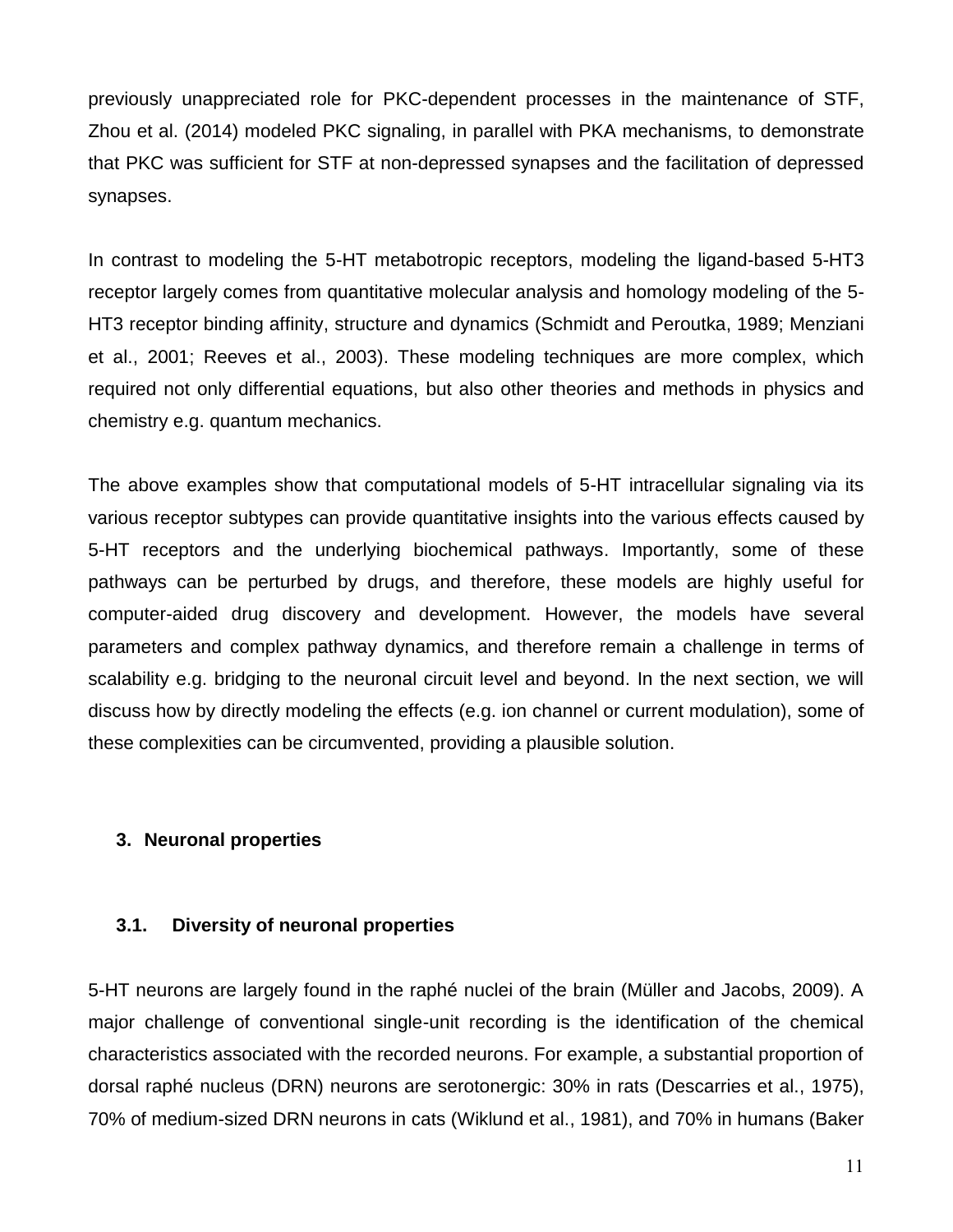previously unappreciated role for PKC-dependent processes in the maintenance of STF, Zhou et al. (2014) modeled PKC signaling, in parallel with PKA mechanisms, to demonstrate that PKC was sufficient for STF at non-depressed synapses and the facilitation of depressed synapses.

In contrast to modeling the 5-HT metabotropic receptors, modeling the ligand-based 5-HT3 receptor largely comes from quantitative molecular analysis and homology modeling of the 5-HT3 receptor binding affinity, structure and dynamics (Schmidt and Peroutka, 1989; Menziani et al., 2001; Reeves et al., 2003). These modeling techniques are more complex, which required not only differential equations, but also other theories and methods in physics and chemistry e.g. quantum mechanics.

The above examples show that computational models of 5-HT intracellular signaling via its various receptor subtypes can provide quantitative insights into the various effects caused by 5-HT receptors and the underlying biochemical pathways. Importantly, some of these pathways can be perturbed by drugs, and therefore, these models are highly useful for computer-aided drug discovery and development. However, the models have several parameters and complex pathway dynamics, and therefore remain a challenge in terms of scalability e.g. bridging to the neuronal circuit level and beyond. In the next section, we will discuss how by directly modeling the effects (e.g. ion channel or current modulation), some of these complexities can be circumvented, providing a plausible solution.

## 3. Neuronal properties

### 3.1. Diversity of neuronal properties

5-HT neurons are largely found in the raphé nuclei of the brain (Müller and Jacobs, 2009). A major challenge of conventional single-unit recording is the identification of the chemical characteristics associated with the recorded neurons. For example, a substantial proportion of dorsal raphé nucleus (DRN) neurons are serotonergic: 30% in rats (Descarries et al., 1975), 70% of medium-sized DRN neurons in cats (Wiklund et al., 1981), and 70% in humans (Baker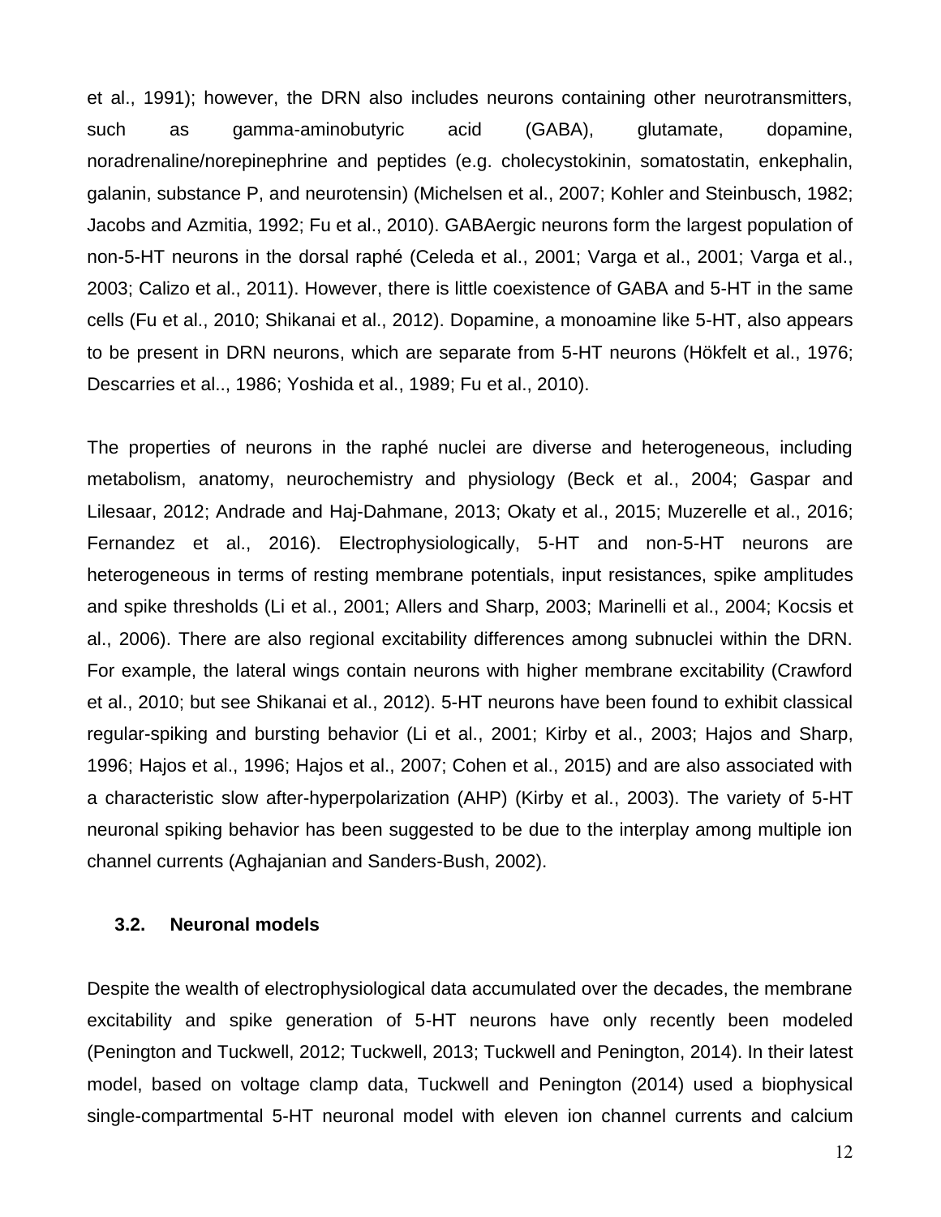et al., 1991); however, the DRN also includes neurons containing other neurotransmitters, such as gamma-aminobutyric acid (GABA), glutamate, dopamine, noradrenaline/norepinephrine and peptides (e.g. cholecystokinin, somatostatin, enkephalin, galanin, substance P, and neurotensin) (Michelsen et al., 2007; Kohler and Steinbusch, 1982; Jacobs and Azmitia, 1992; Fu et al., 2010). GABAergic neurons form the largest population of non-5-HT neurons in the dorsal raphé (Celeda et al., 2001; Varga et al., 2001; Varga et al., 2003; Calizo et al., 2011). However, there is little coexistence of GABA and 5-HT in the same cells (Fu et al., 2010; Shikanai et al., 2012). Dopamine, a monoamine like 5-HT, also appears to be present in DRN neurons, which are separate from 5-HT neurons (Hökfelt et al., 1976; Descarries et al.., 1986; Yoshida et al., 1989; Fu et al., 2010).

The properties of neurons in the raphé nuclei are diverse and heterogeneous, including metabolism, anatomy, neurochemistry and physiology (Beck et al., 2004; Gaspar and Lilesaar, 2012; Andrade and Haj-Dahmane, 2013; Okaty et al., 2015; Muzerelle et al., 2016; Fernandez et al., 2016). Electrophysiologically, 5-HT and non-5-HT neurons are heterogeneous in terms of resting membrane potentials, input resistances, spike amplitudes and spike thresholds (Li et al., 2001; Allers and Sharp, 2003; Marinelli et al., 2004; Kocsis et al., 2006). There are also regional excitability differences among subnuclei within the DRN. For example, the lateral wings contain neurons with higher membrane excitability (Crawford et al., 2010; but see Shikanai et al., 2012). 5-HT neurons have been found to exhibit classical regular-spiking and bursting behavior (Li et al., 2001; Kirby et al., 2003; Hajos and Sharp, 1996; Hajos et al., 1996; Hajos et al., 2007; Cohen et al., 2015) and are also associated with a characteristic slow after-hyperpolarization (AHP) (Kirby et al., 2003). The variety of 5-HT neuronal spiking behavior has been suggested to be due to the interplay among multiple ion channel currents (Aghajanian and Sanders-Bush, 2002).

### 3.2. Neuronal models

Despite the wealth of electrophysiological data accumulated over the decades, the membrane excitability and spike generation of 5-HT neurons have only recently been modeled (Penington and Tuckwell, 2012; Tuckwell, 2013; Tuckwell and Penington, 2014). In their latest model, based on voltage clamp data, Tuckwell and Penington (2014) used a biophysical single-compartmental 5-HT neuronal model with eleven ion channel currents and calcium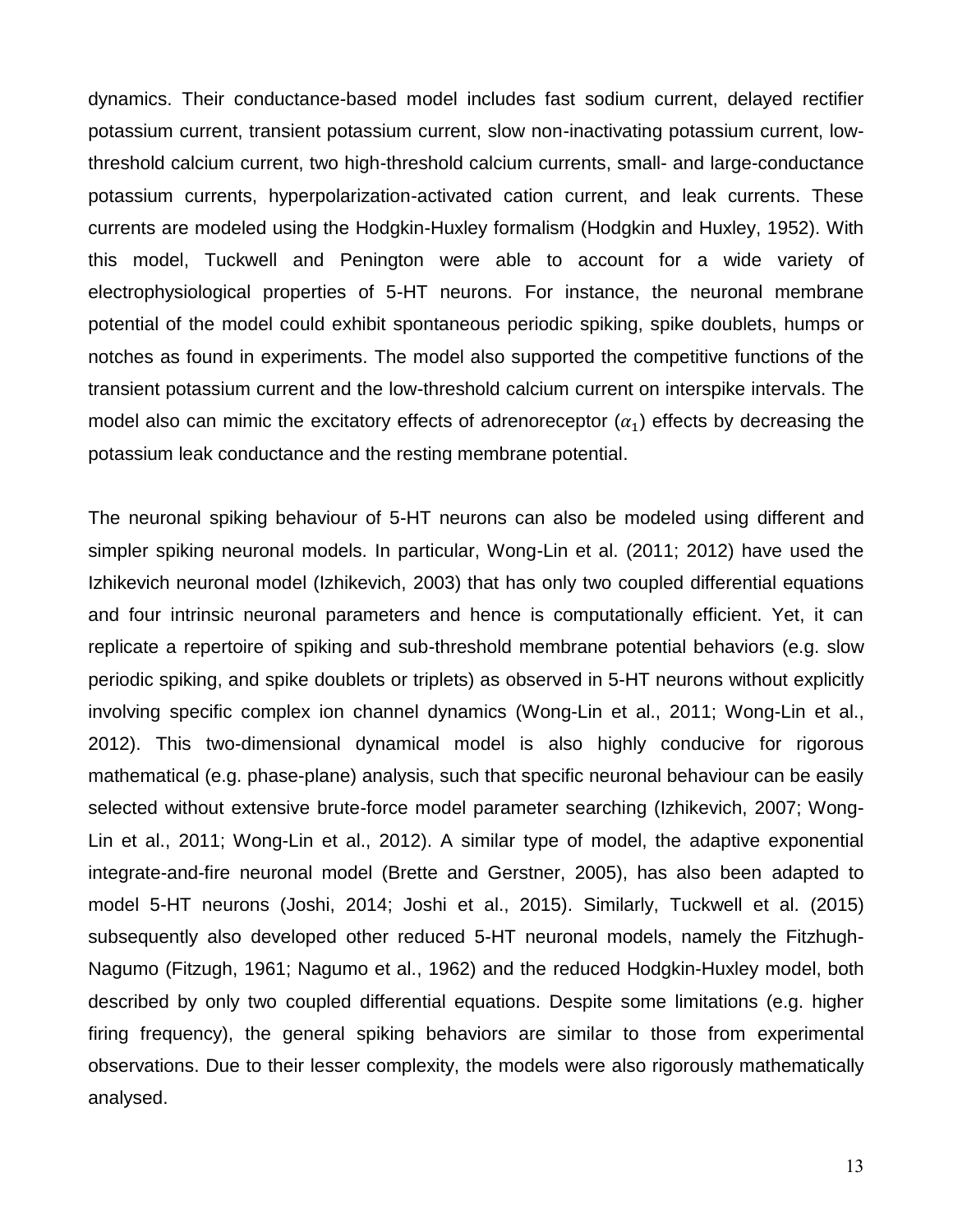dynamics. Their conductance-based model includes fast sodium current, delayed rectifier potassium current, transient potassium current, slow non-inactivating potassium current, low-threshold calcium current, two high-threshold calcium currents, small- and large-conductance potassium currents, hyperpolarization-activated cation current, and leak currents. These currents are modeled using the Hodgkin-Huxley formalism (Hodgkin and Huxley, 1952). With this model, Tuckwell and Penington were able to account for a wide variety of electrophysiological properties of 5-HT neurons. For instance, the neuronal membrane potential of the model could exhibit spontaneous periodic spiking, spike doublets, humps or notches as found in experiments. The model also supported the competitive functions of the transient potassium current and the low-threshold calcium current on interspike intervals. The model also can mimic the excitatory effects of adrenoreceptor ($\alpha_1$) effects by decreasing the potassium leak conductance and the resting membrane potential.

The neuronal spiking behaviour of 5-HT neurons can also be modeled using different and simpler spiking neuronal models. In particular, Wong-Lin et al. (2011; 2012) have used the Izhikevich neuronal model (Izhikevich, 2003) that has only two coupled differential equations and four intrinsic neuronal parameters and hence is computationally efficient. Yet, it can replicate a repertoire of spiking and sub-threshold membrane potential behaviors (e.g. slow periodic spiking, and spike doublets or triplets) as observed in 5-HT neurons without explicitly involving specific complex ion channel dynamics (Wong-Lin et al., 2011; Wong-Lin et al., 2012). This two-dimensional dynamical model is also highly conducive for rigorous mathematical (e.g. phase-plane) analysis, such that specific neuronal behaviour can be easily selected without extensive brute-force model parameter searching (Izhikevich, 2007; Wong-Lin et al., 2011; Wong-Lin et al., 2012). A similar type of model, the adaptive exponential integrate-and-fire neuronal model (Brette and Gerstner, 2005), has also been adapted to model 5-HT neurons (Joshi, 2014; Joshi et al., 2015). Similarly, Tuckwell et al. (2015) subsequently also developed other reduced 5-HT neuronal models, namely the Fitzhugh-Nagumo (Fitzugh, 1961; Nagumo et al., 1962) and the reduced Hodgkin-Huxley model, both described by only two coupled differential equations. Despite some limitations (e.g. higher firing frequency), the general spiking behaviors are similar to those from experimental observations. Due to their lesser complexity, the models were also rigorously mathematically analysed.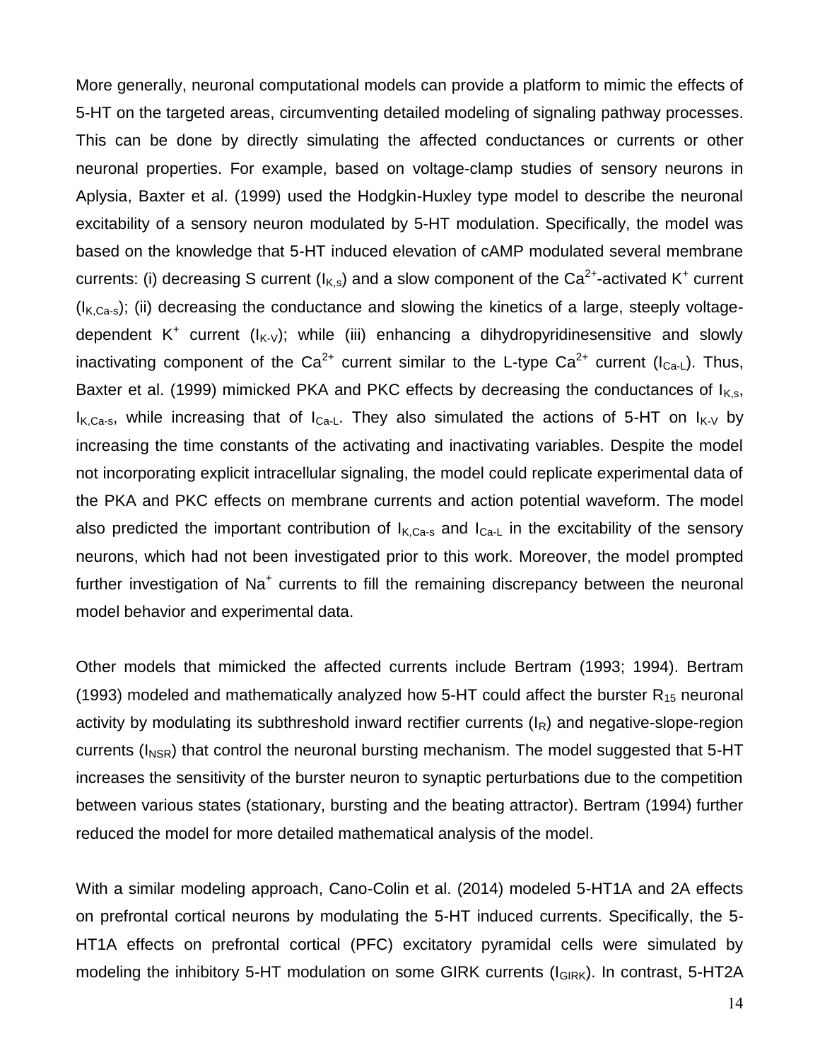More generally, neuronal computational models can provide a platform to mimic the effects of 5-HT on the targeted areas, circumventing detailed modeling of signaling pathway processes. This can be done by directly simulating the affected conductances or currents or other neuronal properties. For example, based on voltage-clamp studies of sensory neurons in Aplysia, Baxter et al. (1999) used the Hodgkin-Huxley type model to describe the neuronal excitability of a sensory neuron modulated by 5-HT modulation. Specifically, the model was based on the knowledge that 5-HT induced elevation of cAMP modulated several membrane currents: (i) decreasing S current ($I_{K,s}$) and a slow component of the $Ca^{2+}$-activated $K^+$ current ($I_{K,Ca\text{-}s}$); (ii) decreasing the conductance and slowing the kinetics of a large, steeply voltage-dependent $K^+$ current ($I_{K\text{-}V}$); while (iii) enhancing a dihydropyridinesensitive and slowly inactivating component of the $Ca^{2+}$ current similar to the L-type $Ca^{2+}$ current ($I_{Ca\text{-}L}$). Thus, Baxter et al. (1999) mimicked PKA and PKC effects by decreasing the conductances of $I_{K,s}$, $I_{K,Ca\text{-}s}$, while increasing that of $I_{Ca\text{-}L}$. They also simulated the actions of 5-HT on $I_{K\text{-}V}$ by increasing the time constants of the activating and inactivating variables. Despite the model not incorporating explicit intracellular signaling, the model could replicate experimental data of the PKA and PKC effects on membrane currents and action potential waveform. The model also predicted the important contribution of $I_{K,Ca\text{-}s}$ and $I_{Ca\text{-}L}$ in the excitability of the sensory neurons, which had not been investigated prior to this work. Moreover, the model prompted further investigation of $Na^+$ currents to fill the remaining discrepancy between the neuronal model behavior and experimental data.

Other models that mimicked the affected currents include Bertram (1993; 1994). Bertram (1993) modeled and mathematically analyzed how 5-HT could affect the burster $R_{15}$ neuronal activity by modulating its subthreshold inward rectifier currents ($I_R$) and negative-slope-region currents ($I_{NSR}$) that control the neuronal bursting mechanism. The model suggested that 5-HT increases the sensitivity of the burster neuron to synaptic perturbations due to the competition between various states (stationary, bursting and the beating attractor). Bertram (1994) further reduced the model for more detailed mathematical analysis of the model.

With a similar modeling approach, Cano-Colin et al. (2014) modeled 5-HT1A and 2A effects on prefrontal cortical neurons by modulating the 5-HT induced currents. Specifically, the 5-HT1A effects on prefrontal cortical (PFC) excitatory pyramidal cells were simulated by modeling the inhibitory 5-HT modulation on some GIRK currents ($I_{GIRK}$). In contrast, 5-HT2A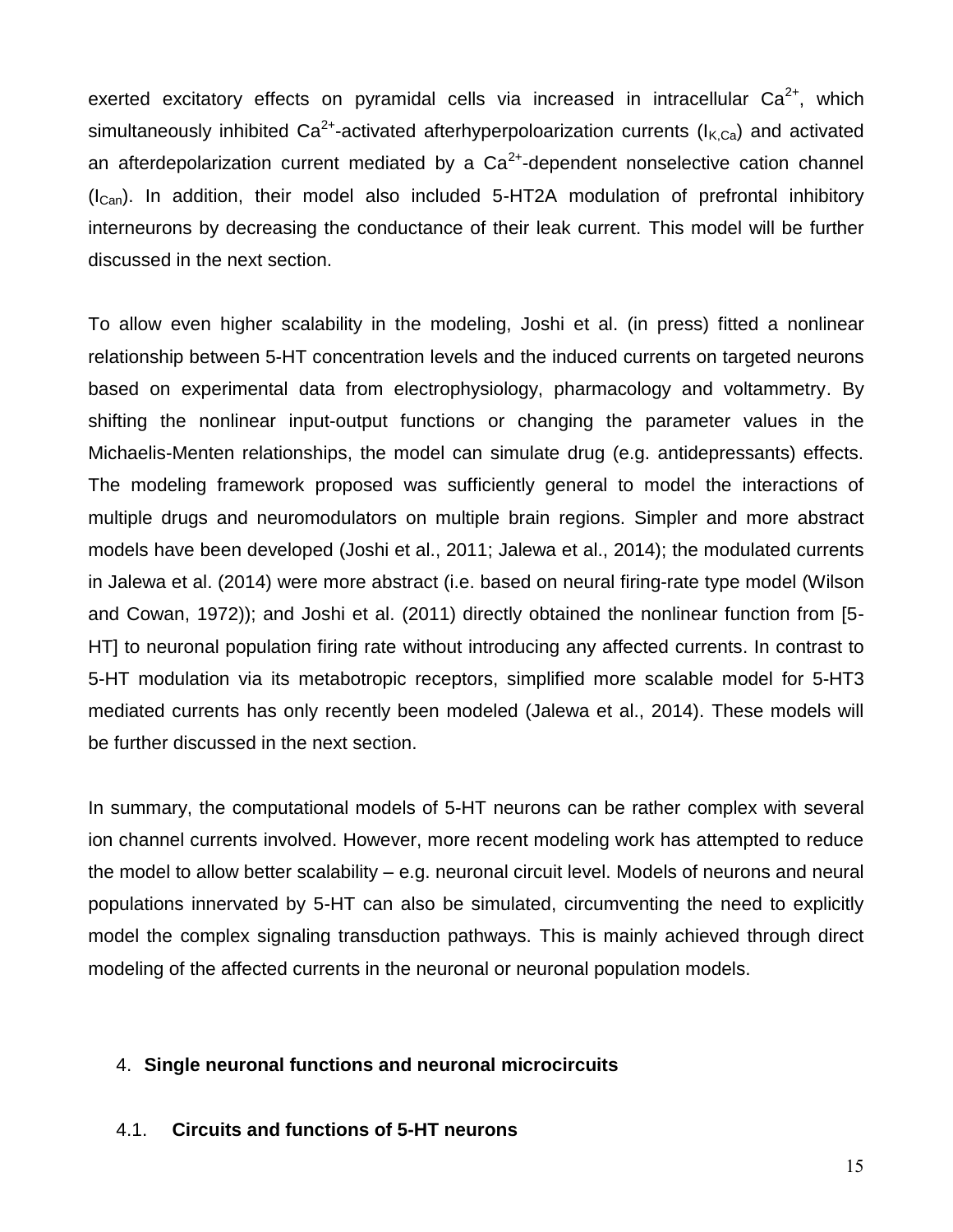exerted excitatory effects on pyramidal cells via increased in intracellular $Ca^{2+}$, which simultaneously inhibited $Ca^{2+}$-activated afterhyperpoloarization currents ($I_{K,Ca}$) and activated an afterdepolarization current mediated by a $Ca^{2+}$-dependent nonselective cation channel ($I_{Can}$). In addition, their model also included 5-HT2A modulation of prefrontal inhibitory interneurons by decreasing the conductance of their leak current. This model will be further discussed in the next section.

To allow even higher scalability in the modeling, Joshi et al. (in press) fitted a nonlinear relationship between 5-HT concentration levels and the induced currents on targeted neurons based on experimental data from electrophysiology, pharmacology and voltammetry. By shifting the nonlinear input-output functions or changing the parameter values in the Michaelis-Menten relationships, the model can simulate drug (e.g. antidepressants) effects. The modeling framework proposed was sufficiently general to model the interactions of multiple drugs and neuromodulators on multiple brain regions. Simpler and more abstract models have been developed (Joshi et al., 2011; Jalewa et al., 2014); the modulated currents in Jalewa et al. (2014) were more abstract (i.e. based on neural firing-rate type model (Wilson and Cowan, 1972)); and Joshi et al. (2011) directly obtained the nonlinear function from [5-HT] to neuronal population firing rate without introducing any affected currents. In contrast to 5-HT modulation via its metabotropic receptors, simplified more scalable model for 5-HT3 mediated currents has only recently been modeled (Jalewa et al., 2014). These models will be further discussed in the next section.

In summary, the computational models of 5-HT neurons can be rather complex with several ion channel currents involved. However, more recent modeling work has attempted to reduce the model to allow better scalability – e.g. neuronal circuit level. Models of neurons and neural populations innervated by 5-HT can also be simulated, circumventing the need to explicitly model the complex signaling transduction pathways. This is mainly achieved through direct modeling of the affected currents in the neuronal or neuronal population models.

## 4. Single neuronal functions and neuronal microcircuits

### 4.1. Circuits and functions of 5-HT neurons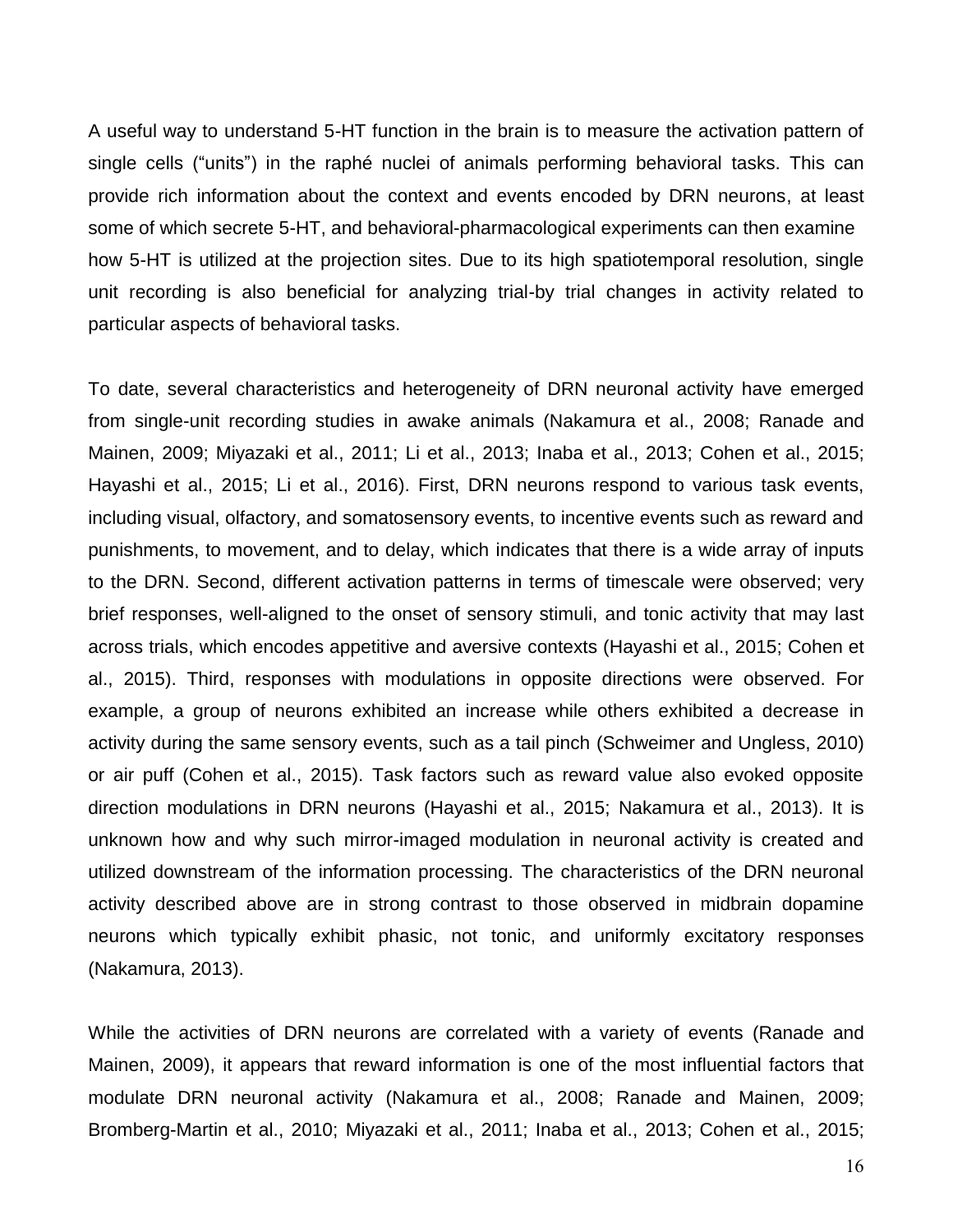A useful way to understand 5-HT function in the brain is to measure the activation pattern of single cells ("units") in the raphé nuclei of animals performing behavioral tasks. This can provide rich information about the context and events encoded by DRN neurons, at least some of which secrete 5-HT, and behavioral-pharmacological experiments can then examine how 5-HT is utilized at the projection sites. Due to its high spatiotemporal resolution, single unit recording is also beneficial for analyzing trial-by trial changes in activity related to particular aspects of behavioral tasks.

To date, several characteristics and heterogeneity of DRN neuronal activity have emerged from single-unit recording studies in awake animals (Nakamura et al., 2008; Ranade and Mainen, 2009; Miyazaki et al., 2011; Li et al., 2013; Inaba et al., 2013; Cohen et al., 2015; Hayashi et al., 2015; Li et al., 2016). First, DRN neurons respond to various task events, including visual, olfactory, and somatosensory events, to incentive events such as reward and punishments, to movement, and to delay, which indicates that there is a wide array of inputs to the DRN. Second, different activation patterns in terms of timescale were observed; very brief responses, well-aligned to the onset of sensory stimuli, and tonic activity that may last across trials, which encodes appetitive and aversive contexts (Hayashi et al., 2015; Cohen et al., 2015). Third, responses with modulations in opposite directions were observed. For example, a group of neurons exhibited an increase while others exhibited a decrease in activity during the same sensory events, such as a tail pinch (Schweimer and Ungless, 2010) or air puff (Cohen et al., 2015). Task factors such as reward value also evoked opposite direction modulations in DRN neurons (Hayashi et al., 2015; Nakamura et al., 2013). It is unknown how and why such mirror-imaged modulation in neuronal activity is created and utilized downstream of the information processing. The characteristics of the DRN neuronal activity described above are in strong contrast to those observed in midbrain dopamine neurons which typically exhibit phasic, not tonic, and uniformly excitatory responses (Nakamura, 2013).

While the activities of DRN neurons are correlated with a variety of events (Ranade and Mainen, 2009), it appears that reward information is one of the most influential factors that modulate DRN neuronal activity (Nakamura et al., 2008; Ranade and Mainen, 2009; Bromberg-Martin et al., 2010; Miyazaki et al., 2011; Inaba et al., 2013; Cohen et al., 2015;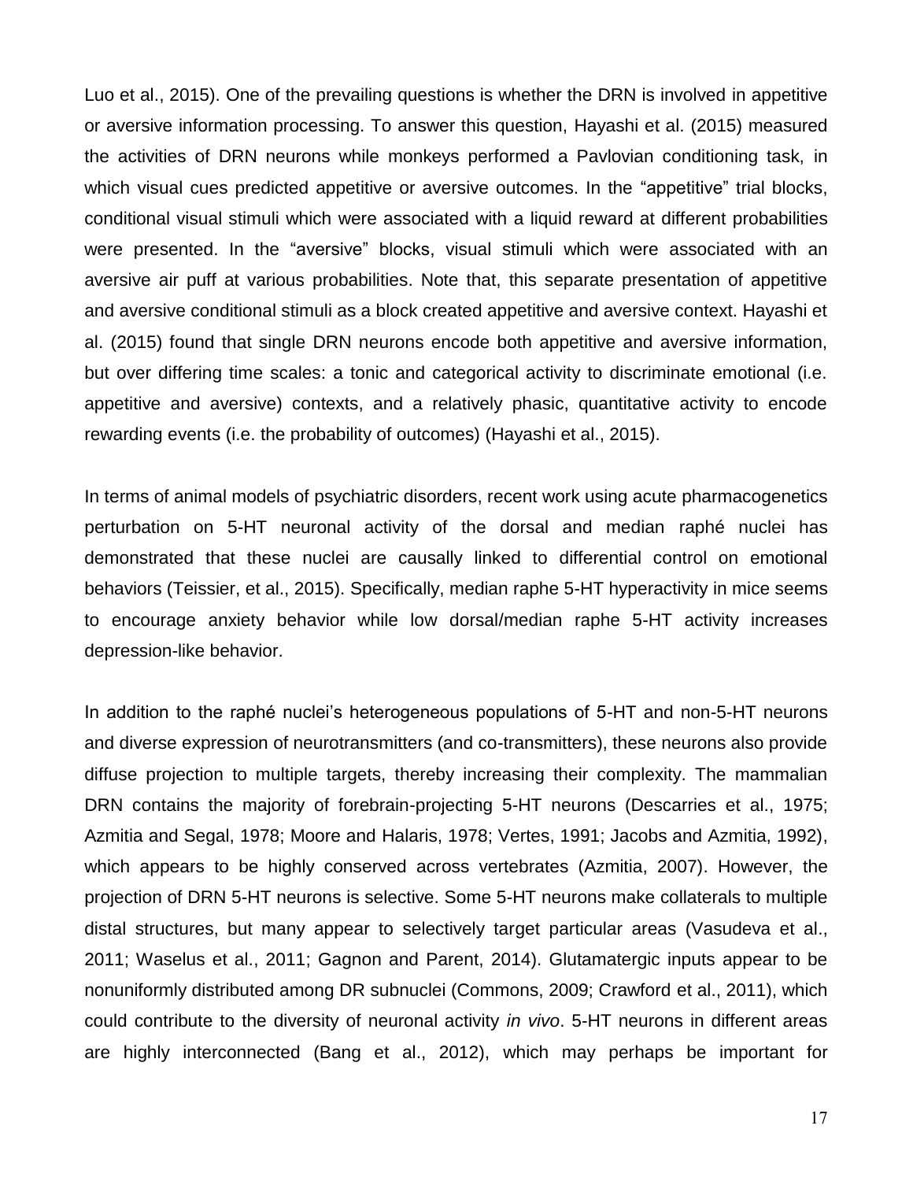Luo et al., 2015). One of the prevailing questions is whether the DRN is involved in appetitive or aversive information processing. To answer this question, Hayashi et al. (2015) measured the activities of DRN neurons while monkeys performed a Pavlovian conditioning task, in which visual cues predicted appetitive or aversive outcomes. In the "appetitive" trial blocks, conditional visual stimuli which were associated with a liquid reward at different probabilities were presented. In the "aversive" blocks, visual stimuli which were associated with an aversive air puff at various probabilities. Note that, this separate presentation of appetitive and aversive conditional stimuli as a block created appetitive and aversive context. Hayashi et al. (2015) found that single DRN neurons encode both appetitive and aversive information, but over differing time scales: a tonic and categorical activity to discriminate emotional (i.e. appetitive and aversive) contexts, and a relatively phasic, quantitative activity to encode rewarding events (i.e. the probability of outcomes) (Hayashi et al., 2015).

In terms of animal models of psychiatric disorders, recent work using acute pharmacogenetics perturbation on 5-HT neuronal activity of the dorsal and median raphé nuclei has demonstrated that these nuclei are causally linked to differential control on emotional behaviors (Teissier, et al., 2015). Specifically, median raphe 5-HT hyperactivity in mice seems to encourage anxiety behavior while low dorsal/median raphe 5-HT activity increases depression-like behavior.

In addition to the raphé nuclei's heterogeneous populations of 5-HT and non-5-HT neurons and diverse expression of neurotransmitters (and co-transmitters), these neurons also provide diffuse projection to multiple targets, thereby increasing their complexity. The mammalian DRN contains the majority of forebrain-projecting 5-HT neurons (Descarries et al., 1975; Azmitia and Segal, 1978; Moore and Halaris, 1978; Vertes, 1991; Jacobs and Azmitia, 1992), which appears to be highly conserved across vertebrates (Azmitia, 2007). However, the projection of DRN 5-HT neurons is selective. Some 5-HT neurons make collaterals to multiple distal structures, but many appear to selectively target particular areas (Vasudeva et al., 2011; Waselus et al., 2011; Gagnon and Parent, 2014). Glutamatergic inputs appear to be nonuniformly distributed among DR subnuclei (Commons, 2009; Crawford et al., 2011), which could contribute to the diversity of neuronal activity *in vivo*. 5-HT neurons in different areas are highly interconnected (Bang et al., 2012), which may perhaps be important for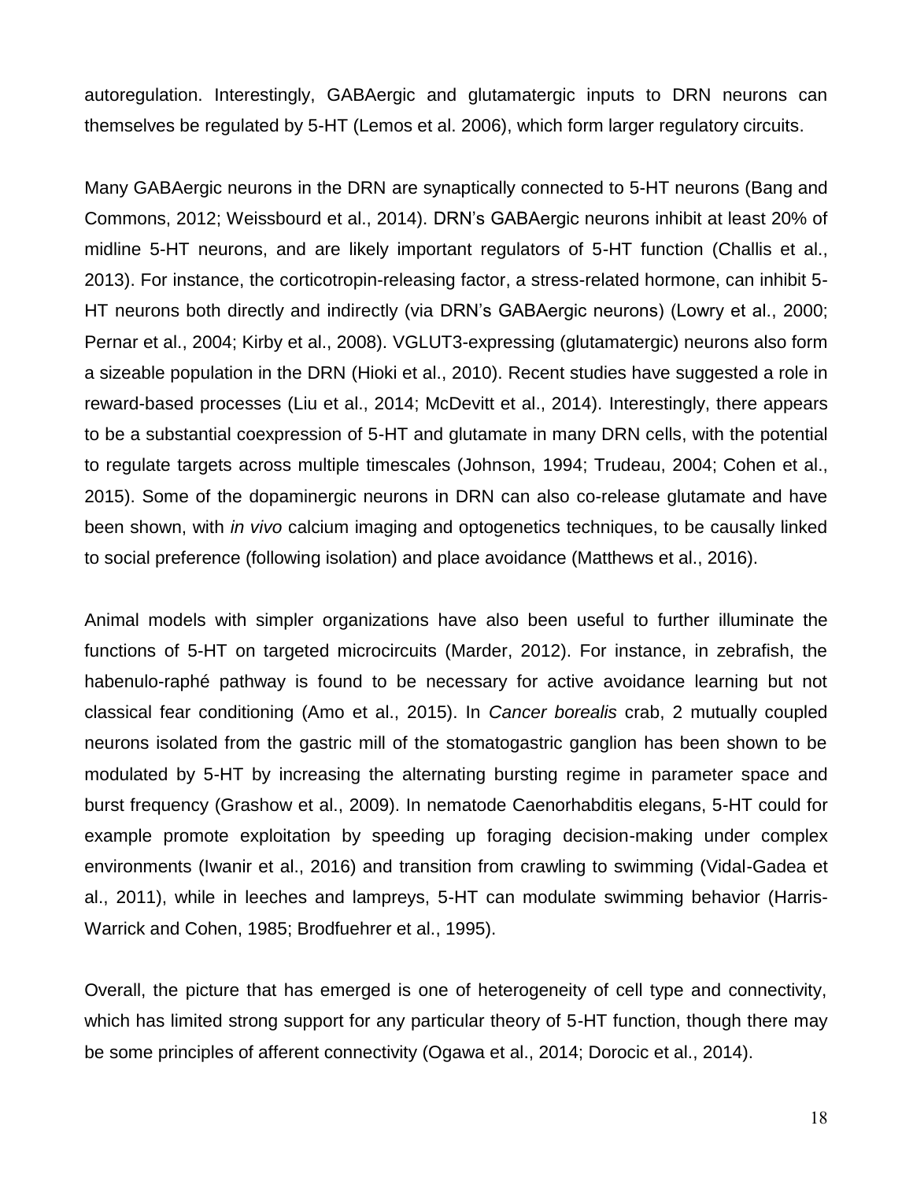autoregulation. Interestingly, GABAergic and glutamatergic inputs to DRN neurons can themselves be regulated by 5-HT (Lemos et al. 2006), which form larger regulatory circuits.

Many GABAergic neurons in the DRN are synaptically connected to 5-HT neurons (Bang and Commons, 2012; Weissbourd et al., 2014). DRN's GABAergic neurons inhibit at least 20% of midline 5-HT neurons, and are likely important regulators of 5-HT function (Challis et al., 2013). For instance, the corticotropin-releasing factor, a stress-related hormone, can inhibit 5-HT neurons both directly and indirectly (via DRN's GABAergic neurons) (Lowry et al., 2000; Pernar et al., 2004; Kirby et al., 2008). VGLUT3-expressing (glutamatergic) neurons also form a sizeable population in the DRN (Hioki et al., 2010). Recent studies have suggested a role in reward-based processes (Liu et al., 2014; McDevitt et al., 2014). Interestingly, there appears to be a substantial coexpression of 5-HT and glutamate in many DRN cells, with the potential to regulate targets across multiple timescales (Johnson, 1994; Trudeau, 2004; Cohen et al., 2015). Some of the dopaminergic neurons in DRN can also co-release glutamate and have been shown, with *in vivo* calcium imaging and optogenetics techniques, to be causally linked to social preference (following isolation) and place avoidance (Matthews et al., 2016).

Animal models with simpler organizations have also been useful to further illuminate the functions of 5-HT on targeted microcircuits (Marder, 2012). For instance, in zebrafish, the habenulo-raphé pathway is found to be necessary for active avoidance learning but not classical fear conditioning (Amo et al., 2015). In *Cancer borealis* crab, 2 mutually coupled neurons isolated from the gastric mill of the stomatogastric ganglion has been shown to be modulated by 5-HT by increasing the alternating bursting regime in parameter space and burst frequency (Grashow et al., 2009). In nematode Caenorhabditis elegans, 5-HT could for example promote exploitation by speeding up foraging decision-making under complex environments (Iwanir et al., 2016) and transition from crawling to swimming (Vidal-Gadea et al., 2011), while in leeches and lampreys, 5-HT can modulate swimming behavior (Harris-Warrick and Cohen, 1985; Brodfuehrer et al., 1995).

Overall, the picture that has emerged is one of heterogeneity of cell type and connectivity, which has limited strong support for any particular theory of 5-HT function, though there may be some principles of afferent connectivity (Ogawa et al., 2014; Dorocic et al., 2014).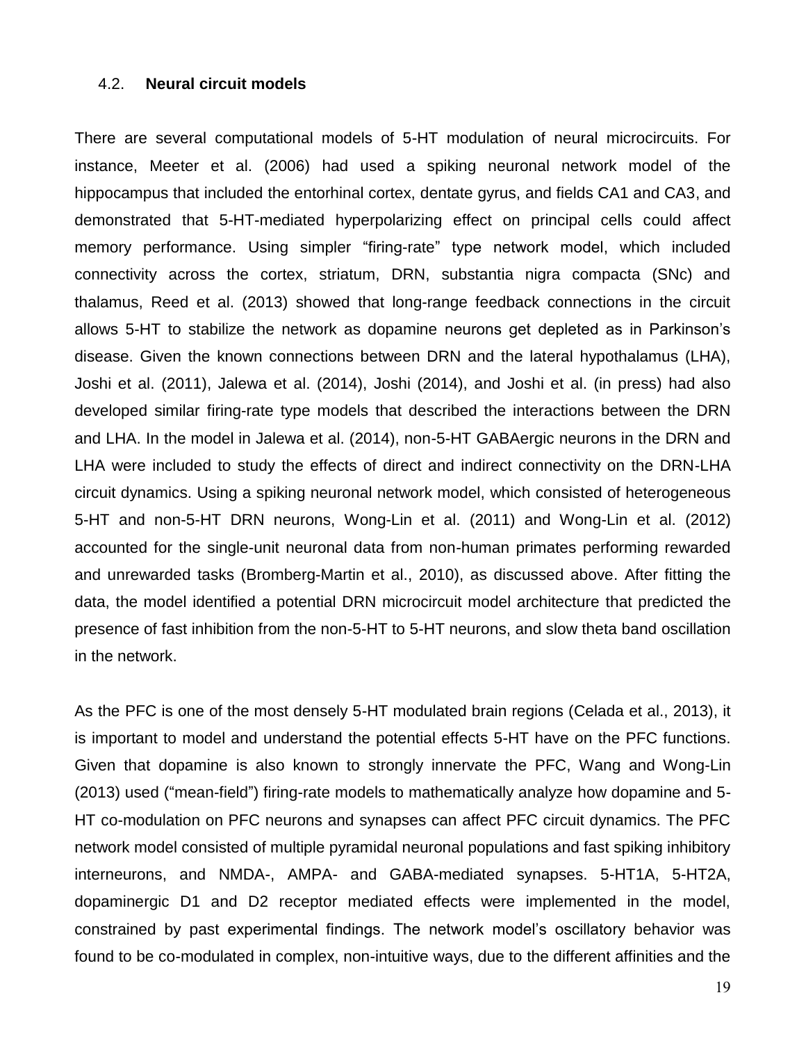### 4.2. **Neural circuit models**

There are several computational models of 5-HT modulation of neural microcircuits. For instance, Meeter et al. (2006) had used a spiking neuronal network model of the hippocampus that included the entorhinal cortex, dentate gyrus, and fields CA1 and CA3, and demonstrated that 5-HT-mediated hyperpolarizing effect on principal cells could affect memory performance. Using simpler "firing-rate" type network model, which included connectivity across the cortex, striatum, DRN, substantia nigra compacta (SNc) and thalamus, Reed et al. (2013) showed that long-range feedback connections in the circuit allows 5-HT to stabilize the network as dopamine neurons get depleted as in Parkinson's disease. Given the known connections between DRN and the lateral hypothalamus (LHA), Joshi et al. (2011), Jalewa et al. (2014), Joshi (2014), and Joshi et al. (in press) had also developed similar firing-rate type models that described the interactions between the DRN and LHA. In the model in Jalewa et al. (2014), non-5-HT GABAergic neurons in the DRN and LHA were included to study the effects of direct and indirect connectivity on the DRN-LHA circuit dynamics. Using a spiking neuronal network model, which consisted of heterogeneous 5-HT and non-5-HT DRN neurons, Wong-Lin et al. (2011) and Wong-Lin et al. (2012) accounted for the single-unit neuronal data from non-human primates performing rewarded and unrewarded tasks (Bromberg-Martin et al., 2010), as discussed above. After fitting the data, the model identified a potential DRN microcircuit model architecture that predicted the presence of fast inhibition from the non-5-HT to 5-HT neurons, and slow theta band oscillation in the network.

As the PFC is one of the most densely 5-HT modulated brain regions (Celada et al., 2013), it is important to model and understand the potential effects 5-HT have on the PFC functions. Given that dopamine is also known to strongly innervate the PFC, Wang and Wong-Lin (2013) used ("mean-field") firing-rate models to mathematically analyze how dopamine and 5-HT co-modulation on PFC neurons and synapses can affect PFC circuit dynamics. The PFC network model consisted of multiple pyramidal neuronal populations and fast spiking inhibitory interneurons, and NMDA-, AMPA- and GABA-mediated synapses. 5-HT1A, 5-HT2A, dopaminergic D1 and D2 receptor mediated effects were implemented in the model, constrained by past experimental findings. The network model's oscillatory behavior was found to be co-modulated in complex, non-intuitive ways, due to the different affinities and the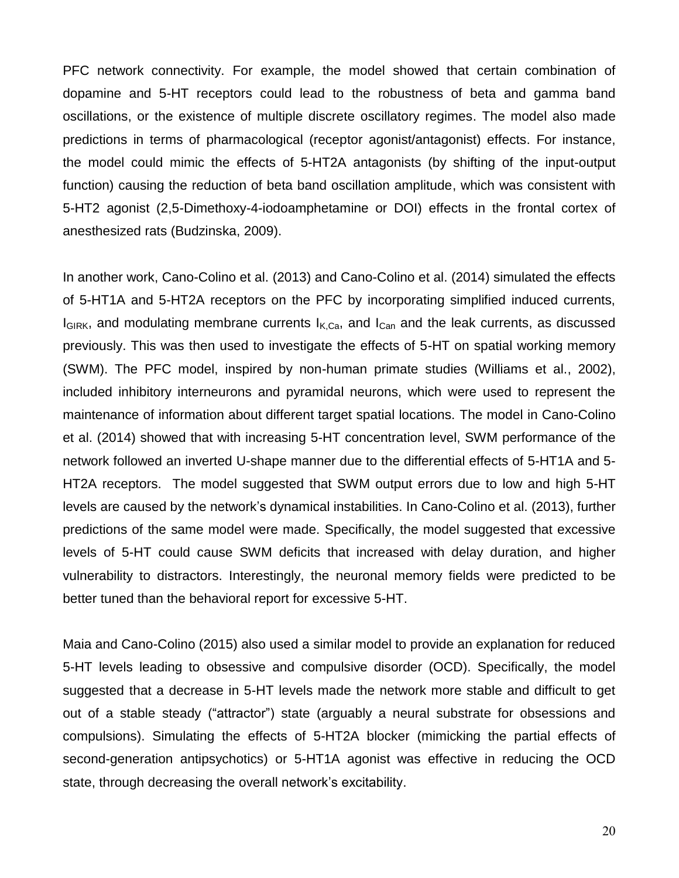PFC network connectivity. For example, the model showed that certain combination of dopamine and 5-HT receptors could lead to the robustness of beta and gamma band oscillations, or the existence of multiple discrete oscillatory regimes. The model also made predictions in terms of pharmacological (receptor agonist/antagonist) effects. For instance, the model could mimic the effects of 5-HT2A antagonists (by shifting of the input-output function) causing the reduction of beta band oscillation amplitude, which was consistent with 5-HT2 agonist (2,5-Dimethoxy-4-iodoamphetamine or DOI) effects in the frontal cortex of anesthesized rats (Budzinska, 2009).

In another work, Cano-Colino et al. (2013) and Cano-Colino et al. (2014) simulated the effects of 5-HT1A and 5-HT2A receptors on the PFC by incorporating simplified induced currents, $I_{GIRK}$, and modulating membrane currents $I_{K,Ca}$, and $I_{Can}$ and the leak currents, as discussed previously. This was then used to investigate the effects of 5-HT on spatial working memory (SWM). The PFC model, inspired by non-human primate studies (Williams et al., 2002), included inhibitory interneurons and pyramidal neurons, which were used to represent the maintenance of information about different target spatial locations. The model in Cano-Colino et al. (2014) showed that with increasing 5-HT concentration level, SWM performance of the network followed an inverted U-shape manner due to the differential effects of 5-HT1A and 5-HT2A receptors. The model suggested that SWM output errors due to low and high 5-HT levels are caused by the network's dynamical instabilities. In Cano-Colino et al. (2013), further predictions of the same model were made. Specifically, the model suggested that excessive levels of 5-HT could cause SWM deficits that increased with delay duration, and higher vulnerability to distractors. Interestingly, the neuronal memory fields were predicted to be better tuned than the behavioral report for excessive 5-HT.

Maia and Cano-Colino (2015) also used a similar model to provide an explanation for reduced 5-HT levels leading to obsessive and compulsive disorder (OCD). Specifically, the model suggested that a decrease in 5-HT levels made the network more stable and difficult to get out of a stable steady ("attractor") state (arguably a neural substrate for obsessions and compulsions). Simulating the effects of 5-HT2A blocker (mimicking the partial effects of second-generation antipsychotics) or 5-HT1A agonist was effective in reducing the OCD state, through decreasing the overall network's excitability.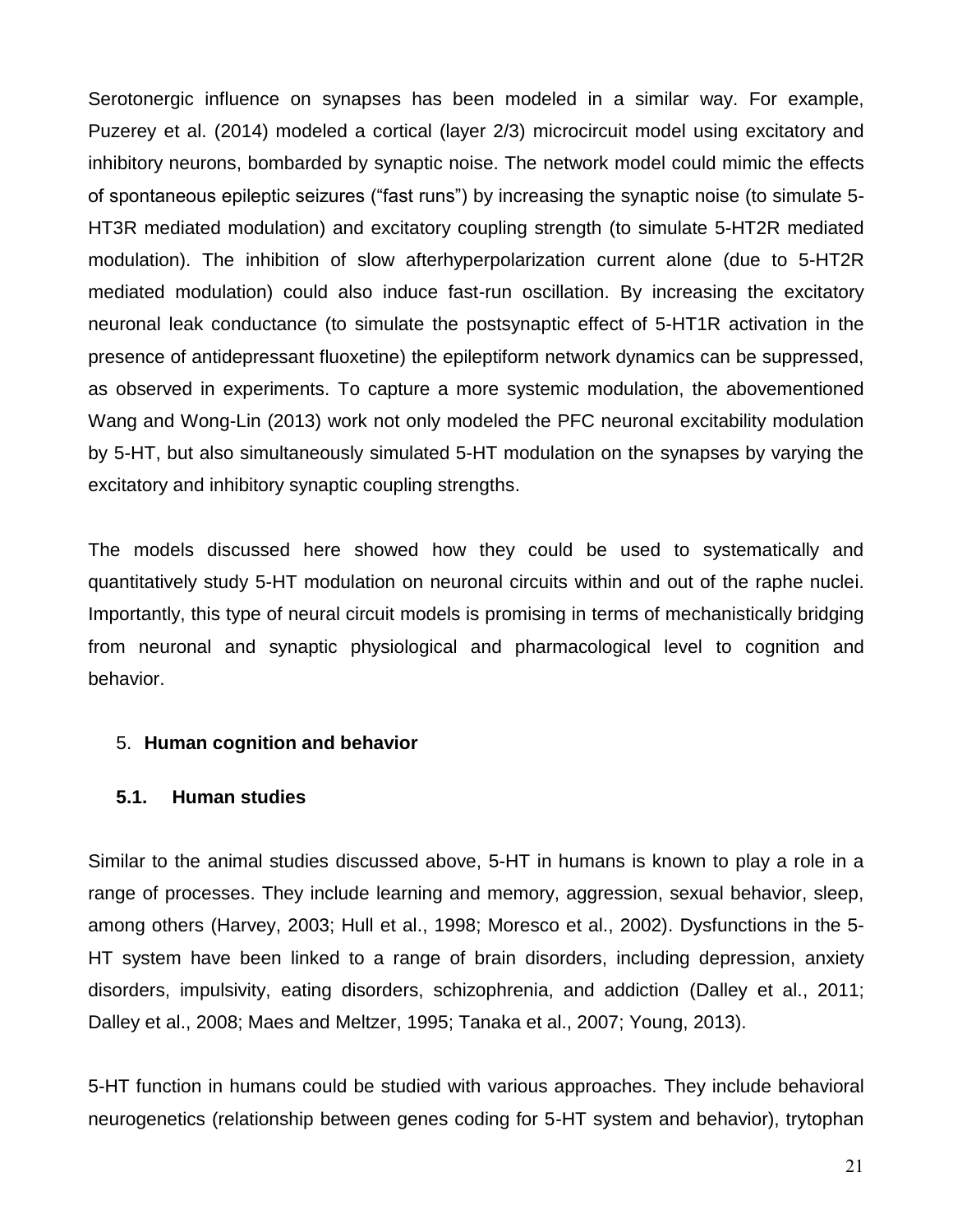Serotonergic influence on synapses has been modeled in a similar way. For example, Puzerey et al. (2014) modeled a cortical (layer 2/3) microcircuit model using excitatory and inhibitory neurons, bombarded by synaptic noise. The network model could mimic the effects of spontaneous epileptic seizures ("fast runs") by increasing the synaptic noise (to simulate 5-HT3R mediated modulation) and excitatory coupling strength (to simulate 5-HT2R mediated modulation). The inhibition of slow afterhyperpolarization current alone (due to 5-HT2R mediated modulation) could also induce fast-run oscillation. By increasing the excitatory neuronal leak conductance (to simulate the postsynaptic effect of 5-HT1R activation in the presence of antidepressant fluoxetine) the epileptiform network dynamics can be suppressed, as observed in experiments. To capture a more systemic modulation, the abovementioned Wang and Wong-Lin (2013) work not only modeled the PFC neuronal excitability modulation by 5-HT, but also simultaneously simulated 5-HT modulation on the synapses by varying the excitatory and inhibitory synaptic coupling strengths.

The models discussed here showed how they could be used to systematically and quantitatively study 5-HT modulation on neuronal circuits within and out of the raphe nuclei. Importantly, this type of neural circuit models is promising in terms of mechanistically bridging from neuronal and synaptic physiological and pharmacological level to cognition and behavior.

## 5. Human cognition and behavior

### 5.1. Human studies

Similar to the animal studies discussed above, 5-HT in humans is known to play a role in a range of processes. They include learning and memory, aggression, sexual behavior, sleep, among others (Harvey, 2003; Hull et al., 1998; Moresco et al., 2002). Dysfunctions in the 5-HT system have been linked to a range of brain disorders, including depression, anxiety disorders, impulsivity, eating disorders, schizophrenia, and addiction (Dalley et al., 2011; Dalley et al., 2008; Maes and Meltzer, 1995; Tanaka et al., 2007; Young, 2013).

5-HT function in humans could be studied with various approaches. They include behavioral neurogenetics (relationship between genes coding for 5-HT system and behavior), trytophan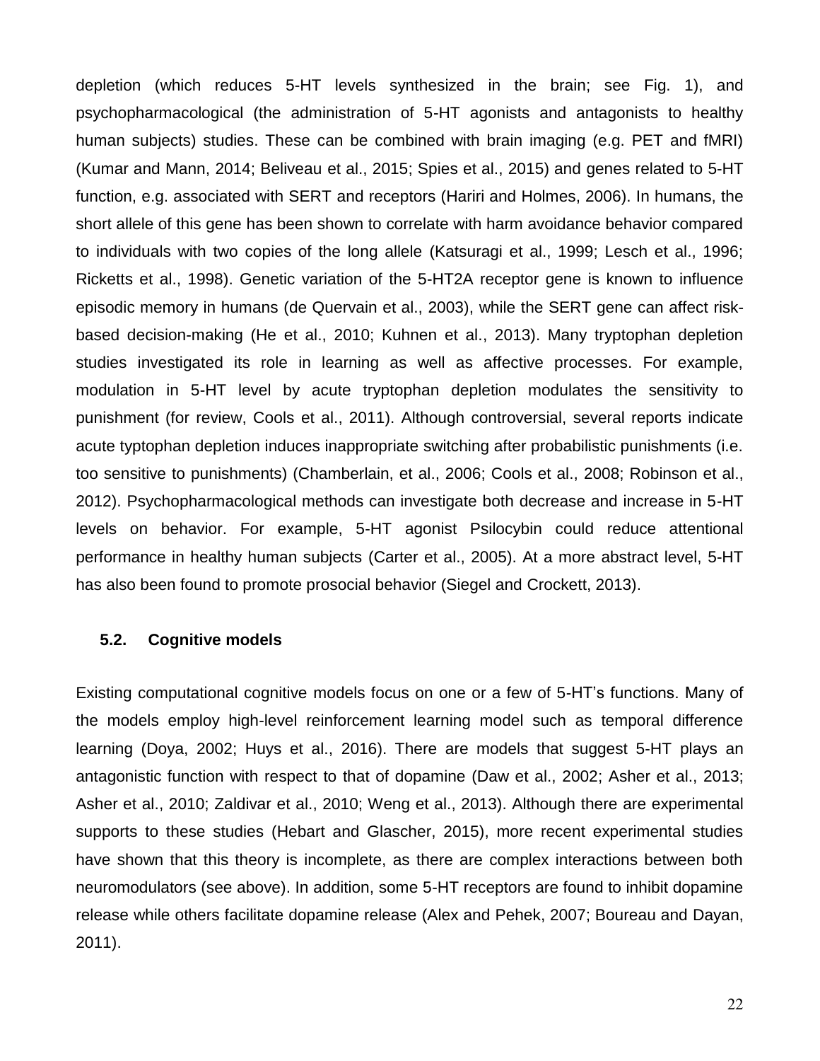depletion (which reduces 5-HT levels synthesized in the brain; see Fig. 1), and psychopharmacological (the administration of 5-HT agonists and antagonists to healthy human subjects) studies. These can be combined with brain imaging (e.g. PET and fMRI) (Kumar and Mann, 2014; Beliveau et al., 2015; Spies et al., 2015) and genes related to 5-HT function, e.g. associated with SERT and receptors (Hariri and Holmes, 2006). In humans, the short allele of this gene has been shown to correlate with harm avoidance behavior compared to individuals with two copies of the long allele (Katsuragi et al., 1999; Lesch et al., 1996; Ricketts et al., 1998). Genetic variation of the 5-HT2A receptor gene is known to influence episodic memory in humans (de Quervain et al., 2003), while the SERT gene can affect risk-based decision-making (He et al., 2010; Kuhnen et al., 2013). Many tryptophan depletion studies investigated its role in learning as well as affective processes. For example, modulation in 5-HT level by acute tryptophan depletion modulates the sensitivity to punishment (for review, Cools et al., 2011). Although controversial, several reports indicate acute typtophan depletion induces inappropriate switching after probabilistic punishments (i.e. too sensitive to punishments) (Chamberlain, et al., 2006; Cools et al., 2008; Robinson et al., 2012). Psychopharmacological methods can investigate both decrease and increase in 5-HT levels on behavior. For example, 5-HT agonist Psilocybin could reduce attentional performance in healthy human subjects (Carter et al., 2005). At a more abstract level, 5-HT has also been found to promote prosocial behavior (Siegel and Crockett, 2013).

### 5.2. Cognitive models

Existing computational cognitive models focus on one or a few of 5-HT's functions. Many of the models employ high-level reinforcement learning model such as temporal difference learning (Doya, 2002; Huys et al., 2016). There are models that suggest 5-HT plays an antagonistic function with respect to that of dopamine (Daw et al., 2002; Asher et al., 2013; Asher et al., 2010; Zaldivar et al., 2010; Weng et al., 2013). Although there are experimental supports to these studies (Hebart and Glascher, 2015), more recent experimental studies have shown that this theory is incomplete, as there are complex interactions between both neuromodulators (see above). In addition, some 5-HT receptors are found to inhibit dopamine release while others facilitate dopamine release (Alex and Pehek, 2007; Boureau and Dayan, 2011).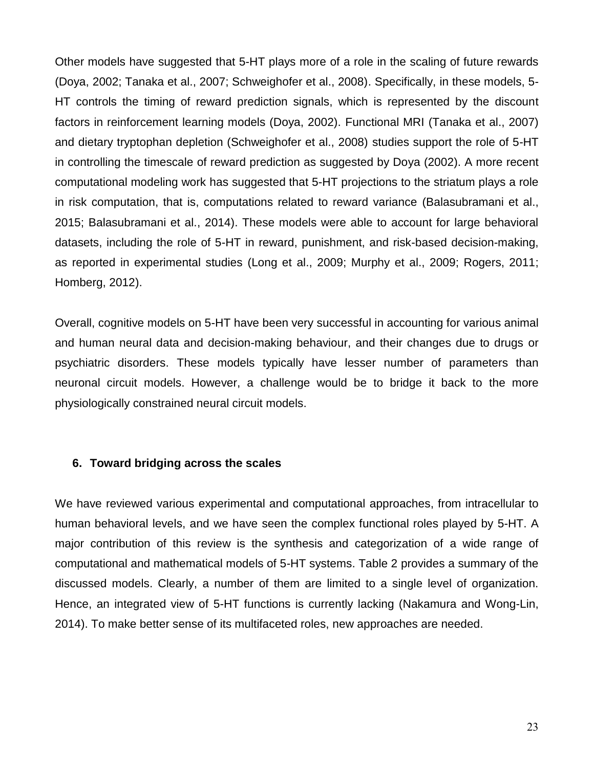Other models have suggested that 5-HT plays more of a role in the scaling of future rewards (Doya, 2002; Tanaka et al., 2007; Schweighofer et al., 2008). Specifically, in these models, 5-HT controls the timing of reward prediction signals, which is represented by the discount factors in reinforcement learning models (Doya, 2002). Functional MRI (Tanaka et al., 2007) and dietary tryptophan depletion (Schweighofer et al., 2008) studies support the role of 5-HT in controlling the timescale of reward prediction as suggested by Doya (2002). A more recent computational modeling work has suggested that 5-HT projections to the striatum plays a role in risk computation, that is, computations related to reward variance (Balasubramani et al., 2015; Balasubramani et al., 2014). These models were able to account for large behavioral datasets, including the role of 5-HT in reward, punishment, and risk-based decision-making, as reported in experimental studies (Long et al., 2009; Murphy et al., 2009; Rogers, 2011; Homberg, 2012).

Overall, cognitive models on 5-HT have been very successful in accounting for various animal and human neural data and decision-making behaviour, and their changes due to drugs or psychiatric disorders. These models typically have lesser number of parameters than neuronal circuit models. However, a challenge would be to bridge it back to the more physiologically constrained neural circuit models.

## 6. Toward bridging across the scales

We have reviewed various experimental and computational approaches, from intracellular to human behavioral levels, and we have seen the complex functional roles played by 5-HT. A major contribution of this review is the synthesis and categorization of a wide range of computational and mathematical models of 5-HT systems. Table 2 provides a summary of the discussed models. Clearly, a number of them are limited to a single level of organization. Hence, an integrated view of 5-HT functions is currently lacking (Nakamura and Wong-Lin, 2014). To make better sense of its multifaceted roles, new approaches are needed.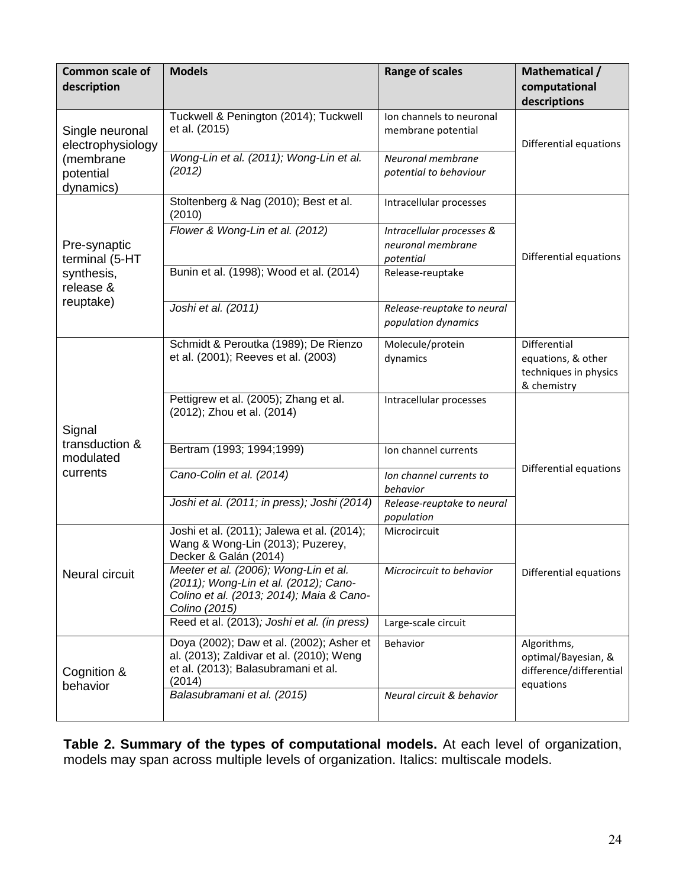| Common scale of description | Models | Range of scales | Mathematical / computational descriptions |
|---|---|---|---|
| Single neuronal electrophysiology (membrane potential dynamics) | Tuckwell & Penington (2014); Tuckwell et al. (2015) | Ion channels to neuronal membrane potential | Differential equations |
| | *Wong-Lin et al. (2011); Wong-Lin et al. (2012)* | *Neuronal membrane potential to behaviour* | |
| Pre-synaptic terminal (5-HT synthesis, release & reuptake) | Stoltenberg & Nag (2010); Best et al. (2010) | Intracellular processes | Differential equations |
| | *Flower & Wong-Lin et al. (2012)* | *Intracellular processes & neuronal membrane potential* | |
| | Bunin et al. (1998); Wood et al. (2014) | Release-reuptake | |
| | *Joshi et al. (2011)* | *Release-reuptake to neural population dynamics* | |
| Signal transduction & modulated currents | Schmidt & Peroutka (1989); De Rienzo et al. (2001); Reeves et al. (2003) | Molecule/protein dynamics | Differential equations, & other techniques in physics & chemistry |
| | Pettigrew et al. (2005); Zhang et al. (2012); Zhou et al. (2014) | Intracellular processes | Differential equations |
| | Bertram (1993; 1994;1999) | Ion channel currents | |
| | *Cano-Colin et al. (2014)* | *Ion channel currents to behavior* | |
| | *Joshi et al. (2011; in press); Joshi (2014)* | *Release-reuptake to neural population* | |
| Neural circuit | Joshi et al. (2011); Jalewa et al. (2014); Wang & Wong-Lin (2013); Puzerey, Decker & Galán (2014) | Microcircuit | Differential equations |
| | *Meeter et al. (2006); Wong-Lin et al. (2011); Wong-Lin et al. (2012); Cano-Colino et al. (2013; 2014); Maia & Cano-Colino (2015)* | *Microcircuit to behavior* | |
| | Reed et al. (2013); *Joshi et al. (in press)* | Large-scale circuit | |
| Cognition & behavior | Doya (2002); Daw et al. (2002); Asher et al. (2013); Zaldivar et al. (2010); Weng et al. (2013); Balasubramani et al. (2014) | Behavior | Algorithms, optimal/Bayesian, & difference/differential equations |
| | *Balasubramani et al. (2015)* | *Neural circuit & behavior* | |

**Table 2. Summary of the types of computational models.** At each level of organization, models may span across multiple levels of organization. Italics: multiscale models.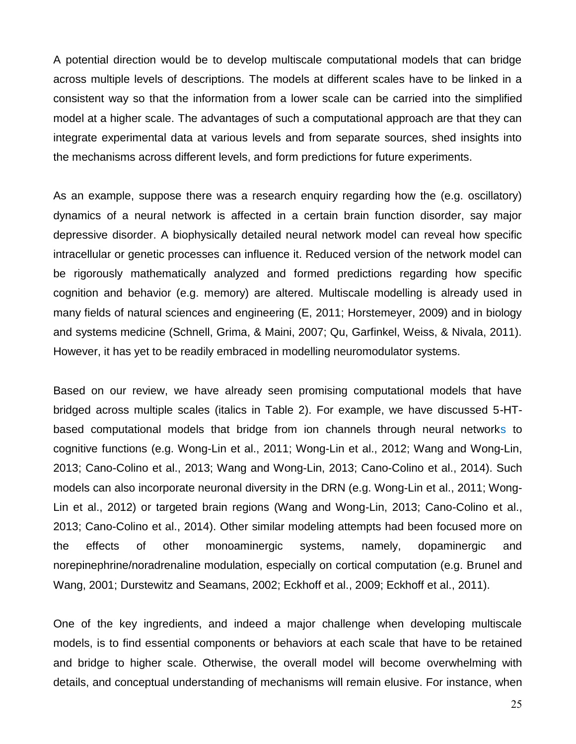A potential direction would be to develop multiscale computational models that can bridge across multiple levels of descriptions. The models at different scales have to be linked in a consistent way so that the information from a lower scale can be carried into the simplified model at a higher scale. The advantages of such a computational approach are that they can integrate experimental data at various levels and from separate sources, shed insights into the mechanisms across different levels, and form predictions for future experiments.

As an example, suppose there was a research enquiry regarding how the (e.g. oscillatory) dynamics of a neural network is affected in a certain brain function disorder, say major depressive disorder. A biophysically detailed neural network model can reveal how specific intracellular or genetic processes can influence it. Reduced version of the network model can be rigorously mathematically analyzed and formed predictions regarding how specific cognition and behavior (e.g. memory) are altered. Multiscale modelling is already used in many fields of natural sciences and engineering (E, 2011; Horstemeyer, 2009) and in biology and systems medicine (Schnell, Grima, & Maini, 2007; Qu, Garfinkel, Weiss, & Nivala, 2011). However, it has yet to be readily embraced in modelling neuromodulator systems.

Based on our review, we have already seen promising computational models that have bridged across multiple scales (italics in Table 2). For example, we have discussed 5-HT-based computational models that bridge from ion channels through neural networks to cognitive functions (e.g. Wong-Lin et al., 2011; Wong-Lin et al., 2012; Wang and Wong-Lin, 2013; Cano-Colino et al., 2013; Wang and Wong-Lin, 2013; Cano-Colino et al., 2014). Such models can also incorporate neuronal diversity in the DRN (e.g. Wong-Lin et al., 2011; Wong-Lin et al., 2012) or targeted brain regions (Wang and Wong-Lin, 2013; Cano-Colino et al., 2013; Cano-Colino et al., 2014). Other similar modeling attempts had been focused more on the effects of other monoaminergic systems, namely, dopaminergic and norepinephrine/noradrenaline modulation, especially on cortical computation (e.g. Brunel and Wang, 2001; Durstewitz and Seamans, 2002; Eckhoff et al., 2009; Eckhoff et al., 2011).

One of the key ingredients, and indeed a major challenge when developing multiscale models, is to find essential components or behaviors at each scale that have to be retained and bridge to higher scale. Otherwise, the overall model will become overwhelming with details, and conceptual understanding of mechanisms will remain elusive. For instance, when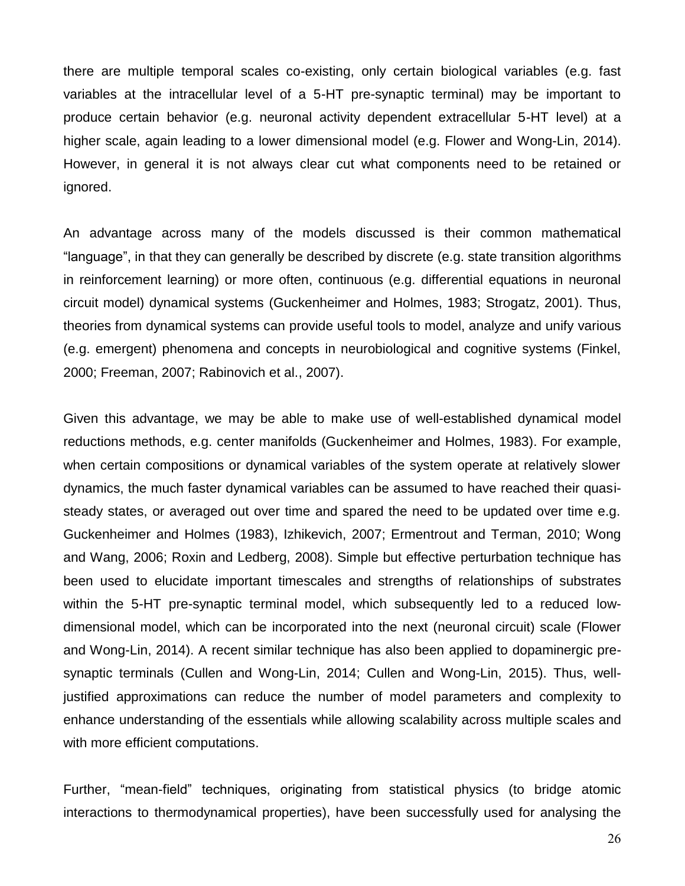there are multiple temporal scales co-existing, only certain biological variables (e.g. fast variables at the intracellular level of a 5-HT pre-synaptic terminal) may be important to produce certain behavior (e.g. neuronal activity dependent extracellular 5-HT level) at a higher scale, again leading to a lower dimensional model (e.g. Flower and Wong-Lin, 2014). However, in general it is not always clear cut what components need to be retained or ignored.

An advantage across many of the models discussed is their common mathematical "language", in that they can generally be described by discrete (e.g. state transition algorithms in reinforcement learning) or more often, continuous (e.g. differential equations in neuronal circuit model) dynamical systems (Guckenheimer and Holmes, 1983; Strogatz, 2001). Thus, theories from dynamical systems can provide useful tools to model, analyze and unify various (e.g. emergent) phenomena and concepts in neurobiological and cognitive systems (Finkel, 2000; Freeman, 2007; Rabinovich et al., 2007).

Given this advantage, we may be able to make use of well-established dynamical model reductions methods, e.g. center manifolds (Guckenheimer and Holmes, 1983). For example, when certain compositions or dynamical variables of the system operate at relatively slower dynamics, the much faster dynamical variables can be assumed to have reached their quasi-steady states, or averaged out over time and spared the need to be updated over time e.g. Guckenheimer and Holmes (1983), Izhikevich, 2007; Ermentrout and Terman, 2010; Wong and Wang, 2006; Roxin and Ledberg, 2008). Simple but effective perturbation technique has been used to elucidate important timescales and strengths of relationships of substrates within the 5-HT pre-synaptic terminal model, which subsequently led to a reduced low-dimensional model, which can be incorporated into the next (neuronal circuit) scale (Flower and Wong-Lin, 2014). A recent similar technique has also been applied to dopaminergic pre-synaptic terminals (Cullen and Wong-Lin, 2014; Cullen and Wong-Lin, 2015). Thus, well-justified approximations can reduce the number of model parameters and complexity to enhance understanding of the essentials while allowing scalability across multiple scales and with more efficient computations.

Further, "mean-field" techniques, originating from statistical physics (to bridge atomic interactions to thermodynamical properties), have been successfully used for analysing the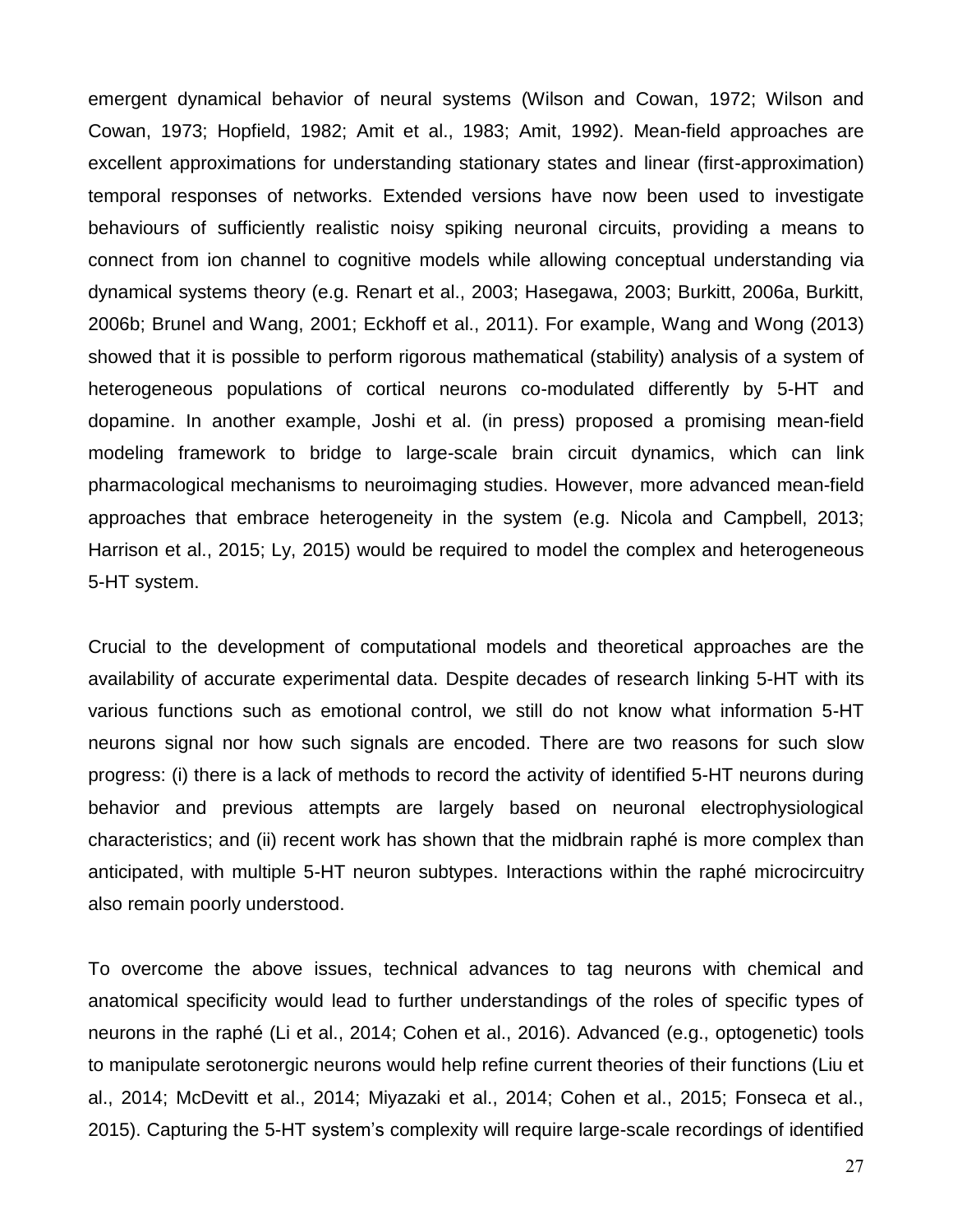emergent dynamical behavior of neural systems (Wilson and Cowan, 1972; Wilson and Cowan, 1973; Hopfield, 1982; Amit et al., 1983; Amit, 1992). Mean-field approaches are excellent approximations for understanding stationary states and linear (first-approximation) temporal responses of networks. Extended versions have now been used to investigate behaviours of sufficiently realistic noisy spiking neuronal circuits, providing a means to connect from ion channel to cognitive models while allowing conceptual understanding via dynamical systems theory (e.g. Renart et al., 2003; Hasegawa, 2003; Burkitt, 2006a, Burkitt, 2006b; Brunel and Wang, 2001; Eckhoff et al., 2011). For example, Wang and Wong (2013) showed that it is possible to perform rigorous mathematical (stability) analysis of a system of heterogeneous populations of cortical neurons co-modulated differently by 5-HT and dopamine. In another example, Joshi et al. (in press) proposed a promising mean-field modeling framework to bridge to large-scale brain circuit dynamics, which can link pharmacological mechanisms to neuroimaging studies. However, more advanced mean-field approaches that embrace heterogeneity in the system (e.g. Nicola and Campbell, 2013; Harrison et al., 2015; Ly, 2015) would be required to model the complex and heterogeneous 5-HT system.

Crucial to the development of computational models and theoretical approaches are the availability of accurate experimental data. Despite decades of research linking 5-HT with its various functions such as emotional control, we still do not know what information 5-HT neurons signal nor how such signals are encoded. There are two reasons for such slow progress: (i) there is a lack of methods to record the activity of identified 5-HT neurons during behavior and previous attempts are largely based on neuronal electrophysiological characteristics; and (ii) recent work has shown that the midbrain raphé is more complex than anticipated, with multiple 5-HT neuron subtypes. Interactions within the raphé microcircuitry also remain poorly understood.

To overcome the above issues, technical advances to tag neurons with chemical and anatomical specificity would lead to further understandings of the roles of specific types of neurons in the raphé (Li et al., 2014; Cohen et al., 2016). Advanced (e.g., optogenetic) tools to manipulate serotonergic neurons would help refine current theories of their functions (Liu et al., 2014; McDevitt et al., 2014; Miyazaki et al., 2014; Cohen et al., 2015; Fonseca et al., 2015). Capturing the 5-HT system's complexity will require large-scale recordings of identified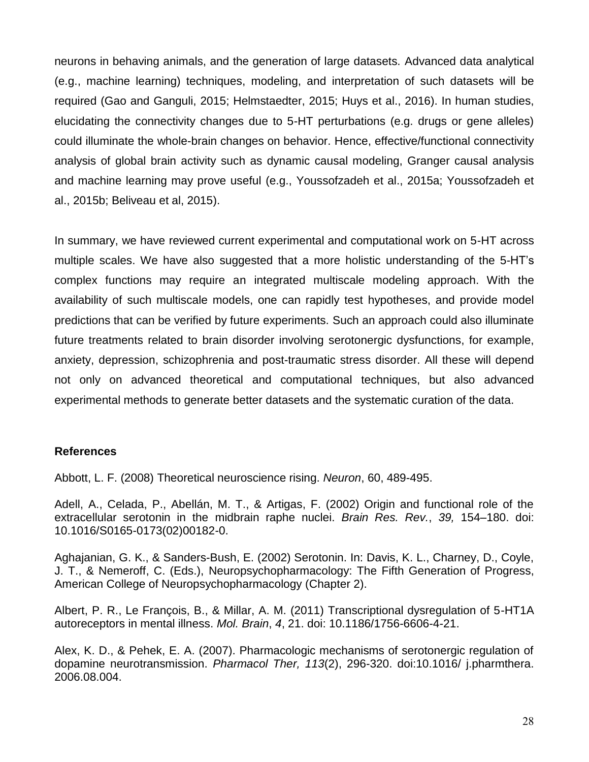neurons in behaving animals, and the generation of large datasets. Advanced data analytical (e.g., machine learning) techniques, modeling, and interpretation of such datasets will be required (Gao and Ganguli, 2015; Helmstaedter, 2015; Huys et al., 2016). In human studies, elucidating the connectivity changes due to 5-HT perturbations (e.g. drugs or gene alleles) could illuminate the whole-brain changes on behavior. Hence, effective/functional connectivity analysis of global brain activity such as dynamic causal modeling, Granger causal analysis and machine learning may prove useful (e.g., Youssofzadeh et al., 2015a; Youssofzadeh et al., 2015b; Beliveau et al, 2015).

In summary, we have reviewed current experimental and computational work on 5-HT across multiple scales. We have also suggested that a more holistic understanding of the 5-HT's complex functions may require an integrated multiscale modeling approach. With the availability of such multiscale models, one can rapidly test hypotheses, and provide model predictions that can be verified by future experiments. Such an approach could also illuminate future treatments related to brain disorder involving serotonergic dysfunctions, for example, anxiety, depression, schizophrenia and post-traumatic stress disorder. All these will depend not only on advanced theoretical and computational techniques, but also advanced experimental methods to generate better datasets and the systematic curation of the data.

## References

Abbott, L. F. (2008) Theoretical neuroscience rising. *Neuron*, 60, 489-495.

Adell, A., Celada, P., Abellán, M. T., & Artigas, F. (2002) Origin and functional role of the extracellular serotonin in the midbrain raphe nuclei. *Brain Res. Rev.*, *39,* 154–180. doi: 10.1016/S0165-0173(02)00182-0.

Aghajanian, G. K., & Sanders-Bush, E. (2002) Serotonin. In: Davis, K. L., Charney, D., Coyle, J. T., & Nemeroff, C. (Eds.), Neuropsychopharmacology: The Fifth Generation of Progress, American College of Neuropsychopharmacology (Chapter 2).

Albert, P. R., Le François, B., & Millar, A. M. (2011) Transcriptional dysregulation of 5-HT1A autoreceptors in mental illness. *Mol. Brain*, *4*, 21. doi: 10.1186/1756-6606-4-21.

Alex, K. D., & Pehek, E. A. (2007). Pharmacologic mechanisms of serotonergic regulation of dopamine neurotransmission. *Pharmacol Ther, 113*(2), 296-320. doi:10.1016/ j.pharmthera. 2006.08.004.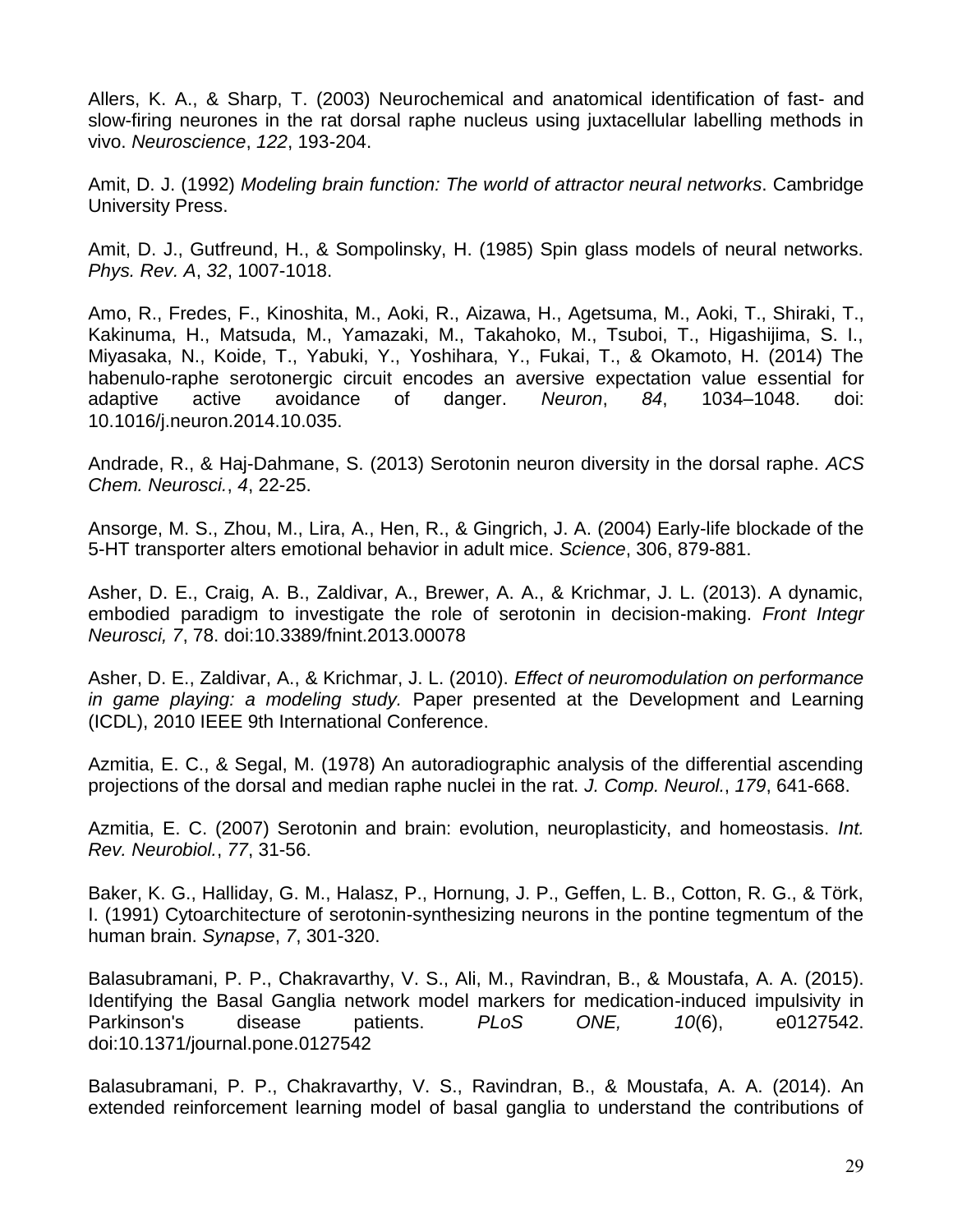Allers, K. A., & Sharp, T. (2003) Neurochemical and anatomical identification of fast- and slow-firing neurones in the rat dorsal raphe nucleus using juxtacellular labelling methods in vivo. *Neuroscience*, *122*, 193-204.

Amit, D. J. (1992) *Modeling brain function: The world of attractor neural networks*. Cambridge University Press.

Amit, D. J., Gutfreund, H., & Sompolinsky, H. (1985) Spin glass models of neural networks. *Phys. Rev. A*, *32*, 1007-1018.

Amo, R., Fredes, F., Kinoshita, M., Aoki, R., Aizawa, H., Agetsuma, M., Aoki, T., Shiraki, T., Kakinuma, H., Matsuda, M., Yamazaki, M., Takahoko, M., Tsuboi, T., Higashijima, S. I., Miyasaka, N., Koide, T., Yabuki, Y., Yoshihara, Y., Fukai, T., & Okamoto, H. (2014) The habenulo-raphe serotonergic circuit encodes an aversive expectation value essential for adaptive active avoidance of danger. *Neuron*, *84*, 1034–1048. doi: 10.1016/j.neuron.2014.10.035.

Andrade, R., & Haj-Dahmane, S. (2013) Serotonin neuron diversity in the dorsal raphe. *ACS Chem. Neurosci.*, *4*, 22-25.

Ansorge, M. S., Zhou, M., Lira, A., Hen, R., & Gingrich, J. A. (2004) Early-life blockade of the 5-HT transporter alters emotional behavior in adult mice. *Science*, 306, 879-881.

Asher, D. E., Craig, A. B., Zaldivar, A., Brewer, A. A., & Krichmar, J. L. (2013). A dynamic, embodied paradigm to investigate the role of serotonin in decision-making. *Front Integr Neurosci, 7*, 78. doi:10.3389/fnint.2013.00078

Asher, D. E., Zaldivar, A., & Krichmar, J. L. (2010). *Effect of neuromodulation on performance in game playing: a modeling study.* Paper presented at the Development and Learning (ICDL), 2010 IEEE 9th International Conference.

Azmitia, E. C., & Segal, M. (1978) An autoradiographic analysis of the differential ascending projections of the dorsal and median raphe nuclei in the rat. *J. Comp. Neurol.*, *179*, 641-668.

Azmitia, E. C. (2007) Serotonin and brain: evolution, neuroplasticity, and homeostasis. *Int. Rev. Neurobiol.*, *77*, 31-56.

Baker, K. G., Halliday, G. M., Halasz, P., Hornung, J. P., Geffen, L. B., Cotton, R. G., & Törk, I. (1991) Cytoarchitecture of serotonin-synthesizing neurons in the pontine tegmentum of the human brain. *Synapse*, *7*, 301-320.

Balasubramani, P. P., Chakravarthy, V. S., Ali, M., Ravindran, B., & Moustafa, A. A. (2015). Identifying the Basal Ganglia network model markers for medication-induced impulsivity in Parkinson's disease patients. *PLoS ONE, 10*(6), e0127542. doi:10.1371/journal.pone.0127542

Balasubramani, P. P., Chakravarthy, V. S., Ravindran, B., & Moustafa, A. A. (2014). An extended reinforcement learning model of basal ganglia to understand the contributions of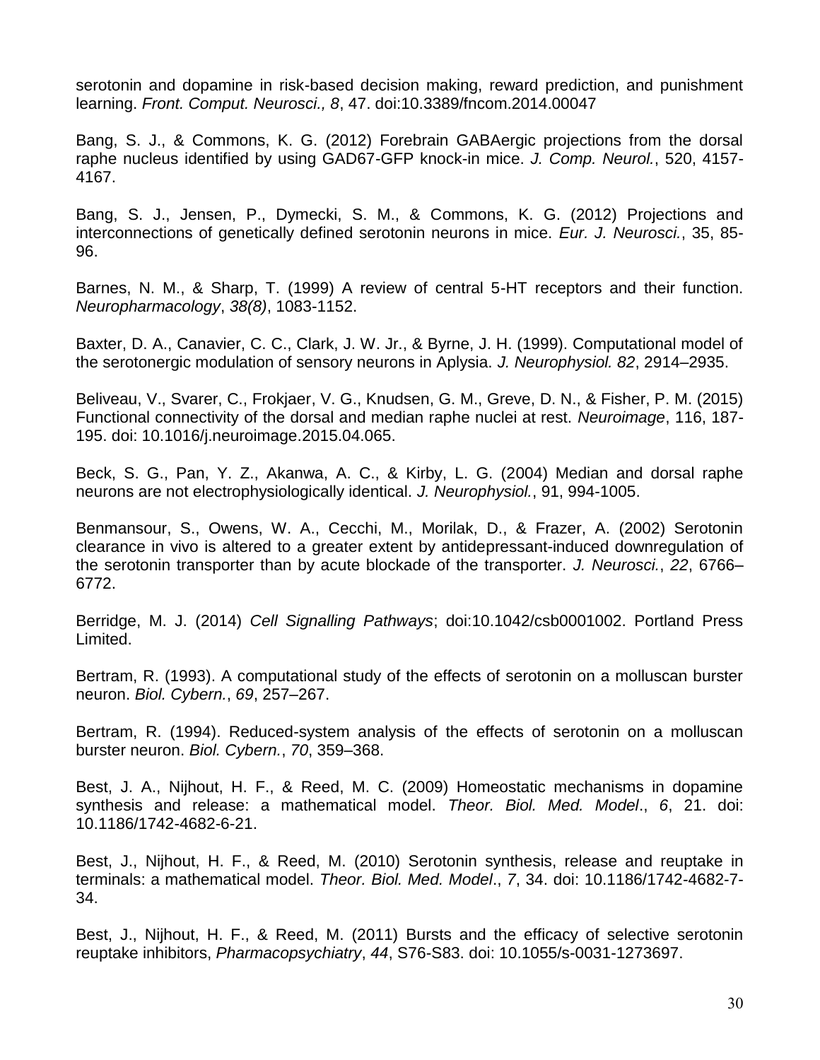serotonin and dopamine in risk-based decision making, reward prediction, and punishment learning. *Front. Comput. Neurosci., 8*, 47. doi:10.3389/fncom.2014.00047

Bang, S. J., & Commons, K. G. (2012) Forebrain GABAergic projections from the dorsal raphe nucleus identified by using GAD67-GFP knock-in mice. *J. Comp. Neurol.*, 520, 4157-4167.

Bang, S. J., Jensen, P., Dymecki, S. M., & Commons, K. G. (2012) Projections and interconnections of genetically defined serotonin neurons in mice. *Eur. J. Neurosci.*, 35, 85-96.

Barnes, N. M., & Sharp, T. (1999) A review of central 5-HT receptors and their function. *Neuropharmacology*, *38(8)*, 1083-1152.

Baxter, D. A., Canavier, C. C., Clark, J. W. Jr., & Byrne, J. H. (1999). Computational model of the serotonergic modulation of sensory neurons in Aplysia. *J. Neurophysiol. 82*, 2914–2935.

Beliveau, V., Svarer, C., Frokjaer, V. G., Knudsen, G. M., Greve, D. N., & Fisher, P. M. (2015) Functional connectivity of the dorsal and median raphe nuclei at rest. *Neuroimage*, 116, 187-195. doi: 10.1016/j.neuroimage.2015.04.065.

Beck, S. G., Pan, Y. Z., Akanwa, A. C., & Kirby, L. G. (2004) Median and dorsal raphe neurons are not electrophysiologically identical. *J. Neurophysiol.*, 91, 994-1005.

Benmansour, S., Owens, W. A., Cecchi, M., Morilak, D., & Frazer, A. (2002) Serotonin clearance in vivo is altered to a greater extent by antidepressant-induced downregulation of the serotonin transporter than by acute blockade of the transporter. *J. Neurosci.*, *22*, 6766–6772.

Berridge, M. J. (2014) *Cell Signalling Pathways*; doi:10.1042/csb0001002. Portland Press Limited.

Bertram, R. (1993). A computational study of the effects of serotonin on a molluscan burster neuron. *Biol. Cybern.*, *69*, 257–267.

Bertram, R. (1994). Reduced-system analysis of the effects of serotonin on a molluscan burster neuron. *Biol. Cybern.*, *70*, 359–368.

Best, J. A., Nijhout, H. F., & Reed, M. C. (2009) Homeostatic mechanisms in dopamine synthesis and release: a mathematical model. *Theor. Biol. Med. Model*., *6*, 21. doi: 10.1186/1742-4682-6-21.

Best, J., Nijhout, H. F., & Reed, M. (2010) Serotonin synthesis, release and reuptake in terminals: a mathematical model. *Theor. Biol. Med. Model*., *7*, 34. doi: 10.1186/1742-4682-7-34.

Best, J., Nijhout, H. F., & Reed, M. (2011) Bursts and the efficacy of selective serotonin reuptake inhibitors, *Pharmacopsychiatry*, *44*, S76-S83. doi: 10.1055/s-0031-1273697.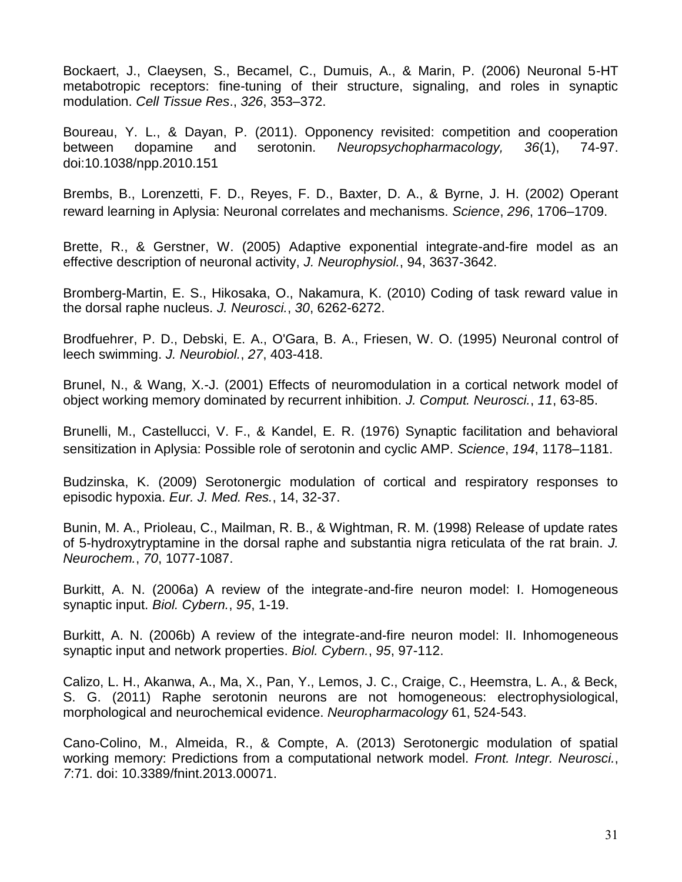Bockaert, J., Claeysen, S., Becamel, C., Dumuis, A., & Marin, P. (2006) Neuronal 5-HT metabotropic receptors: fine-tuning of their structure, signaling, and roles in synaptic modulation. *Cell Tissue Res*., *326*, 353–372.

Boureau, Y. L., & Dayan, P. (2011). Opponency revisited: competition and cooperation between dopamine and serotonin. *Neuropsychopharmacology, 36*(1), 74-97. doi:10.1038/npp.2010.151

Brembs, B., Lorenzetti, F. D., Reyes, F. D., Baxter, D. A., & Byrne, J. H. (2002) Operant reward learning in Aplysia: Neuronal correlates and mechanisms. *Science*, *296*, 1706–1709.

Brette, R., & Gerstner, W. (2005) Adaptive exponential integrate-and-fire model as an effective description of neuronal activity, *J. Neurophysiol.*, 94, 3637-3642.

Bromberg-Martin, E. S., Hikosaka, O., Nakamura, K. (2010) Coding of task reward value in the dorsal raphe nucleus. *J. Neurosci.*, *30*, 6262-6272.

Brodfuehrer, P. D., Debski, E. A., O'Gara, B. A., Friesen, W. O. (1995) Neuronal control of leech swimming. *J. Neurobiol.*, *27*, 403-418.

Brunel, N., & Wang, X.-J. (2001) Effects of neuromodulation in a cortical network model of object working memory dominated by recurrent inhibition. *J. Comput. Neurosci.*, *11*, 63-85.

Brunelli, M., Castellucci, V. F., & Kandel, E. R. (1976) Synaptic facilitation and behavioral sensitization in Aplysia: Possible role of serotonin and cyclic AMP. *Science*, *194*, 1178–1181.

Budzinska, K. (2009) Serotonergic modulation of cortical and respiratory responses to episodic hypoxia. *Eur. J. Med. Res.*, 14, 32-37.

Bunin, M. A., Prioleau, C., Mailman, R. B., & Wightman, R. M. (1998) Release of update rates of 5-hydroxytryptamine in the dorsal raphe and substantia nigra reticulata of the rat brain. *J. Neurochem.*, *70*, 1077-1087.

Burkitt, A. N. (2006a) A review of the integrate-and-fire neuron model: I. Homogeneous synaptic input. *Biol. Cybern.*, *95*, 1-19.

Burkitt, A. N. (2006b) A review of the integrate-and-fire neuron model: II. Inhomogeneous synaptic input and network properties. *Biol. Cybern.*, *95*, 97-112.

Calizo, L. H., Akanwa, A., Ma, X., Pan, Y., Lemos, J. C., Craige, C., Heemstra, L. A., & Beck, S. G. (2011) Raphe serotonin neurons are not homogeneous: electrophysiological, morphological and neurochemical evidence. *Neuropharmacology* 61, 524-543.

Cano-Colino, M., Almeida, R., & Compte, A. (2013) Serotonergic modulation of spatial working memory: Predictions from a computational network model. *Front. Integr. Neurosci.*, *7*:71. doi: 10.3389/fnint.2013.00071.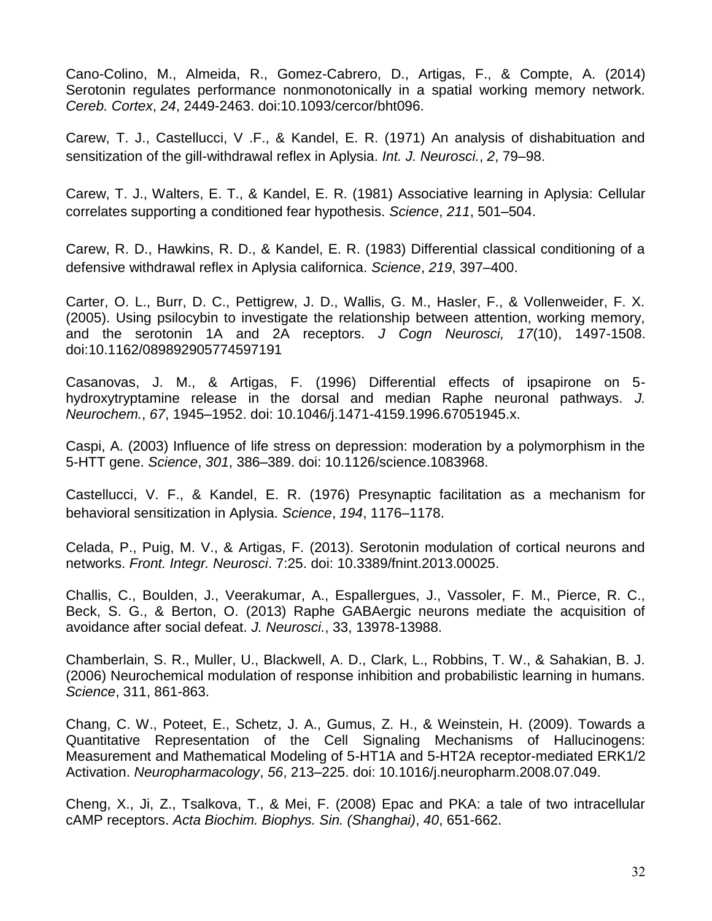Cano-Colino, M., Almeida, R., Gomez-Cabrero, D., Artigas, F., & Compte, A. (2014) Serotonin regulates performance nonmonotonically in a spatial working memory network. *Cereb. Cortex*, *24*, 2449-2463. doi:10.1093/cercor/bht096.

Carew, T. J., Castellucci, V .F., & Kandel, E. R. (1971) An analysis of dishabituation and sensitization of the gill-withdrawal reflex in Aplysia. *Int. J. Neurosci.*, *2*, 79–98.

Carew, T. J., Walters, E. T., & Kandel, E. R. (1981) Associative learning in Aplysia: Cellular correlates supporting a conditioned fear hypothesis. *Science*, *211*, 501–504.

Carew, R. D., Hawkins, R. D., & Kandel, E. R. (1983) Differential classical conditioning of a defensive withdrawal reflex in Aplysia californica. *Science*, *219*, 397–400.

Carter, O. L., Burr, D. C., Pettigrew, J. D., Wallis, G. M., Hasler, F., & Vollenweider, F. X. (2005). Using psilocybin to investigate the relationship between attention, working memory, and the serotonin 1A and 2A receptors. *J Cogn Neurosci, 17*(10), 1497-1508. doi:10.1162/089892905774597191

Casanovas, J. M., & Artigas, F. (1996) Differential effects of ipsapirone on 5-hydroxytryptamine release in the dorsal and median Raphe neuronal pathways. *J. Neurochem.*, *67*, 1945–1952. doi: 10.1046/j.1471-4159.1996.67051945.x.

Caspi, A. (2003) Influence of life stress on depression: moderation by a polymorphism in the 5-HTT gene. *Science*, *301*, 386–389. doi: 10.1126/science.1083968.

Castellucci, V. F., & Kandel, E. R. (1976) Presynaptic facilitation as a mechanism for behavioral sensitization in Aplysia. *Science*, *194*, 1176–1178.

Celada, P., Puig, M. V., & Artigas, F. (2013). Serotonin modulation of cortical neurons and networks. *Front. Integr. Neurosci*. 7:25. doi: 10.3389/fnint.2013.00025.

Challis, C., Boulden, J., Veerakumar, A., Espallergues, J., Vassoler, F. M., Pierce, R. C., Beck, S. G., & Berton, O. (2013) Raphe GABAergic neurons mediate the acquisition of avoidance after social defeat. *J. Neurosci.*, 33, 13978-13988.

Chamberlain, S. R., Muller, U., Blackwell, A. D., Clark, L., Robbins, T. W., & Sahakian, B. J. (2006) Neurochemical modulation of response inhibition and probabilistic learning in humans. *Science*, 311, 861-863.

Chang, C. W., Poteet, E., Schetz, J. A., Gumus, Z. H., & Weinstein, H. (2009). Towards a Quantitative Representation of the Cell Signaling Mechanisms of Hallucinogens: Measurement and Mathematical Modeling of 5-HT1A and 5-HT2A receptor-mediated ERK1/2 Activation. *Neuropharmacology*, *56*, 213–225. doi: 10.1016/j.neuropharm.2008.07.049.

Cheng, X., Ji, Z., Tsalkova, T., & Mei, F. (2008) Epac and PKA: a tale of two intracellular cAMP receptors. *Acta Biochim. Biophys. Sin. (Shanghai)*, *40*, 651-662.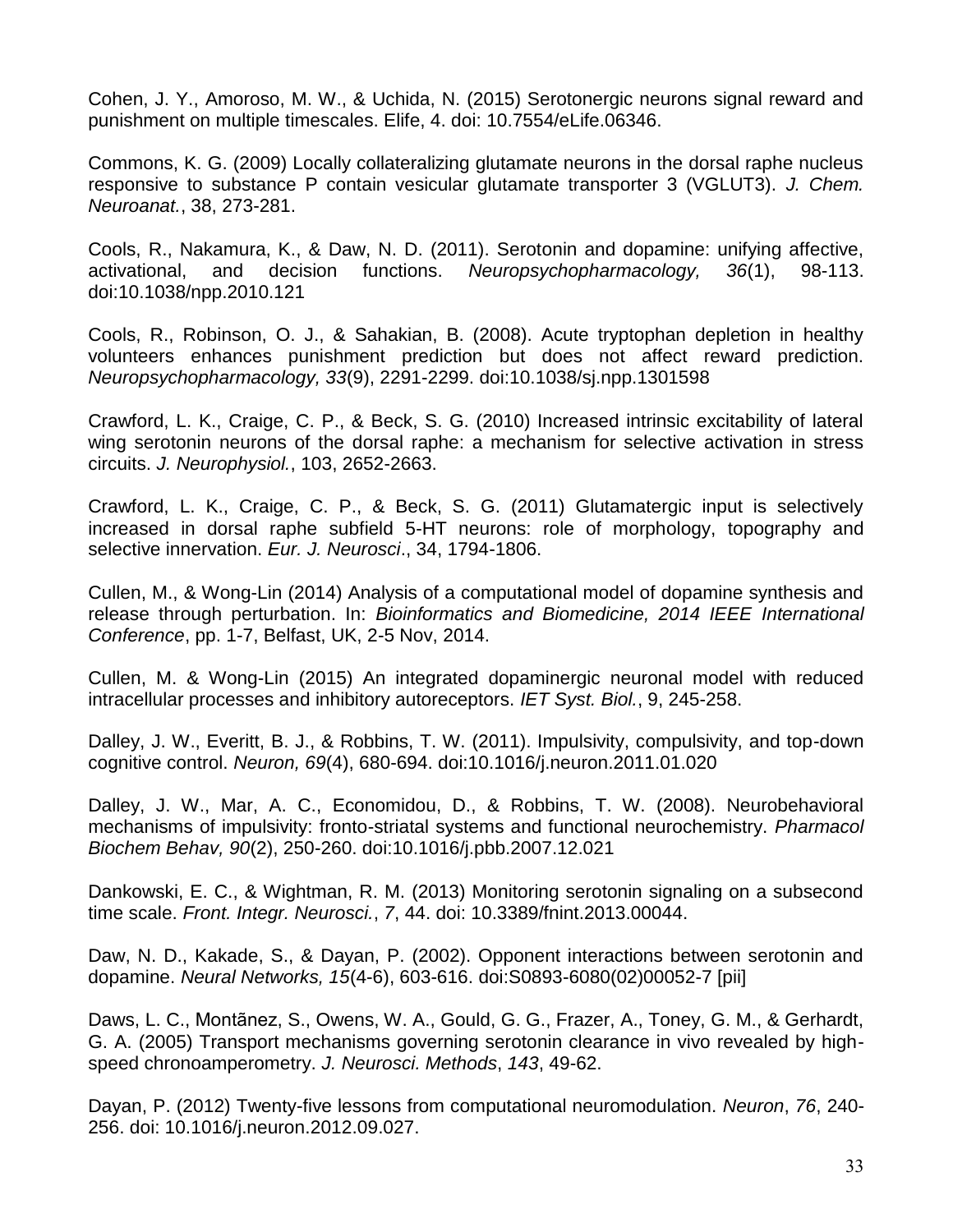Cohen, J. Y., Amoroso, M. W., & Uchida, N. (2015) Serotonergic neurons signal reward and punishment on multiple timescales. Elife, 4. doi: 10.7554/eLife.06346.

Commons, K. G. (2009) Locally collateralizing glutamate neurons in the dorsal raphe nucleus responsive to substance P contain vesicular glutamate transporter 3 (VGLUT3). *J. Chem. Neuroanat.*, 38, 273-281.

Cools, R., Nakamura, K., & Daw, N. D. (2011). Serotonin and dopamine: unifying affective, activational, and decision functions. *Neuropsychopharmacology, 36*(1), 98-113. doi:10.1038/npp.2010.121

Cools, R., Robinson, O. J., & Sahakian, B. (2008). Acute tryptophan depletion in healthy volunteers enhances punishment prediction but does not affect reward prediction. *Neuropsychopharmacology, 33*(9), 2291-2299. doi:10.1038/sj.npp.1301598

Crawford, L. K., Craige, C. P., & Beck, S. G. (2010) Increased intrinsic excitability of lateral wing serotonin neurons of the dorsal raphe: a mechanism for selective activation in stress circuits. *J. Neurophysiol.*, 103, 2652-2663.

Crawford, L. K., Craige, C. P., & Beck, S. G. (2011) Glutamatergic input is selectively increased in dorsal raphe subfield 5-HT neurons: role of morphology, topography and selective innervation. *Eur. J. Neurosci*., 34, 1794-1806.

Cullen, M., & Wong-Lin (2014) Analysis of a computational model of dopamine synthesis and release through perturbation. In: *Bioinformatics and Biomedicine, 2014 IEEE International Conference*, pp. 1-7, Belfast, UK, 2-5 Nov, 2014.

Cullen, M. & Wong-Lin (2015) An integrated dopaminergic neuronal model with reduced intracellular processes and inhibitory autoreceptors. *IET Syst. Biol.*, 9, 245-258.

Dalley, J. W., Everitt, B. J., & Robbins, T. W. (2011). Impulsivity, compulsivity, and top-down cognitive control. *Neuron, 69*(4), 680-694. doi:10.1016/j.neuron.2011.01.020

Dalley, J. W., Mar, A. C., Economidou, D., & Robbins, T. W. (2008). Neurobehavioral mechanisms of impulsivity: fronto-striatal systems and functional neurochemistry. *Pharmacol Biochem Behav, 90*(2), 250-260. doi:10.1016/j.pbb.2007.12.021

Dankowski, E. C., & Wightman, R. M. (2013) Monitoring serotonin signaling on a subsecond time scale. *Front. Integr. Neurosci.*, *7*, 44. doi: 10.3389/fnint.2013.00044.

Daw, N. D., Kakade, S., & Dayan, P. (2002). Opponent interactions between serotonin and dopamine. *Neural Networks, 15*(4-6), 603-616. doi:S0893-6080(02)00052-7 [pii]

Daws, L. C., Montãnez, S., Owens, W. A., Gould, G. G., Frazer, A., Toney, G. M., & Gerhardt, G. A. (2005) Transport mechanisms governing serotonin clearance in vivo revealed by high-speed chronoamperometry. *J. Neurosci. Methods*, *143*, 49-62.

Dayan, P. (2012) Twenty-five lessons from computational neuromodulation. *Neuron*, *76*, 240-256. doi: 10.1016/j.neuron.2012.09.027.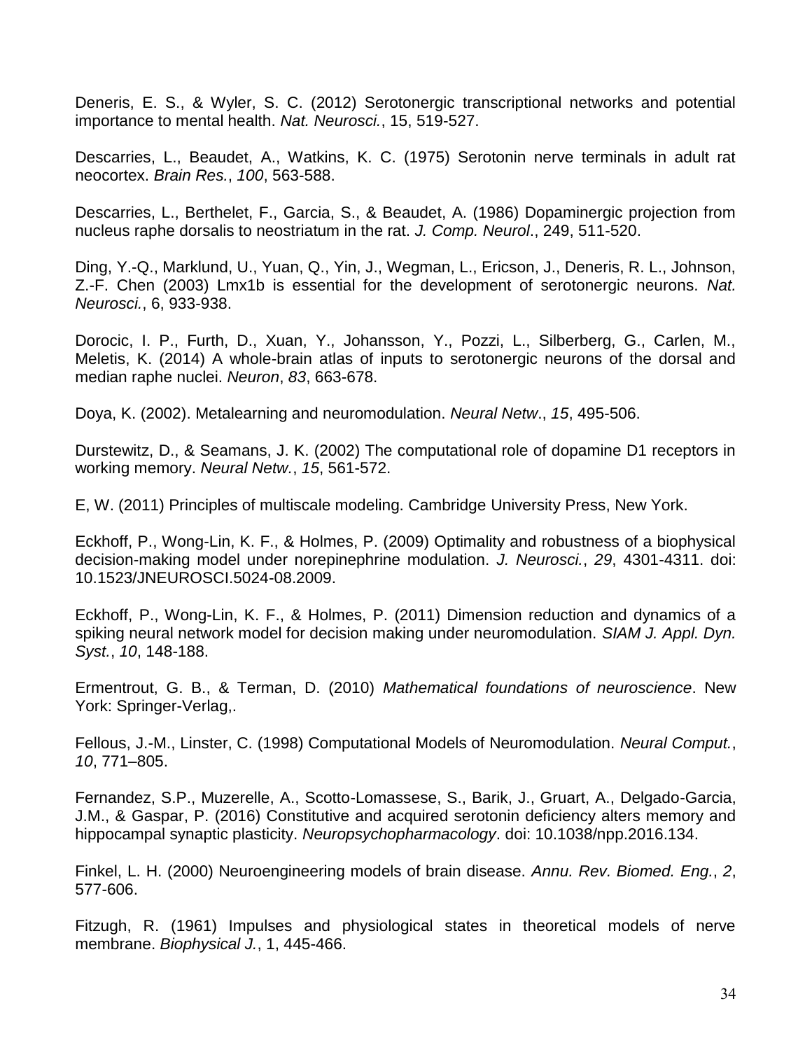Deneris, E. S., & Wyler, S. C. (2012) Serotonergic transcriptional networks and potential importance to mental health. *Nat. Neurosci.*, 15, 519-527.

Descarries, L., Beaudet, A., Watkins, K. C. (1975) Serotonin nerve terminals in adult rat neocortex. *Brain Res.*, *100*, 563-588.

Descarries, L., Berthelet, F., Garcia, S., & Beaudet, A. (1986) Dopaminergic projection from nucleus raphe dorsalis to neostriatum in the rat. *J. Comp. Neurol*., 249, 511-520.

Ding, Y.-Q., Marklund, U., Yuan, Q., Yin, J., Wegman, L., Ericson, J., Deneris, R. L., Johnson, Z.-F. Chen (2003) Lmx1b is essential for the development of serotonergic neurons. *Nat. Neurosci.*, 6, 933-938.

Dorocic, I. P., Furth, D., Xuan, Y., Johansson, Y., Pozzi, L., Silberberg, G., Carlen, M., Meletis, K. (2014) A whole-brain atlas of inputs to serotonergic neurons of the dorsal and median raphe nuclei. *Neuron*, *83*, 663-678.

Doya, K. (2002). Metalearning and neuromodulation. *Neural Netw*., *15*, 495-506.

Durstewitz, D., & Seamans, J. K. (2002) The computational role of dopamine D1 receptors in working memory. *Neural Netw.*, *15*, 561-572.

E, W. (2011) Principles of multiscale modeling. Cambridge University Press, New York.

Eckhoff, P., Wong-Lin, K. F., & Holmes, P. (2009) Optimality and robustness of a biophysical decision-making model under norepinephrine modulation. *J. Neurosci.*, *29*, 4301-4311. doi: 10.1523/JNEUROSCI.5024-08.2009.

Eckhoff, P., Wong-Lin, K. F., & Holmes, P. (2011) Dimension reduction and dynamics of a spiking neural network model for decision making under neuromodulation. *SIAM J. Appl. Dyn. Syst.*, *10*, 148-188.

Ermentrout, G. B., & Terman, D. (2010) *Mathematical foundations of neuroscience*. New York: Springer-Verlag,.

Fellous, J.-M., Linster, C. (1998) Computational Models of Neuromodulation. *Neural Comput.*, *10*, 771–805.

Fernandez, S.P., Muzerelle, A., Scotto-Lomassese, S., Barik, J., Gruart, A., Delgado-Garcia, J.M., & Gaspar, P. (2016) Constitutive and acquired serotonin deficiency alters memory and hippocampal synaptic plasticity. *Neuropsychopharmacology*. doi: 10.1038/npp.2016.134.

Finkel, L. H. (2000) Neuroengineering models of brain disease. *Annu. Rev. Biomed. Eng.*, *2*, 577-606.

Fitzugh, R. (1961) Impulses and physiological states in theoretical models of nerve membrane. *Biophysical J.*, 1, 445-466.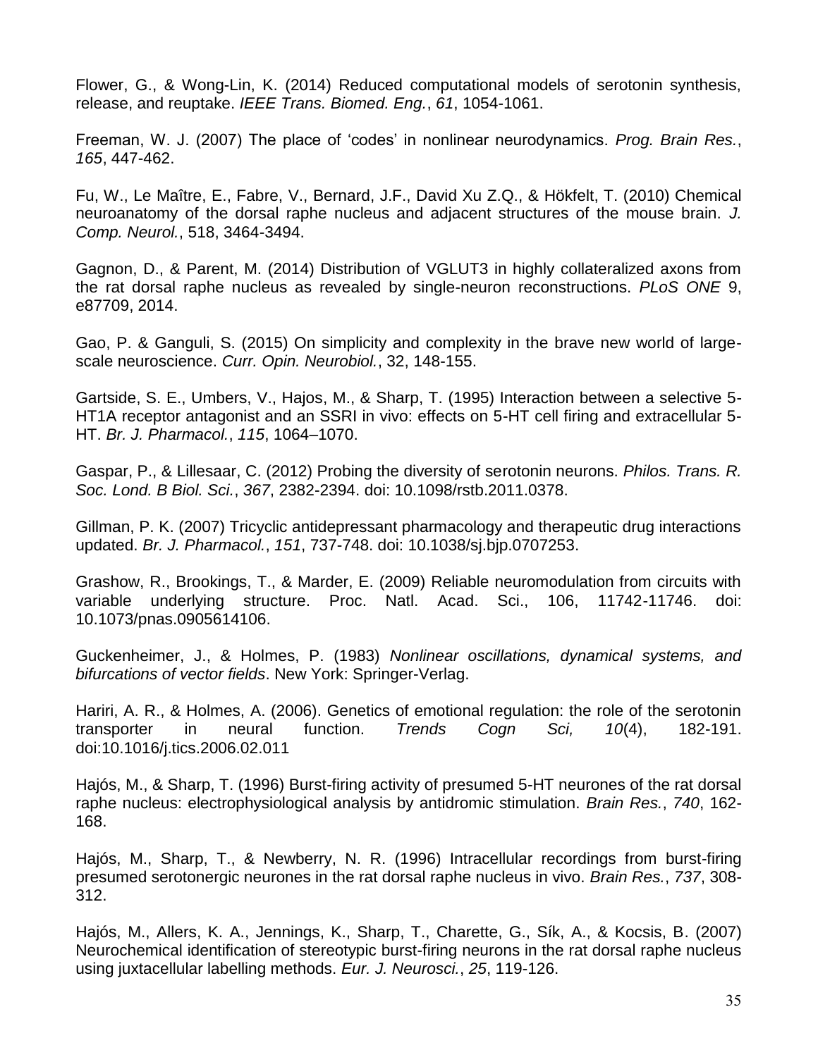Flower, G., & Wong-Lin, K. (2014) Reduced computational models of serotonin synthesis, release, and reuptake. *IEEE Trans. Biomed. Eng.*, *61*, 1054-1061.

Freeman, W. J. (2007) The place of 'codes' in nonlinear neurodynamics. *Prog. Brain Res.*, *165*, 447-462.

Fu, W., Le Maître, E., Fabre, V., Bernard, J.F., David Xu Z.Q., & Hökfelt, T. (2010) Chemical neuroanatomy of the dorsal raphe nucleus and adjacent structures of the mouse brain. *J. Comp. Neurol.*, 518, 3464-3494.

Gagnon, D., & Parent, M. (2014) Distribution of VGLUT3 in highly collateralized axons from the rat dorsal raphe nucleus as revealed by single-neuron reconstructions. *PLoS ONE* 9, e87709, 2014.

Gao, P. & Ganguli, S. (2015) On simplicity and complexity in the brave new world of large-scale neuroscience. *Curr. Opin. Neurobiol.*, 32, 148-155.

Gartside, S. E., Umbers, V., Hajos, M., & Sharp, T. (1995) Interaction between a selective 5-HT1A receptor antagonist and an SSRI in vivo: effects on 5-HT cell firing and extracellular 5-HT. *Br. J. Pharmacol.*, *115*, 1064–1070.

Gaspar, P., & Lillesaar, C. (2012) Probing the diversity of serotonin neurons. *Philos. Trans. R. Soc. Lond. B Biol. Sci.*, *367*, 2382-2394. doi: 10.1098/rstb.2011.0378.

Gillman, P. K. (2007) Tricyclic antidepressant pharmacology and therapeutic drug interactions updated. *Br. J. Pharmacol.*, *151*, 737-748. doi: 10.1038/sj.bjp.0707253.

Grashow, R., Brookings, T., & Marder, E. (2009) Reliable neuromodulation from circuits with variable underlying structure. Proc. Natl. Acad. Sci., 106, 11742-11746. doi: 10.1073/pnas.0905614106.

Guckenheimer, J., & Holmes, P. (1983) *Nonlinear oscillations, dynamical systems, and bifurcations of vector fields*. New York: Springer-Verlag.

Hariri, A. R., & Holmes, A. (2006). Genetics of emotional regulation: the role of the serotonin transporter in neural function. *Trends Cogn Sci, 10*(4), 182-191. doi:10.1016/j.tics.2006.02.011

Hajós, M., & Sharp, T. (1996) Burst-firing activity of presumed 5-HT neurones of the rat dorsal raphe nucleus: electrophysiological analysis by antidromic stimulation. *Brain Res.*, *740*, 162-168.

Hajós, M., Sharp, T., & Newberry, N. R. (1996) Intracellular recordings from burst-firing presumed serotonergic neurones in the rat dorsal raphe nucleus in vivo. *Brain Res.*, *737*, 308-312.

Hajós, M., Allers, K. A., Jennings, K., Sharp, T., Charette, G., Sík, A., & Kocsis, B. (2007) Neurochemical identification of stereotypic burst-firing neurons in the rat dorsal raphe nucleus using juxtacellular labelling methods. *Eur. J. Neurosci.*, *25*, 119-126.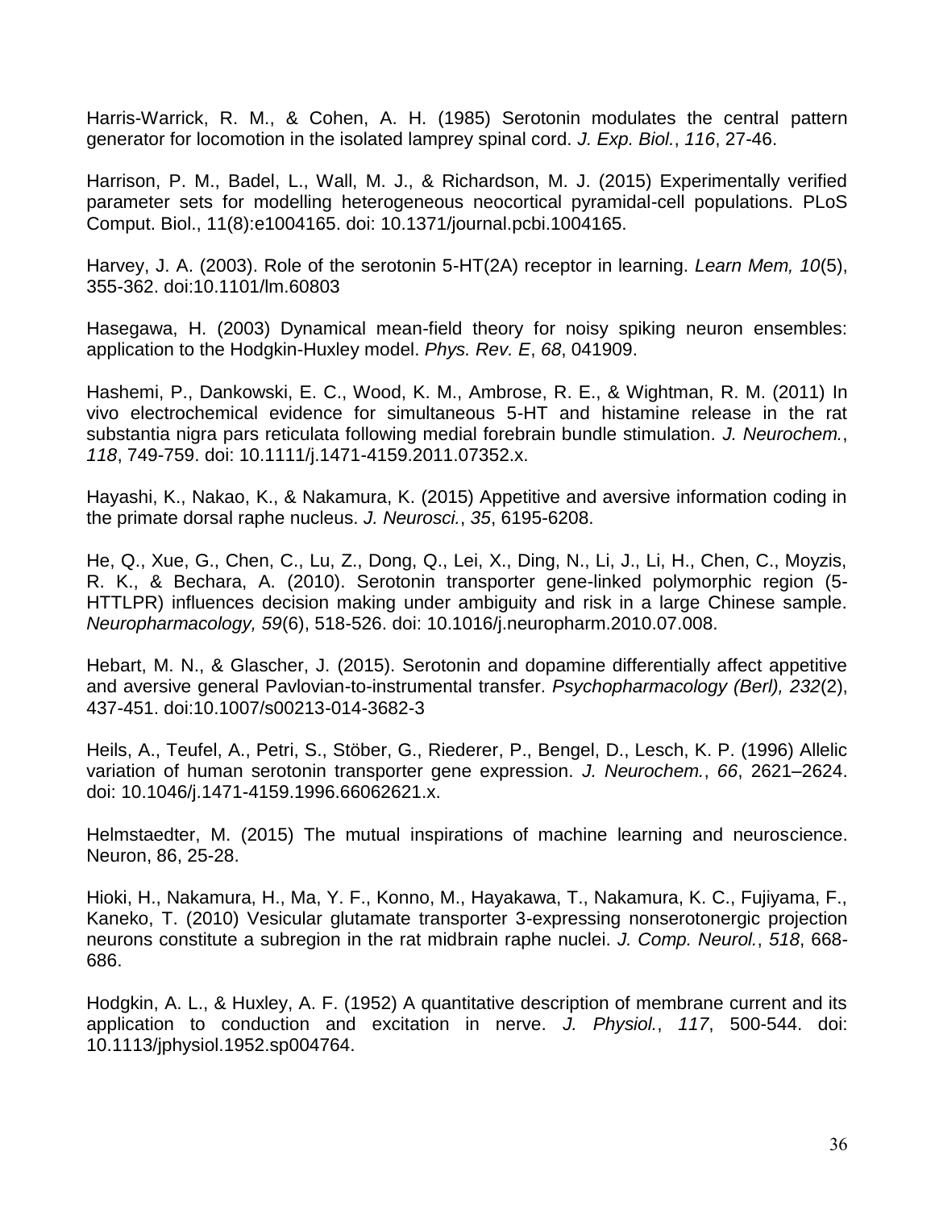Harris-Warrick, R. M., & Cohen, A. H. (1985) Serotonin modulates the central pattern generator for locomotion in the isolated lamprey spinal cord. *J. Exp. Biol.*, *116*, 27-46.

Harrison, P. M., Badel, L., Wall, M. J., & Richardson, M. J. (2015) Experimentally verified parameter sets for modelling heterogeneous neocortical pyramidal-cell populations. PLoS Comput. Biol., 11(8):e1004165. doi: 10.1371/journal.pcbi.1004165.

Harvey, J. A. (2003). Role of the serotonin 5-HT(2A) receptor in learning. *Learn Mem, 10*(5), 355-362. doi:10.1101/lm.60803

Hasegawa, H. (2003) Dynamical mean-field theory for noisy spiking neuron ensembles: application to the Hodgkin-Huxley model. *Phys. Rev. E*, *68*, 041909.

Hashemi, P., Dankowski, E. C., Wood, K. M., Ambrose, R. E., & Wightman, R. M. (2011) In vivo electrochemical evidence for simultaneous 5-HT and histamine release in the rat substantia nigra pars reticulata following medial forebrain bundle stimulation. *J. Neurochem.*, *118*, 749-759. doi: 10.1111/j.1471-4159.2011.07352.x.

Hayashi, K., Nakao, K., & Nakamura, K. (2015) Appetitive and aversive information coding in the primate dorsal raphe nucleus. *J. Neurosci.*, *35*, 6195-6208.

He, Q., Xue, G., Chen, C., Lu, Z., Dong, Q., Lei, X., Ding, N., Li, J., Li, H., Chen, C., Moyzis, R. K., & Bechara, A. (2010). Serotonin transporter gene-linked polymorphic region (5-HTTLPR) influences decision making under ambiguity and risk in a large Chinese sample. *Neuropharmacology, 59*(6), 518-526. doi: 10.1016/j.neuropharm.2010.07.008.

Hebart, M. N., & Glascher, J. (2015). Serotonin and dopamine differentially affect appetitive and aversive general Pavlovian-to-instrumental transfer. *Psychopharmacology (Berl), 232*(2), 437-451. doi:10.1007/s00213-014-3682-3

Heils, A., Teufel, A., Petri, S., Stöber, G., Riederer, P., Bengel, D., Lesch, K. P. (1996) Allelic variation of human serotonin transporter gene expression. *J. Neurochem.*, *66*, 2621–2624. doi: 10.1046/j.1471-4159.1996.66062621.x.

Helmstaedter, M. (2015) The mutual inspirations of machine learning and neuroscience. Neuron, 86, 25-28.

Hioki, H., Nakamura, H., Ma, Y. F., Konno, M., Hayakawa, T., Nakamura, K. C., Fujiyama, F., Kaneko, T. (2010) Vesicular glutamate transporter 3-expressing nonserotonergic projection neurons constitute a subregion in the rat midbrain raphe nuclei. *J. Comp. Neurol.*, *518*, 668-686.

Hodgkin, A. L., & Huxley, A. F. (1952) A quantitative description of membrane current and its application to conduction and excitation in nerve. *J. Physiol.*, *117*, 500-544. doi: 10.1113/jphysiol.1952.sp004764.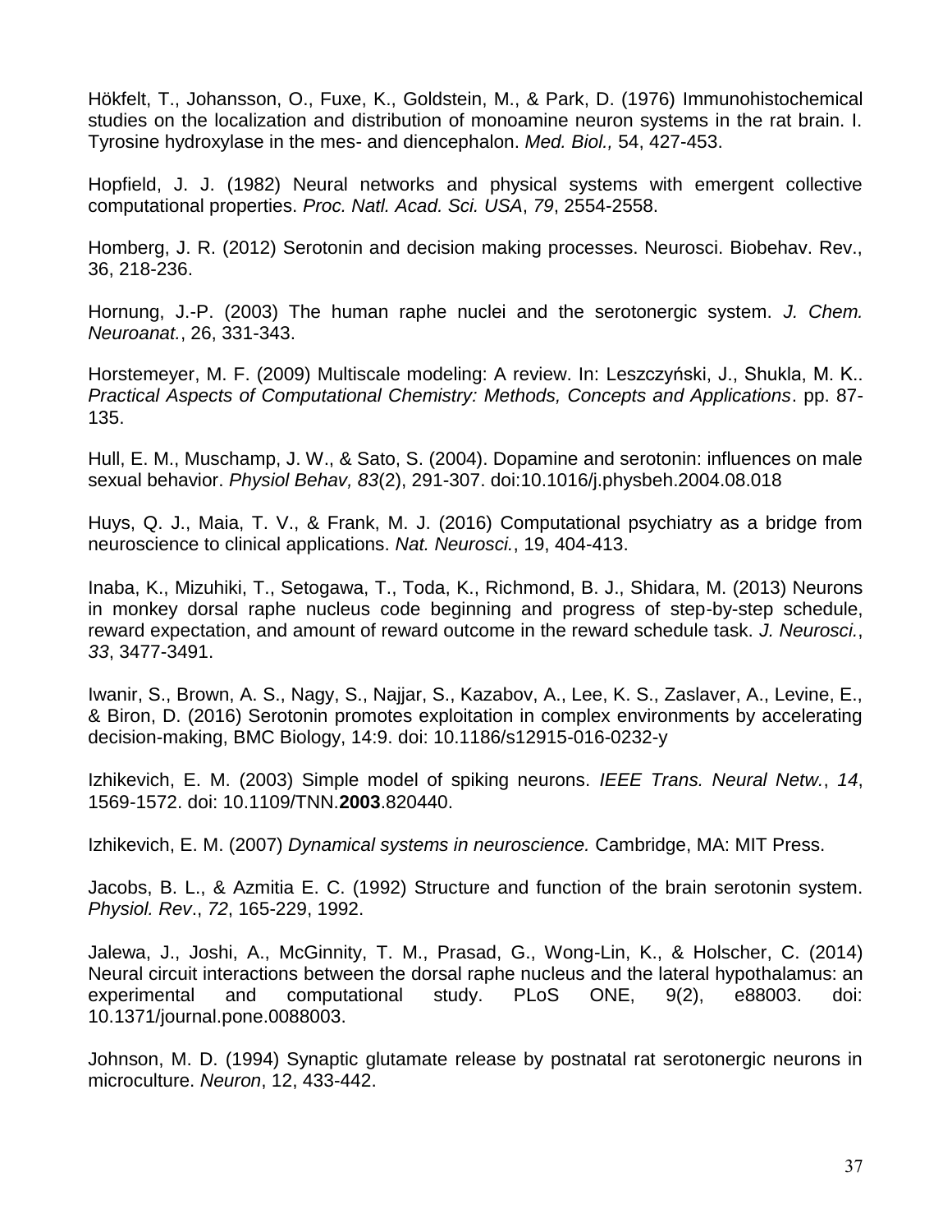Hökfelt, T., Johansson, O., Fuxe, K., Goldstein, M., & Park, D. (1976) Immunohistochemical studies on the localization and distribution of monoamine neuron systems in the rat brain. I. Tyrosine hydroxylase in the mes- and diencephalon. *Med. Biol.,* 54, 427-453.

Hopfield, J. J. (1982) Neural networks and physical systems with emergent collective computational properties. *Proc. Natl. Acad. Sci. USA*, *79*, 2554-2558.

Homberg, J. R. (2012) Serotonin and decision making processes. Neurosci. Biobehav. Rev., 36, 218-236.

Hornung, J.-P. (2003) The human raphe nuclei and the serotonergic system. *J. Chem. Neuroanat.*, 26, 331-343.

Horstemeyer, M. F. (2009) Multiscale modeling: A review. In: Leszczyński, J., Shukla, M. K.. *Practical Aspects of Computational Chemistry: Methods, Concepts and Applications*. pp. 87-135.

Hull, E. M., Muschamp, J. W., & Sato, S. (2004). Dopamine and serotonin: influences on male sexual behavior. *Physiol Behav, 83*(2), 291-307. doi:10.1016/j.physbeh.2004.08.018

Huys, Q. J., Maia, T. V., & Frank, M. J. (2016) Computational psychiatry as a bridge from neuroscience to clinical applications. *Nat. Neurosci.*, 19, 404-413.

Inaba, K., Mizuhiki, T., Setogawa, T., Toda, K., Richmond, B. J., Shidara, M. (2013) Neurons in monkey dorsal raphe nucleus code beginning and progress of step-by-step schedule, reward expectation, and amount of reward outcome in the reward schedule task. *J. Neurosci.*, *33*, 3477-3491.

Iwanir, S., Brown, A. S., Nagy, S., Najjar, S., Kazabov, A., Lee, K. S., Zaslaver, A., Levine, E., & Biron, D. (2016) Serotonin promotes exploitation in complex environments by accelerating decision-making, BMC Biology, 14:9. doi: 10.1186/s12915-016-0232-y

Izhikevich, E. M. (2003) Simple model of spiking neurons. *IEEE Trans. Neural Netw.*, *14*, 1569-1572. doi: 10.1109/TNN.**2003**.820440.

Izhikevich, E. M. (2007) *Dynamical systems in neuroscience.* Cambridge, MA: MIT Press.

Jacobs, B. L., & Azmitia E. C. (1992) Structure and function of the brain serotonin system. *Physiol. Rev*., *72*, 165-229, 1992.

Jalewa, J., Joshi, A., McGinnity, T. M., Prasad, G., Wong-Lin, K., & Holscher, C. (2014) Neural circuit interactions between the dorsal raphe nucleus and the lateral hypothalamus: an experimental and computational study. PLoS ONE, 9(2), e88003. doi: 10.1371/journal.pone.0088003.

Johnson, M. D. (1994) Synaptic glutamate release by postnatal rat serotonergic neurons in microculture. *Neuron*, 12, 433-442.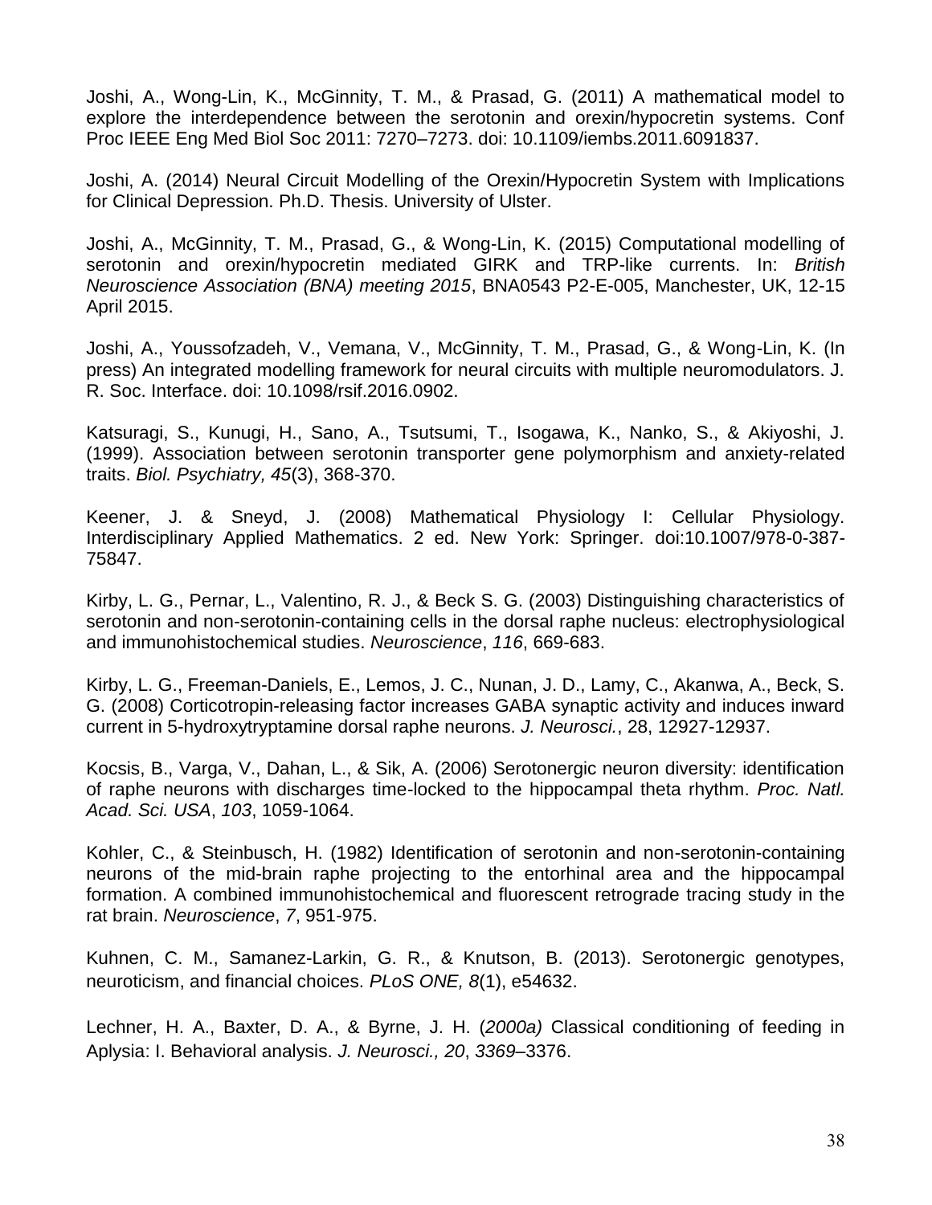Joshi, A., Wong-Lin, K., McGinnity, T. M., & Prasad, G. (2011) A mathematical model to explore the interdependence between the serotonin and orexin/hypocretin systems. Conf Proc IEEE Eng Med Biol Soc 2011: 7270–7273. doi: 10.1109/iembs.2011.6091837.

Joshi, A. (2014) Neural Circuit Modelling of the Orexin/Hypocretin System with Implications for Clinical Depression. Ph.D. Thesis. University of Ulster.

Joshi, A., McGinnity, T. M., Prasad, G., & Wong-Lin, K. (2015) Computational modelling of serotonin and orexin/hypocretin mediated GIRK and TRP-like currents. In: *British Neuroscience Association (BNA) meeting 2015*, BNA0543 P2-E-005, Manchester, UK, 12-15 April 2015.

Joshi, A., Youssofzadeh, V., Vemana, V., McGinnity, T. M., Prasad, G., & Wong-Lin, K. (In press) An integrated modelling framework for neural circuits with multiple neuromodulators. J. R. Soc. Interface. doi: 10.1098/rsif.2016.0902.

Katsuragi, S., Kunugi, H., Sano, A., Tsutsumi, T., Isogawa, K., Nanko, S., & Akiyoshi, J. (1999). Association between serotonin transporter gene polymorphism and anxiety-related traits. *Biol. Psychiatry, 45*(3), 368-370.

Keener, J. & Sneyd, J. (2008) Mathematical Physiology I: Cellular Physiology. Interdisciplinary Applied Mathematics. 2 ed. New York: Springer. doi:10.1007/978-0-387-75847.

Kirby, L. G., Pernar, L., Valentino, R. J., & Beck S. G. (2003) Distinguishing characteristics of serotonin and non-serotonin-containing cells in the dorsal raphe nucleus: electrophysiological and immunohistochemical studies. *Neuroscience*, *116*, 669-683.

Kirby, L. G., Freeman-Daniels, E., Lemos, J. C., Nunan, J. D., Lamy, C., Akanwa, A., Beck, S. G. (2008) Corticotropin-releasing factor increases GABA synaptic activity and induces inward current in 5-hydroxytryptamine dorsal raphe neurons. *J. Neurosci.*, 28, 12927-12937.

Kocsis, B., Varga, V., Dahan, L., & Sik, A. (2006) Serotonergic neuron diversity: identification of raphe neurons with discharges time-locked to the hippocampal theta rhythm. *Proc. Natl. Acad. Sci. USA*, *103*, 1059-1064.

Kohler, C., & Steinbusch, H. (1982) Identification of serotonin and non-serotonin-containing neurons of the mid-brain raphe projecting to the entorhinal area and the hippocampal formation. A combined immunohistochemical and fluorescent retrograde tracing study in the rat brain. *Neuroscience*, *7*, 951-975.

Kuhnen, C. M., Samanez-Larkin, G. R., & Knutson, B. (2013). Serotonergic genotypes, neuroticism, and financial choices. *PLoS ONE, 8*(1), e54632.

Lechner, H. A., Baxter, D. A., & Byrne, J. H. (*2000a)* Classical conditioning of feeding in Aplysia: I. Behavioral analysis. *J. Neurosci., 20*, *3369*–3376.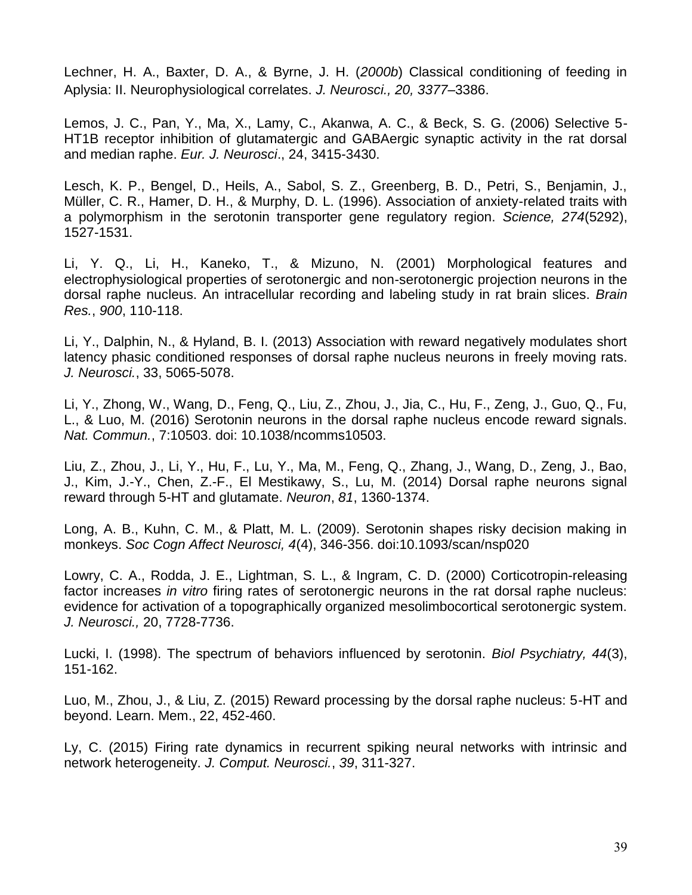Lechner, H. A., Baxter, D. A., & Byrne, J. H. (*2000b*) Classical conditioning of feeding in Aplysia: II. Neurophysiological correlates. *J. Neurosci., 20, 3377*–3386.

Lemos, J. C., Pan, Y., Ma, X., Lamy, C., Akanwa, A. C., & Beck, S. G. (2006) Selective 5-HT1B receptor inhibition of glutamatergic and GABAergic synaptic activity in the rat dorsal and median raphe. *Eur. J. Neurosci*., 24, 3415-3430.

Lesch, K. P., Bengel, D., Heils, A., Sabol, S. Z., Greenberg, B. D., Petri, S., Benjamin, J., Müller, C. R., Hamer, D. H., & Murphy, D. L. (1996). Association of anxiety-related traits with a polymorphism in the serotonin transporter gene regulatory region. *Science, 274*(5292), 1527-1531.

Li, Y. Q., Li, H., Kaneko, T., & Mizuno, N. (2001) Morphological features and electrophysiological properties of serotonergic and non-serotonergic projection neurons in the dorsal raphe nucleus. An intracellular recording and labeling study in rat brain slices. *Brain Res.*, *900*, 110-118.

Li, Y., Dalphin, N., & Hyland, B. I. (2013) Association with reward negatively modulates short latency phasic conditioned responses of dorsal raphe nucleus neurons in freely moving rats. *J. Neurosci.*, 33, 5065-5078.

Li, Y., Zhong, W., Wang, D., Feng, Q., Liu, Z., Zhou, J., Jia, C., Hu, F., Zeng, J., Guo, Q., Fu, L., & Luo, M. (2016) Serotonin neurons in the dorsal raphe nucleus encode reward signals. *Nat. Commun.*, 7:10503. doi: 10.1038/ncomms10503.

Liu, Z., Zhou, J., Li, Y., Hu, F., Lu, Y., Ma, M., Feng, Q., Zhang, J., Wang, D., Zeng, J., Bao, J., Kim, J.-Y., Chen, Z.-F., El Mestikawy, S., Lu, M. (2014) Dorsal raphe neurons signal reward through 5-HT and glutamate. *Neuron*, *81*, 1360-1374.

Long, A. B., Kuhn, C. M., & Platt, M. L. (2009). Serotonin shapes risky decision making in monkeys. *Soc Cogn Affect Neurosci, 4*(4), 346-356. doi:10.1093/scan/nsp020

Lowry, C. A., Rodda, J. E., Lightman, S. L., & Ingram, C. D. (2000) Corticotropin-releasing factor increases *in vitro* firing rates of serotonergic neurons in the rat dorsal raphe nucleus: evidence for activation of a topographically organized mesolimbocortical serotonergic system. *J. Neurosci.,* 20, 7728-7736.

Lucki, I. (1998). The spectrum of behaviors influenced by serotonin. *Biol Psychiatry, 44*(3), 151-162.

Luo, M., Zhou, J., & Liu, Z. (2015) Reward processing by the dorsal raphe nucleus: 5-HT and beyond. Learn. Mem., 22, 452-460.

Ly, C. (2015) Firing rate dynamics in recurrent spiking neural networks with intrinsic and network heterogeneity. *J. Comput. Neurosci.*, *39*, 311-327.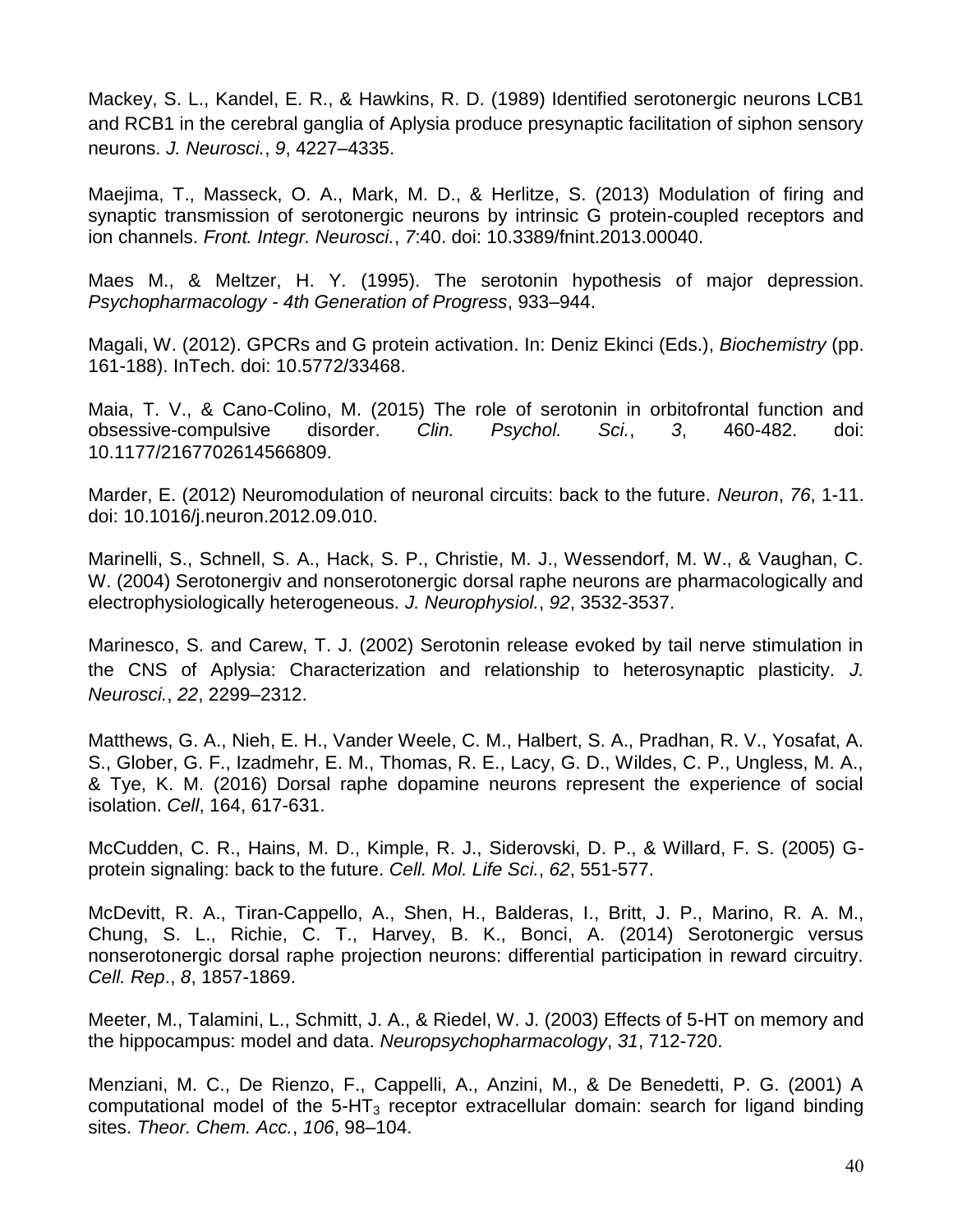Mackey, S. L., Kandel, E. R., & Hawkins, R. D. (1989) Identified serotonergic neurons LCB1 and RCB1 in the cerebral ganglia of Aplysia produce presynaptic facilitation of siphon sensory neurons. *J. Neurosci.*, *9*, 4227–4335.

Maejima, T., Masseck, O. A., Mark, M. D., & Herlitze, S. (2013) Modulation of firing and synaptic transmission of serotonergic neurons by intrinsic G protein-coupled receptors and ion channels. *Front. Integr. Neurosci.*, *7*:40. doi: 10.3389/fnint.2013.00040.

Maes M., & Meltzer, H. Y. (1995). The serotonin hypothesis of major depression. *Psychopharmacology - 4th Generation of Progress*, 933–944.

Magali, W. (2012). GPCRs and G protein activation. In: Deniz Ekinci (Eds.), *Biochemistry* (pp. 161-188). InTech. doi: 10.5772/33468.

Maia, T. V., & Cano-Colino, M. (2015) The role of serotonin in orbitofrontal function and obsessive-compulsive disorder. *Clin. Psychol. Sci.*, *3*, 460-482. doi: 10.1177/2167702614566809.

Marder, E. (2012) Neuromodulation of neuronal circuits: back to the future. *Neuron*, *76*, 1-11. doi: 10.1016/j.neuron.2012.09.010.

Marinelli, S., Schnell, S. A., Hack, S. P., Christie, M. J., Wessendorf, M. W., & Vaughan, C. W. (2004) Serotonergiv and nonserotonergic dorsal raphe neurons are pharmacologically and electrophysiologically heterogeneous. *J. Neurophysiol.*, *92*, 3532-3537.

Marinesco, S. and Carew, T. J. (2002) Serotonin release evoked by tail nerve stimulation in the CNS of Aplysia: Characterization and relationship to heterosynaptic plasticity. *J. Neurosci.*, *22*, 2299–2312.

Matthews, G. A., Nieh, E. H., Vander Weele, C. M., Halbert, S. A., Pradhan, R. V., Yosafat, A. S., Glober, G. F., Izadmehr, E. M., Thomas, R. E., Lacy, G. D., Wildes, C. P., Ungless, M. A., & Tye, K. M. (2016) Dorsal raphe dopamine neurons represent the experience of social isolation. *Cell*, 164, 617-631.

McCudden, C. R., Hains, M. D., Kimple, R. J., Siderovski, D. P., & Willard, F. S. (2005) G-protein signaling: back to the future. *Cell. Mol. Life Sci.*, *62*, 551-577.

McDevitt, R. A., Tiran-Cappello, A., Shen, H., Balderas, I., Britt, J. P., Marino, R. A. M., Chung, S. L., Richie, C. T., Harvey, B. K., Bonci, A. (2014) Serotonergic versus nonserotonergic dorsal raphe projection neurons: differential participation in reward circuitry. *Cell. Rep*., *8*, 1857-1869.

Meeter, M., Talamini, L., Schmitt, J. A., & Riedel, W. J. (2003) Effects of 5-HT on memory and the hippocampus: model and data. *Neuropsychopharmacology*, *31*, 712-720.

Menziani, M. C., De Rienzo, F., Cappelli, A., Anzini, M., & De Benedetti, P. G. (2001) A computational model of the 5-$HT_3$ receptor extracellular domain: search for ligand binding sites. *Theor. Chem. Acc.*, *106*, 98–104.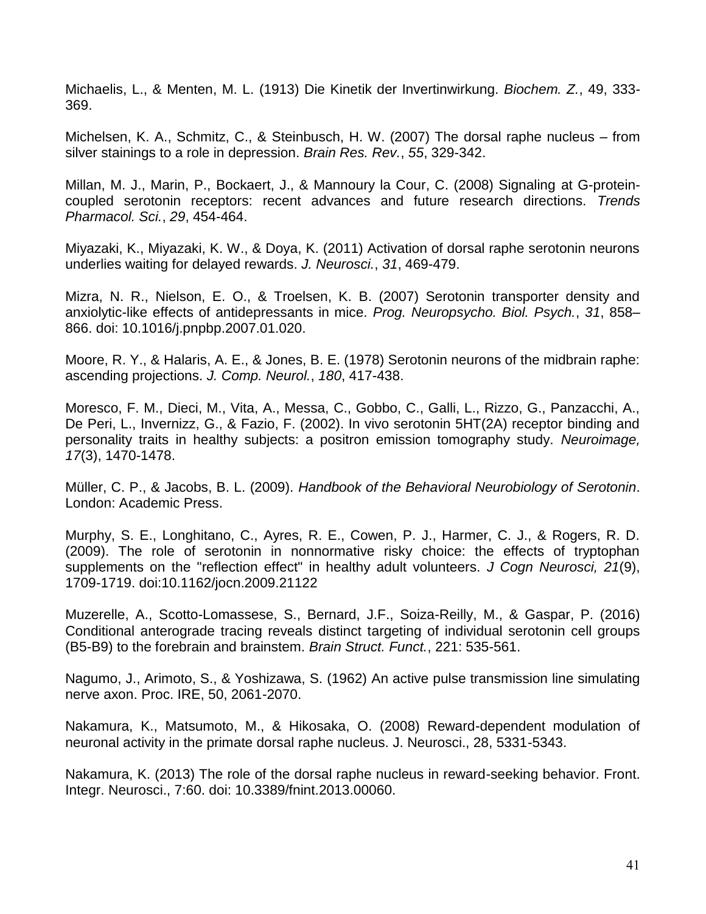Michaelis, L., & Menten, M. L. (1913) Die Kinetik der Invertinwirkung. *Biochem. Z.*, 49, 333-369.

Michelsen, K. A., Schmitz, C., & Steinbusch, H. W. (2007) The dorsal raphe nucleus – from silver stainings to a role in depression. *Brain Res. Rev.*, *55*, 329-342.

Millan, M. J., Marin, P., Bockaert, J., & Mannoury la Cour, C. (2008) Signaling at G-protein-coupled serotonin receptors: recent advances and future research directions. *Trends Pharmacol. Sci.*, *29*, 454-464.

Miyazaki, K., Miyazaki, K. W., & Doya, K. (2011) Activation of dorsal raphe serotonin neurons underlies waiting for delayed rewards. *J. Neurosci.*, *31*, 469-479.

Mizra, N. R., Nielson, E. O., & Troelsen, K. B. (2007) Serotonin transporter density and anxiolytic-like effects of antidepressants in mice. *Prog. Neuropsycho. Biol. Psych.*, *31*, 858–866. doi: 10.1016/j.pnpbp.2007.01.020.

Moore, R. Y., & Halaris, A. E., & Jones, B. E. (1978) Serotonin neurons of the midbrain raphe: ascending projections. *J. Comp. Neurol.*, *180*, 417-438.

Moresco, F. M., Dieci, M., Vita, A., Messa, C., Gobbo, C., Galli, L., Rizzo, G., Panzacchi, A., De Peri, L., Invernizz, G., & Fazio, F. (2002). In vivo serotonin 5HT(2A) receptor binding and personality traits in healthy subjects: a positron emission tomography study. *Neuroimage, 17*(3), 1470-1478.

Müller, C. P., & Jacobs, B. L. (2009). *Handbook of the Behavioral Neurobiology of Serotonin*. London: Academic Press.

Murphy, S. E., Longhitano, C., Ayres, R. E., Cowen, P. J., Harmer, C. J., & Rogers, R. D. (2009). The role of serotonin in nonnormative risky choice: the effects of tryptophan supplements on the "reflection effect" in healthy adult volunteers. *J Cogn Neurosci, 21*(9), 1709-1719. doi:10.1162/jocn.2009.21122

Muzerelle, A., Scotto-Lomassese, S., Bernard, J.F., Soiza-Reilly, M., & Gaspar, P. (2016) Conditional anterograde tracing reveals distinct targeting of individual serotonin cell groups (B5-B9) to the forebrain and brainstem. *Brain Struct. Funct.*, 221: 535-561.

Nagumo, J., Arimoto, S., & Yoshizawa, S. (1962) An active pulse transmission line simulating nerve axon. Proc. IRE, 50, 2061-2070.

Nakamura, K., Matsumoto, M., & Hikosaka, O. (2008) Reward-dependent modulation of neuronal activity in the primate dorsal raphe nucleus. J. Neurosci., 28, 5331-5343.

Nakamura, K. (2013) The role of the dorsal raphe nucleus in reward-seeking behavior. Front. Integr. Neurosci., 7:60. doi: 10.3389/fnint.2013.00060.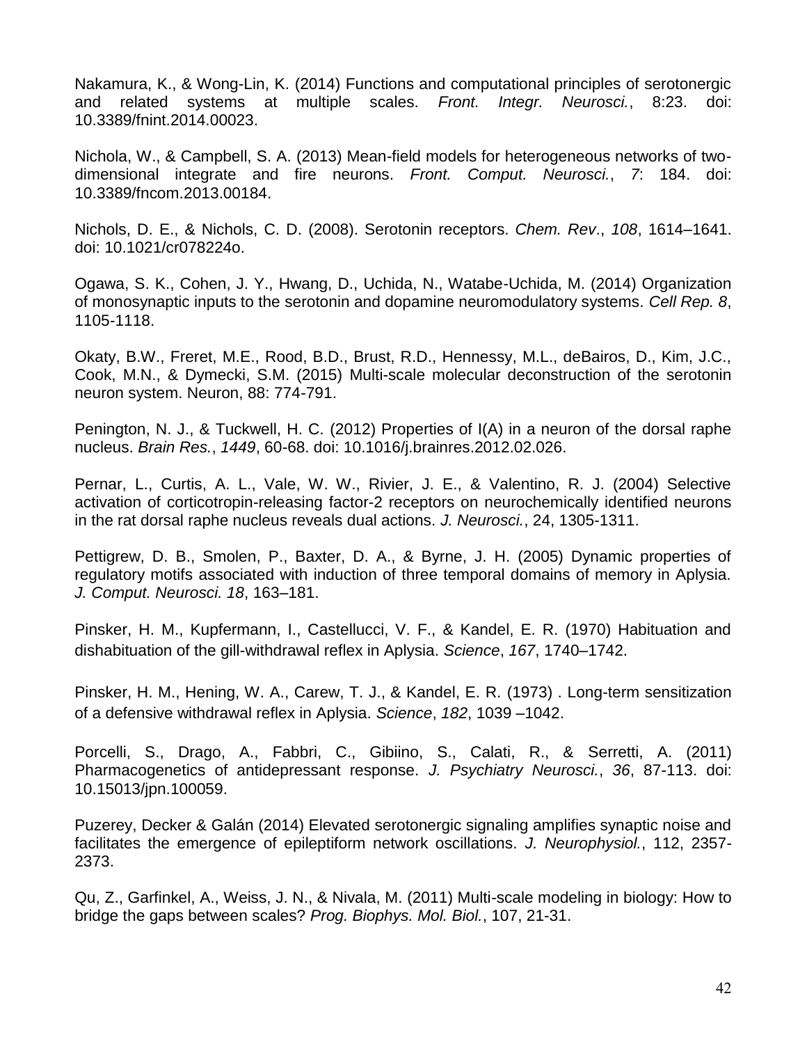Nakamura, K., & Wong-Lin, K. (2014) Functions and computational principles of serotonergic and related systems at multiple scales. *Front. Integr. Neurosci.*, 8:23. doi: 10.3389/fnint.2014.00023.

Nichola, W., & Campbell, S. A. (2013) Mean-field models for heterogeneous networks of two-dimensional integrate and fire neurons. *Front. Comput. Neurosci.*, *7*: 184. doi: 10.3389/fncom.2013.00184.

Nichols, D. E., & Nichols, C. D. (2008). Serotonin receptors. *Chem. Rev*., *108*, 1614–1641. doi: 10.1021/cr078224o.

Ogawa, S. K., Cohen, J. Y., Hwang, D., Uchida, N., Watabe-Uchida, M. (2014) Organization of monosynaptic inputs to the serotonin and dopamine neuromodulatory systems. *Cell Rep. 8*, 1105-1118.

Okaty, B.W., Freret, M.E., Rood, B.D., Brust, R.D., Hennessy, M.L., deBairos, D., Kim, J.C., Cook, M.N., & Dymecki, S.M. (2015) Multi-scale molecular deconstruction of the serotonin neuron system. Neuron, 88: 774-791.

Penington, N. J., & Tuckwell, H. C. (2012) Properties of I(A) in a neuron of the dorsal raphe nucleus. *Brain Res.*, *1449*, 60-68. doi: 10.1016/j.brainres.2012.02.026.

Pernar, L., Curtis, A. L., Vale, W. W., Rivier, J. E., & Valentino, R. J. (2004) Selective activation of corticotropin-releasing factor-2 receptors on neurochemically identified neurons in the rat dorsal raphe nucleus reveals dual actions. *J. Neurosci.*, 24, 1305-1311.

Pettigrew, D. B., Smolen, P., Baxter, D. A., & Byrne, J. H. (2005) Dynamic properties of regulatory motifs associated with induction of three temporal domains of memory in Aplysia. *J. Comput. Neurosci. 18*, 163–181.

Pinsker, H. M., Kupfermann, I., Castellucci, V. F., & Kandel, E. R. (1970) Habituation and dishabituation of the gill-withdrawal reflex in Aplysia. *Science*, *167*, 1740–1742.

Pinsker, H. M., Hening, W. A., Carew, T. J., & Kandel, E. R. (1973) . Long-term sensitization of a defensive withdrawal reflex in Aplysia. *Science*, *182*, 1039 –1042.

Porcelli, S., Drago, A., Fabbri, C., Gibiino, S., Calati, R., & Serretti, A. (2011) Pharmacogenetics of antidepressant response. *J. Psychiatry Neurosci.*, *36*, 87-113. doi: 10.15013/jpn.100059.

Puzerey, Decker & Galán (2014) Elevated serotonergic signaling amplifies synaptic noise and facilitates the emergence of epileptiform network oscillations. *J. Neurophysiol.*, 112, 2357-2373.

Qu, Z., Garfinkel, A., Weiss, J. N., & Nivala, M. (2011) Multi-scale modeling in biology: How to bridge the gaps between scales? *Prog. Biophys. Mol. Biol.*, 107, 21-31.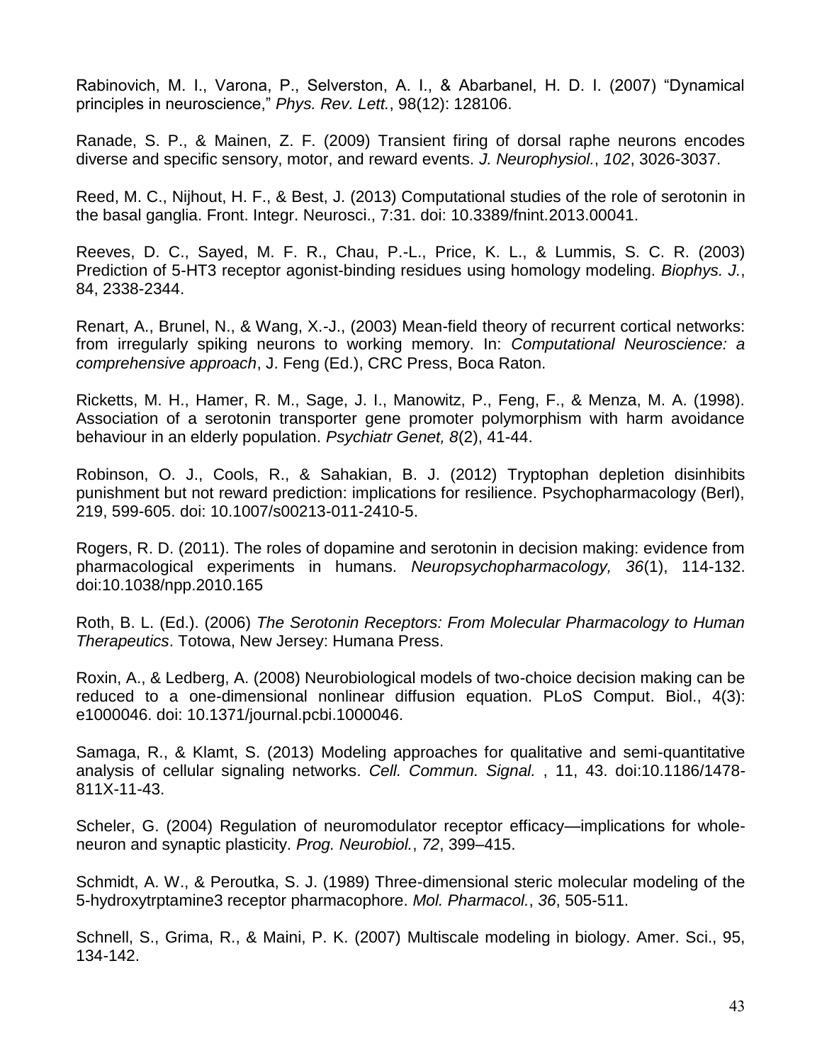Rabinovich, M. I., Varona, P., Selverston, A. I., & Abarbanel, H. D. I. (2007) "Dynamical principles in neuroscience," *Phys. Rev. Lett.*, 98(12): 128106.

Ranade, S. P., & Mainen, Z. F. (2009) Transient firing of dorsal raphe neurons encodes diverse and specific sensory, motor, and reward events. *J. Neurophysiol.*, *102*, 3026-3037.

Reed, M. C., Nijhout, H. F., & Best, J. (2013) Computational studies of the role of serotonin in the basal ganglia. Front. Integr. Neurosci., 7:31. doi: 10.3389/fnint.2013.00041.

Reeves, D. C., Sayed, M. F. R., Chau, P.-L., Price, K. L., & Lummis, S. C. R. (2003) Prediction of 5-HT3 receptor agonist-binding residues using homology modeling. *Biophys. J.*, 84, 2338-2344.

Renart, A., Brunel, N., & Wang, X.-J., (2003) Mean-field theory of recurrent cortical networks: from irregularly spiking neurons to working memory. In: *Computational Neuroscience: a comprehensive approach*, J. Feng (Ed.), CRC Press, Boca Raton.

Ricketts, M. H., Hamer, R. M., Sage, J. I., Manowitz, P., Feng, F., & Menza, M. A. (1998). Association of a serotonin transporter gene promoter polymorphism with harm avoidance behaviour in an elderly population. *Psychiatr Genet, 8*(2), 41-44.

Robinson, O. J., Cools, R., & Sahakian, B. J. (2012) Tryptophan depletion disinhibits punishment but not reward prediction: implications for resilience. Psychopharmacology (Berl), 219, 599-605. doi: 10.1007/s00213-011-2410-5.

Rogers, R. D. (2011). The roles of dopamine and serotonin in decision making: evidence from pharmacological experiments in humans. *Neuropsychopharmacology, 36*(1), 114-132. doi:10.1038/npp.2010.165

Roth, B. L. (Ed.). (2006) *The Serotonin Receptors: From Molecular Pharmacology to Human Therapeutics*. Totowa, New Jersey: Humana Press.

Roxin, A., & Ledberg, A. (2008) Neurobiological models of two-choice decision making can be reduced to a one-dimensional nonlinear diffusion equation. PLoS Comput. Biol., 4(3): e1000046. doi: 10.1371/journal.pcbi.1000046.

Samaga, R., & Klamt, S. (2013) Modeling approaches for qualitative and semi-quantitative analysis of cellular signaling networks. *Cell. Commun. Signal.* , 11, 43. doi:10.1186/1478-811X-11-43.

Scheler, G. (2004) Regulation of neuromodulator receptor efficacy—implications for whole-neuron and synaptic plasticity. *Prog. Neurobiol.*, *72*, 399–415.

Schmidt, A. W., & Peroutka, S. J. (1989) Three-dimensional steric molecular modeling of the 5-hydroxytrptamine3 receptor pharmacophore. *Mol. Pharmacol.*, *36*, 505-511.

Schnell, S., Grima, R., & Maini, P. K. (2007) Multiscale modeling in biology. Amer. Sci., 95, 134-142.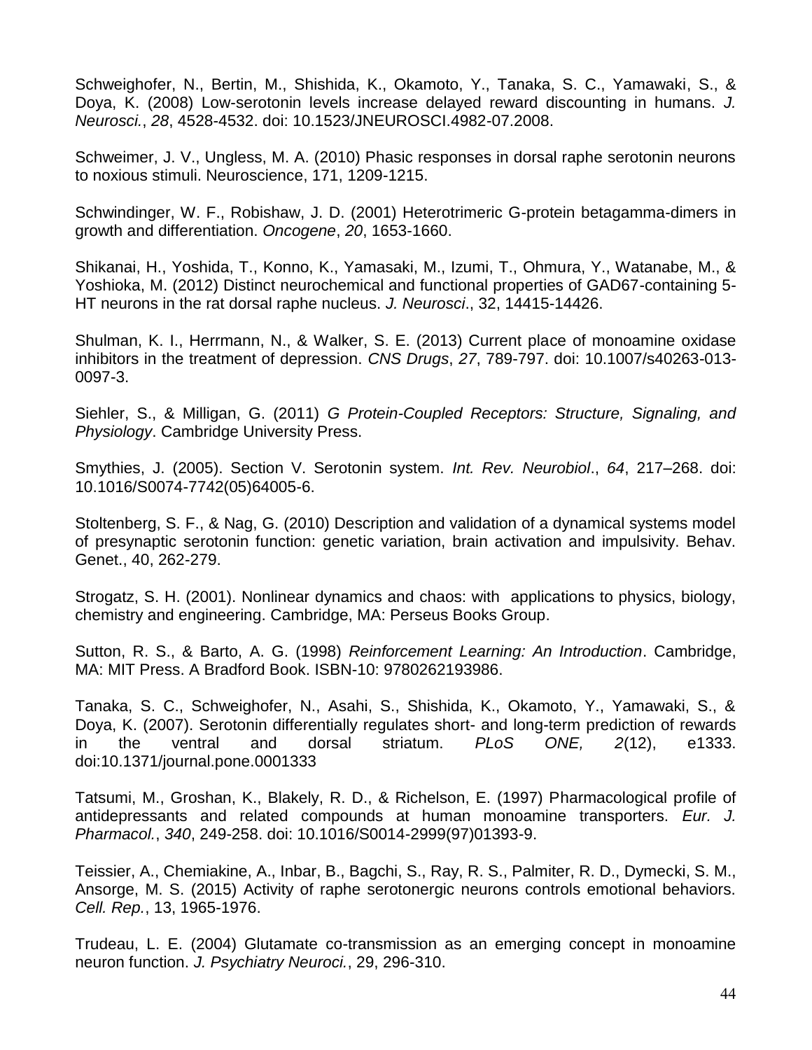Schweighofer, N., Bertin, M., Shishida, K., Okamoto, Y., Tanaka, S. C., Yamawaki, S., & Doya, K. (2008) Low-serotonin levels increase delayed reward discounting in humans. *J. Neurosci.*, *28*, 4528-4532. doi: 10.1523/JNEUROSCI.4982-07.2008.

Schweimer, J. V., Ungless, M. A. (2010) Phasic responses in dorsal raphe serotonin neurons to noxious stimuli. Neuroscience, 171, 1209-1215.

Schwindinger, W. F., Robishaw, J. D. (2001) Heterotrimeric G-protein betagamma-dimers in growth and differentiation. *Oncogene*, *20*, 1653-1660.

Shikanai, H., Yoshida, T., Konno, K., Yamasaki, M., Izumi, T., Ohmura, Y., Watanabe, M., & Yoshioka, M. (2012) Distinct neurochemical and functional properties of GAD67-containing 5-HT neurons in the rat dorsal raphe nucleus. *J. Neurosci*., 32, 14415-14426.

Shulman, K. I., Herrmann, N., & Walker, S. E. (2013) Current place of monoamine oxidase inhibitors in the treatment of depression. *CNS Drugs*, *27*, 789-797. doi: 10.1007/s40263-013-0097-3.

Siehler, S., & Milligan, G. (2011) *G Protein-Coupled Receptors: Structure, Signaling, and Physiology*. Cambridge University Press.

Smythies, J. (2005). Section V. Serotonin system. *Int. Rev. Neurobiol*., *64*, 217–268. doi: 10.1016/S0074-7742(05)64005-6.

Stoltenberg, S. F., & Nag, G. (2010) Description and validation of a dynamical systems model of presynaptic serotonin function: genetic variation, brain activation and impulsivity. Behav. Genet., 40, 262-279.

Strogatz, S. H. (2001). Nonlinear dynamics and chaos: with applications to physics, biology, chemistry and engineering. Cambridge, MA: Perseus Books Group.

Sutton, R. S., & Barto, A. G. (1998) *Reinforcement Learning: An Introduction*. Cambridge, MA: MIT Press. A Bradford Book. ISBN-10: 9780262193986.

Tanaka, S. C., Schweighofer, N., Asahi, S., Shishida, K., Okamoto, Y., Yamawaki, S., & Doya, K. (2007). Serotonin differentially regulates short- and long-term prediction of rewards in the ventral and dorsal striatum. *PLoS ONE, 2*(12), e1333. doi:10.1371/journal.pone.0001333

Tatsumi, M., Groshan, K., Blakely, R. D., & Richelson, E. (1997) Pharmacological profile of antidepressants and related compounds at human monoamine transporters. *Eur. J. Pharmacol.*, *340*, 249-258. doi: 10.1016/S0014-2999(97)01393-9.

Teissier, A., Chemiakine, A., Inbar, B., Bagchi, S., Ray, R. S., Palmiter, R. D., Dymecki, S. M., Ansorge, M. S. (2015) Activity of raphe serotonergic neurons controls emotional behaviors. *Cell. Rep.*, 13, 1965-1976.

Trudeau, L. E. (2004) Glutamate co-transmission as an emerging concept in monoamine neuron function. *J. Psychiatry Neuroci.*, 29, 296-310.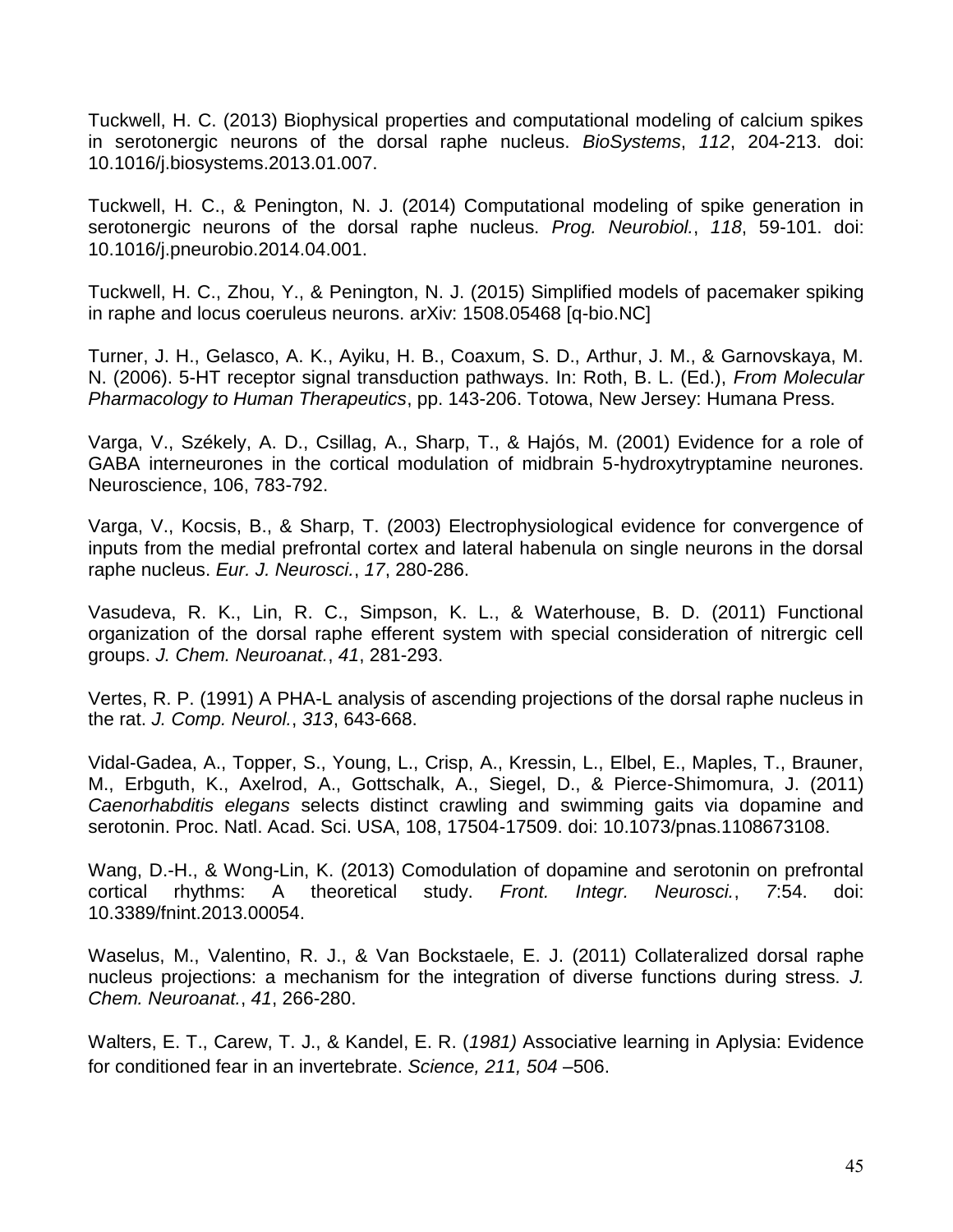Tuckwell, H. C. (2013) Biophysical properties and computational modeling of calcium spikes in serotonergic neurons of the dorsal raphe nucleus. *BioSystems*, *112*, 204-213. doi: 10.1016/j.biosystems.2013.01.007.

Tuckwell, H. C., & Penington, N. J. (2014) Computational modeling of spike generation in serotonergic neurons of the dorsal raphe nucleus. *Prog. Neurobiol.*, *118*, 59-101. doi: 10.1016/j.pneurobio.2014.04.001.

Tuckwell, H. C., Zhou, Y., & Penington, N. J. (2015) Simplified models of pacemaker spiking in raphe and locus coeruleus neurons. arXiv: 1508.05468 [q-bio.NC]

Turner, J. H., Gelasco, A. K., Ayiku, H. B., Coaxum, S. D., Arthur, J. M., & Garnovskaya, M. N. (2006). 5-HT receptor signal transduction pathways. In: Roth, B. L. (Ed.), *From Molecular Pharmacology to Human Therapeutics*, pp. 143-206. Totowa, New Jersey: Humana Press.

Varga, V., Székely, A. D., Csillag, A., Sharp, T., & Hajós, M. (2001) Evidence for a role of GABA interneurones in the cortical modulation of midbrain 5-hydroxytryptamine neurones. Neuroscience, 106, 783-792.

Varga, V., Kocsis, B., & Sharp, T. (2003) Electrophysiological evidence for convergence of inputs from the medial prefrontal cortex and lateral habenula on single neurons in the dorsal raphe nucleus. *Eur. J. Neurosci.*, *17*, 280-286.

Vasudeva, R. K., Lin, R. C., Simpson, K. L., & Waterhouse, B. D. (2011) Functional organization of the dorsal raphe efferent system with special consideration of nitrergic cell groups. *J. Chem. Neuroanat.*, *41*, 281-293.

Vertes, R. P. (1991) A PHA-L analysis of ascending projections of the dorsal raphe nucleus in the rat. *J. Comp. Neurol.*, *313*, 643-668.

Vidal-Gadea, A., Topper, S., Young, L., Crisp, A., Kressin, L., Elbel, E., Maples, T., Brauner, M., Erbguth, K., Axelrod, A., Gottschalk, A., Siegel, D., & Pierce-Shimomura, J. (2011) *Caenorhabditis elegans* selects distinct crawling and swimming gaits via dopamine and serotonin. Proc. Natl. Acad. Sci. USA, 108, 17504-17509. doi: 10.1073/pnas.1108673108.

Wang, D.-H., & Wong-Lin, K. (2013) Comodulation of dopamine and serotonin on prefrontal cortical rhythms: A theoretical study. *Front. Integr. Neurosci.*, *7*:54. doi: 10.3389/fnint.2013.00054.

Waselus, M., Valentino, R. J., & Van Bockstaele, E. J. (2011) Collateralized dorsal raphe nucleus projections: a mechanism for the integration of diverse functions during stress. *J. Chem. Neuroanat.*, *41*, 266-280.

Walters, E. T., Carew, T. J., & Kandel, E. R. (*1981)* Associative learning in Aplysia: Evidence for conditioned fear in an invertebrate. *Science, 211, 504* –506.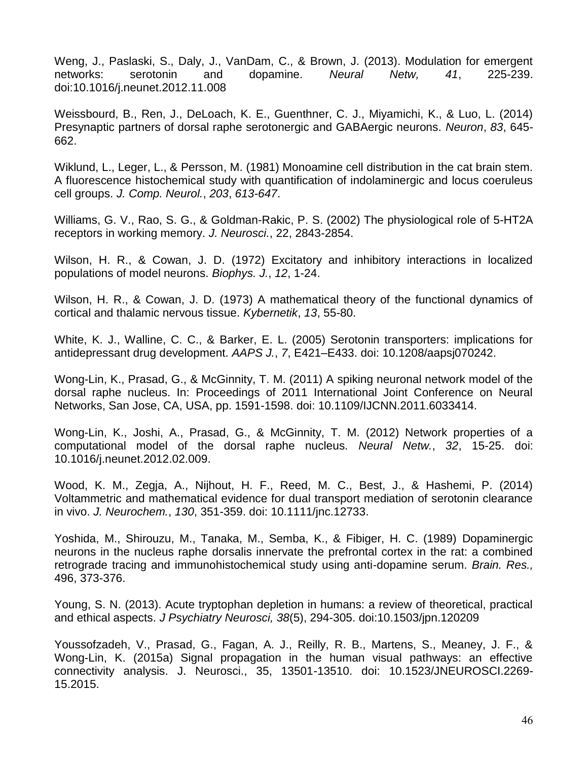Weng, J., Paslaski, S., Daly, J., VanDam, C., & Brown, J. (2013). Modulation for emergent networks: serotonin and dopamine. *Neural Netw, 41*, 225-239. doi:10.1016/j.neunet.2012.11.008

Weissbourd, B., Ren, J., DeLoach, K. E., Guenthner, C. J., Miyamichi, K., & Luo, L. (2014) Presynaptic partners of dorsal raphe serotonergic and GABAergic neurons. *Neuron*, *83*, 645-662.

Wiklund, L., Leger, L., & Persson, M. (1981) Monoamine cell distribution in the cat brain stem. A fluorescence histochemical study with quantification of indolaminergic and locus coeruleus cell groups. *J. Comp. Neurol.*, *203*, *613-647*.

Williams, G. V., Rao, S. G., & Goldman-Rakic, P. S. (2002) The physiological role of 5-HT2A receptors in working memory. *J. Neurosci.*, 22, 2843-2854.

Wilson, H. R., & Cowan, J. D. (1972) Excitatory and inhibitory interactions in localized populations of model neurons. *Biophys. J.*, *12*, 1-24.

Wilson, H. R., & Cowan, J. D. (1973) A mathematical theory of the functional dynamics of cortical and thalamic nervous tissue. *Kybernetik*, *13*, 55-80.

White, K. J., Walline, C. C., & Barker, E. L. (2005) Serotonin transporters: implications for antidepressant drug development. *AAPS J.*, *7*, E421–E433. doi: 10.1208/aapsj070242.

Wong-Lin, K., Prasad, G., & McGinnity, T. M. (2011) A spiking neuronal network model of the dorsal raphe nucleus. In: Proceedings of 2011 International Joint Conference on Neural Networks, San Jose, CA, USA, pp. 1591-1598. doi: 10.1109/IJCNN.2011.6033414.

Wong-Lin, K., Joshi, A., Prasad, G., & McGinnity, T. M. (2012) Network properties of a computational model of the dorsal raphe nucleus. *Neural Netw.*, *32*, 15-25. doi: 10.1016/j.neunet.2012.02.009.

Wood, K. M., Zegja, A., Nijhout, H. F., Reed, M. C., Best, J., & Hashemi, P. (2014) Voltammetric and mathematical evidence for dual transport mediation of serotonin clearance in vivo. *J. Neurochem.*, *130*, 351-359. doi: 10.1111/jnc.12733.

Yoshida, M., Shirouzu, M., Tanaka, M., Semba, K., & Fibiger, H. C. (1989) Dopaminergic neurons in the nucleus raphe dorsalis innervate the prefrontal cortex in the rat: a combined retrograde tracing and immunohistochemical study using anti-dopamine serum. *Brain. Res.,* 496, 373-376.

Young, S. N. (2013). Acute tryptophan depletion in humans: a review of theoretical, practical and ethical aspects. *J Psychiatry Neurosci, 38*(5), 294-305. doi:10.1503/jpn.120209

Youssofzadeh, V., Prasad, G., Fagan, A. J., Reilly, R. B., Martens, S., Meaney, J. F., & Wong-Lin, K. (2015a) Signal propagation in the human visual pathways: an effective connectivity analysis. J. Neurosci., 35, 13501-13510. doi: 10.1523/JNEUROSCI.2269-15.2015.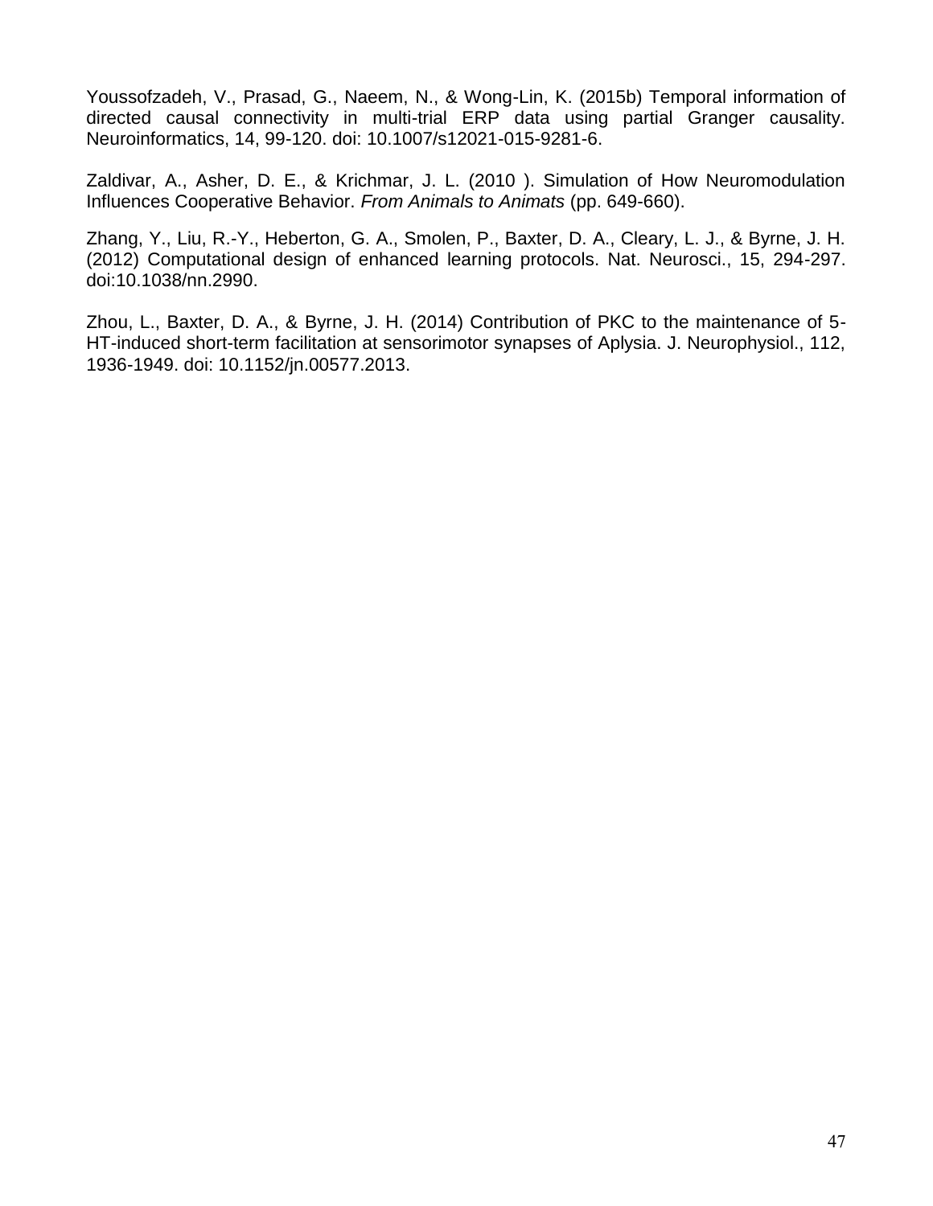Youssofzadeh, V., Prasad, G., Naeem, N., & Wong-Lin, K. (2015b) Temporal information of directed causal connectivity in multi-trial ERP data using partial Granger causality. Neuroinformatics, 14, 99-120. doi: 10.1007/s12021-015-9281-6.

Zaldivar, A., Asher, D. E., & Krichmar, J. L. (2010 ). Simulation of How Neuromodulation Influences Cooperative Behavior. *From Animals to Animats* (pp. 649-660).

Zhang, Y., Liu, R.-Y., Heberton, G. A., Smolen, P., Baxter, D. A., Cleary, L. J., & Byrne, J. H. (2012) Computational design of enhanced learning protocols. Nat. Neurosci., 15, 294-297. doi:10.1038/nn.2990.

Zhou, L., Baxter, D. A., & Byrne, J. H. (2014) Contribution of PKC to the maintenance of 5-HT-induced short-term facilitation at sensorimotor synapses of Aplysia. J. Neurophysiol., 112, 1936-1949. doi: 10.1152/jn.00577.2013.